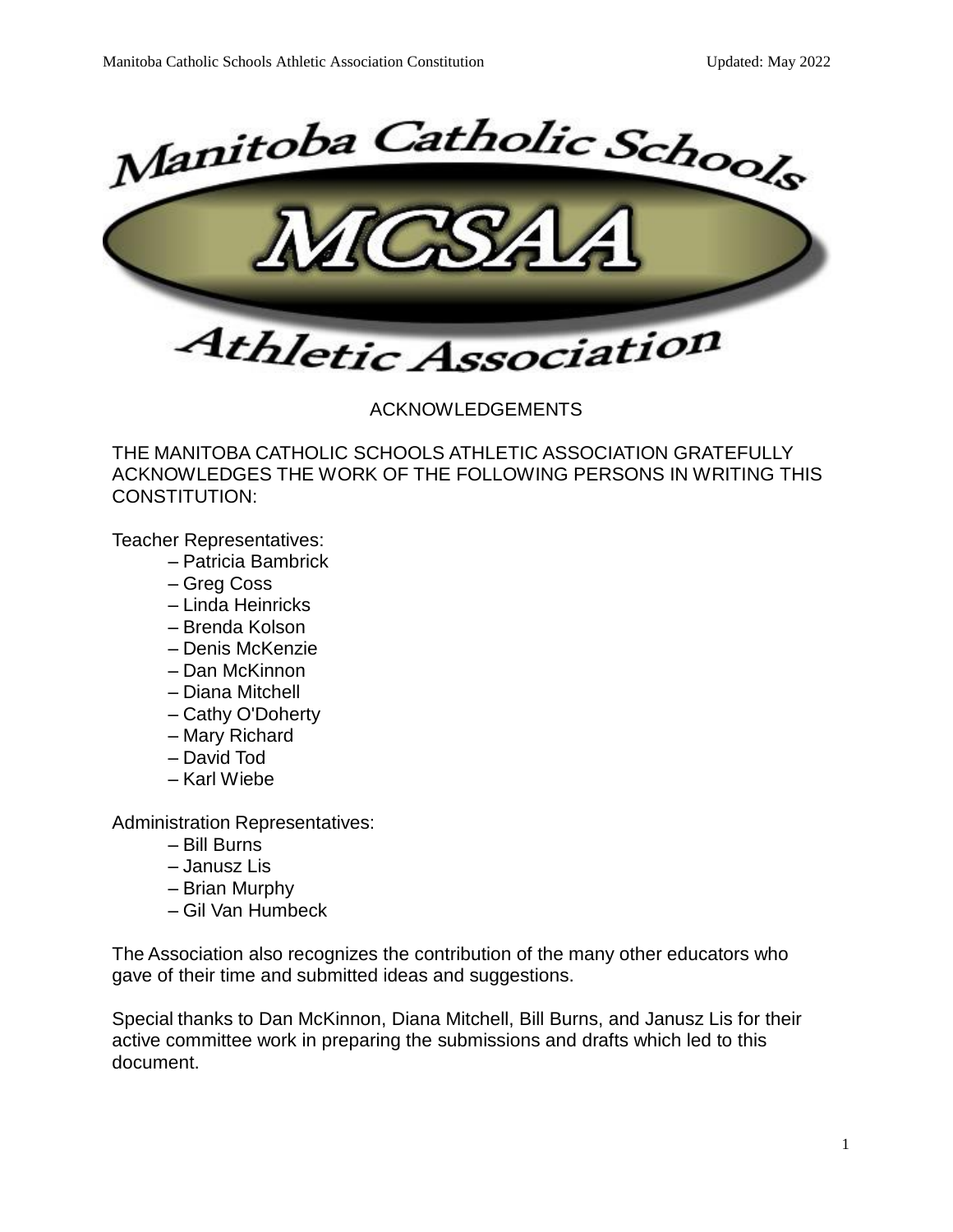# ACKNOWLEDGEMENTS

THE MANITOBA CATHOLIC SCHOOLS ATHLETIC ASSOCIATION GRATEFULLY ACKNOWLEDGES THE WORK OF THE FOLLOWING PERSONS IN WRITING THIS CONSTITUTION:

Teacher Representatives:

- – Patricia Bambrick
- – Greg Coss
- – Linda Heinricks
- – Brenda Kolson
- – Denis McKenzie
- – Dan McKinnon
- – Diana Mitchell
- – Cathy O'Doherty
- – Mary Richard
- – David Tod
- – Karl Wiebe

Administration Representatives:

- – Bill Burns
- – Janusz Lis
- – Brian Murphy
- – Gil Van Humbeck

The Association also recognizes the contribution of the many other educators who gave of their time and submitted ideas and suggestions.

Special thanks to Dan McKinnon, Diana Mitchell, Bill Burns, and Janusz Lis for their active committee work in preparing the submissions and drafts which led to this document.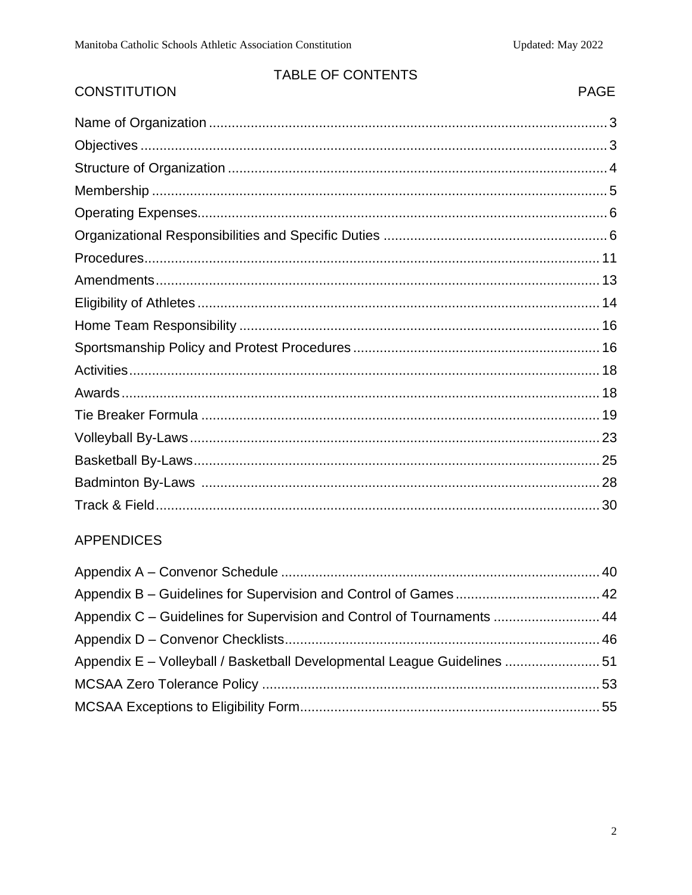# TABLE OF CONTENTS

| CONSTITUTION | PAGE |
| --- | --- |
| Name of Organization | 3 |
| Objectives | 3 |
| Structure of Organization | 4 |
| Membership | 5 |
| Operating Expenses | 6 |
| Organizational Responsibilities and Specific Duties | 6 |
| Procedures | 11 |
| Amendments | 13 |
| Eligibility of Athletes | 14 |
| Home Team Responsibility | 16 |
| Sportsmanship Policy and Protest Procedures | 16 |
| Activities | 18 |
| Awards | 18 |
| Tie Breaker Formula | 19 |
| Volleyball By-Laws | 23 |
| Basketball By-Laws | 25 |
| Badminton By-Laws | 28 |
| Track & Field | 30 |

| APPENDICES | |
| --- | --- |
| Appendix A – Convenor Schedule | 40 |
| Appendix B – Guidelines for Supervision and Control of Games | 42 |
| Appendix C – Guidelines for Supervision and Control of Tournaments | 44 |
| Appendix D – Convenor Checklists | 46 |
| Appendix E – Volleyball / Basketball Developmental League Guidelines | 51 |
| MCSAA Zero Tolerance Policy | 53 |
| MCSAA Exceptions to Eligibility Form | 55 |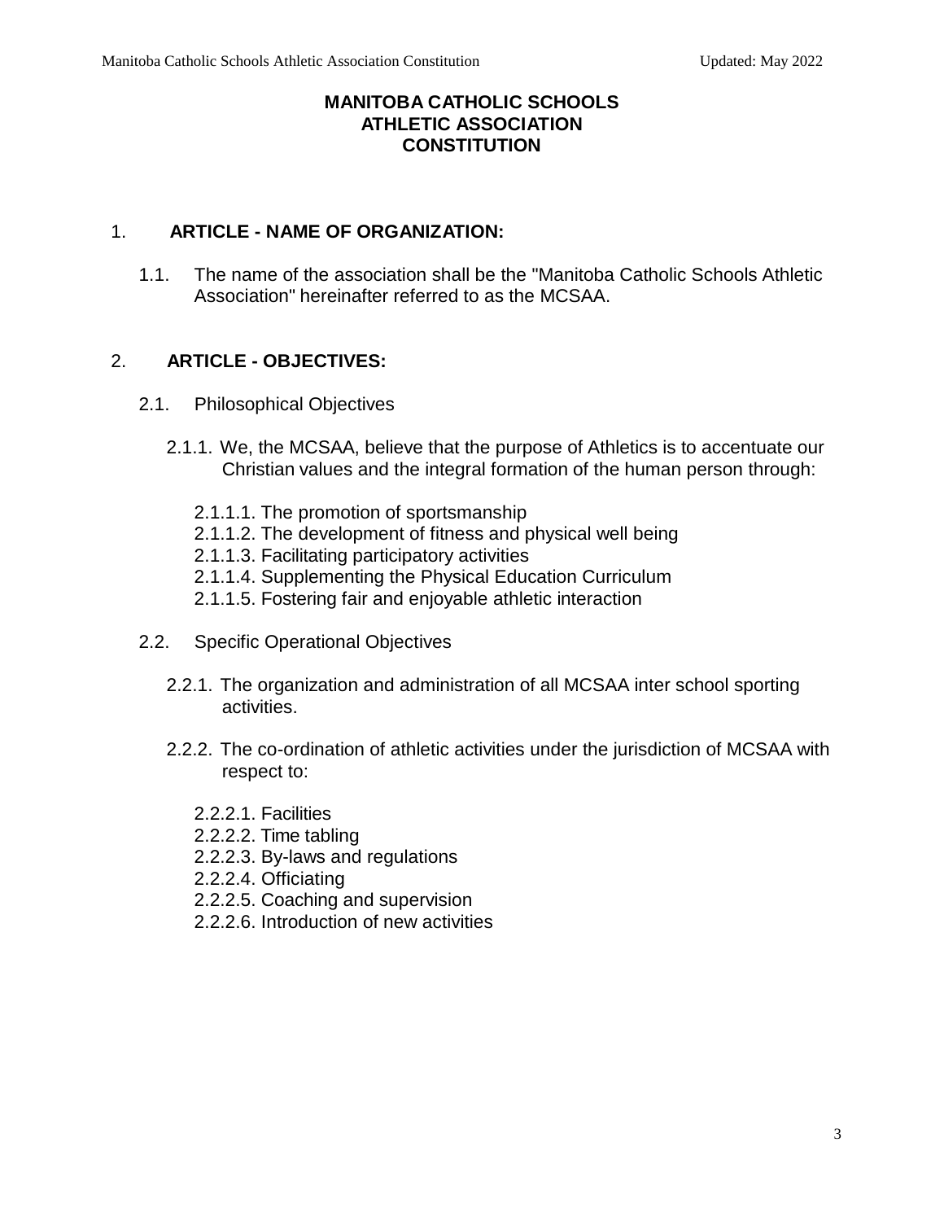# MANITOBA CATHOLIC SCHOOLS ATHLETIC ASSOCIATION CONSTITUTION

## 1. ARTICLE - NAME OF ORGANIZATION:

1.1. The name of the association shall be the "Manitoba Catholic Schools Athletic Association" hereinafter referred to as the MCSAA.

## 2. ARTICLE - OBJECTIVES:

2.1. Philosophical Objectives

2.1.1. We, the MCSAA, believe that the purpose of Athletics is to accentuate our Christian values and the integral formation of the human person through:

- 2.1.1.1. The promotion of sportsmanship
- 2.1.1.2. The development of fitness and physical well being
- 2.1.1.3. Facilitating participatory activities
- 2.1.1.4. Supplementing the Physical Education Curriculum
- 2.1.1.5. Fostering fair and enjoyable athletic interaction

2.2. Specific Operational Objectives

2.2.1. The organization and administration of all MCSAA inter school sporting activities.

2.2.2. The co-ordination of athletic activities under the jurisdiction of MCSAA with respect to:

- 2.2.2.1. Facilities
- 2.2.2.2. Time tabling
- 2.2.2.3. By-laws and regulations
- 2.2.2.4. Officiating
- 2.2.2.5. Coaching and supervision
- 2.2.2.6. Introduction of new activities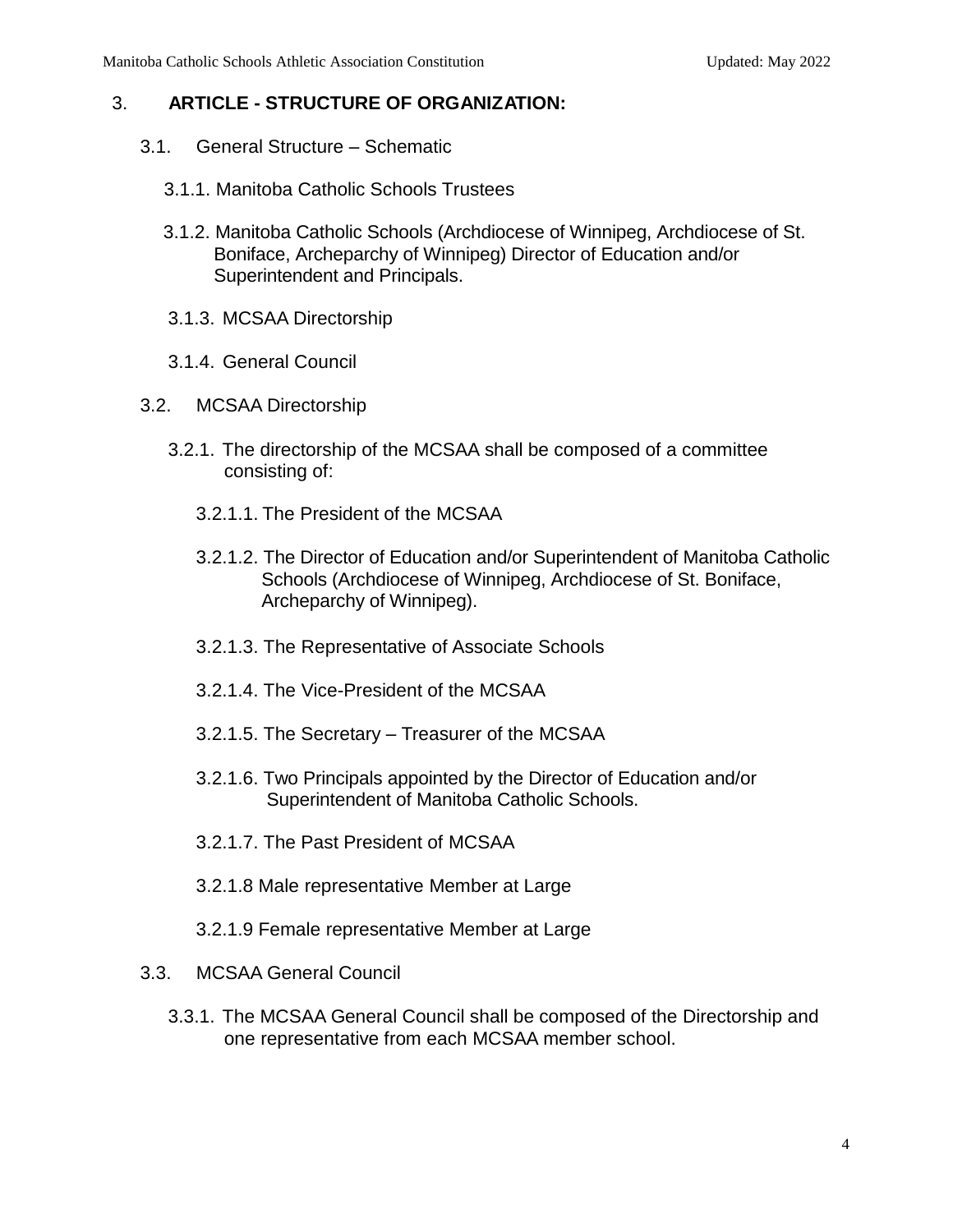## 3. ARTICLE - STRUCTURE OF ORGANIZATION:

3.1. General Structure – Schematic

3.1.1. Manitoba Catholic Schools Trustees

3.1.2. Manitoba Catholic Schools (Archdiocese of Winnipeg, Archdiocese of St. Boniface, Archeparchy of Winnipeg) Director of Education and/or Superintendent and Principals.

3.1.3. MCSAA Directorship

3.1.4. General Council

3.2. MCSAA Directorship

3.2.1. The directorship of the MCSAA shall be composed of a committee consisting of:

3.2.1.1. The President of the MCSAA

3.2.1.2. The Director of Education and/or Superintendent of Manitoba Catholic Schools (Archdiocese of Winnipeg, Archdiocese of St. Boniface, Archeparchy of Winnipeg).

3.2.1.3. The Representative of Associate Schools

3.2.1.4. The Vice-President of the MCSAA

3.2.1.5. The Secretary – Treasurer of the MCSAA

3.2.1.6. Two Principals appointed by the Director of Education and/or Superintendent of Manitoba Catholic Schools.

3.2.1.7. The Past President of MCSAA

3.2.1.8 Male representative Member at Large

3.2.1.9 Female representative Member at Large

3.3. MCSAA General Council

3.3.1. The MCSAA General Council shall be composed of the Directorship and one representative from each MCSAA member school.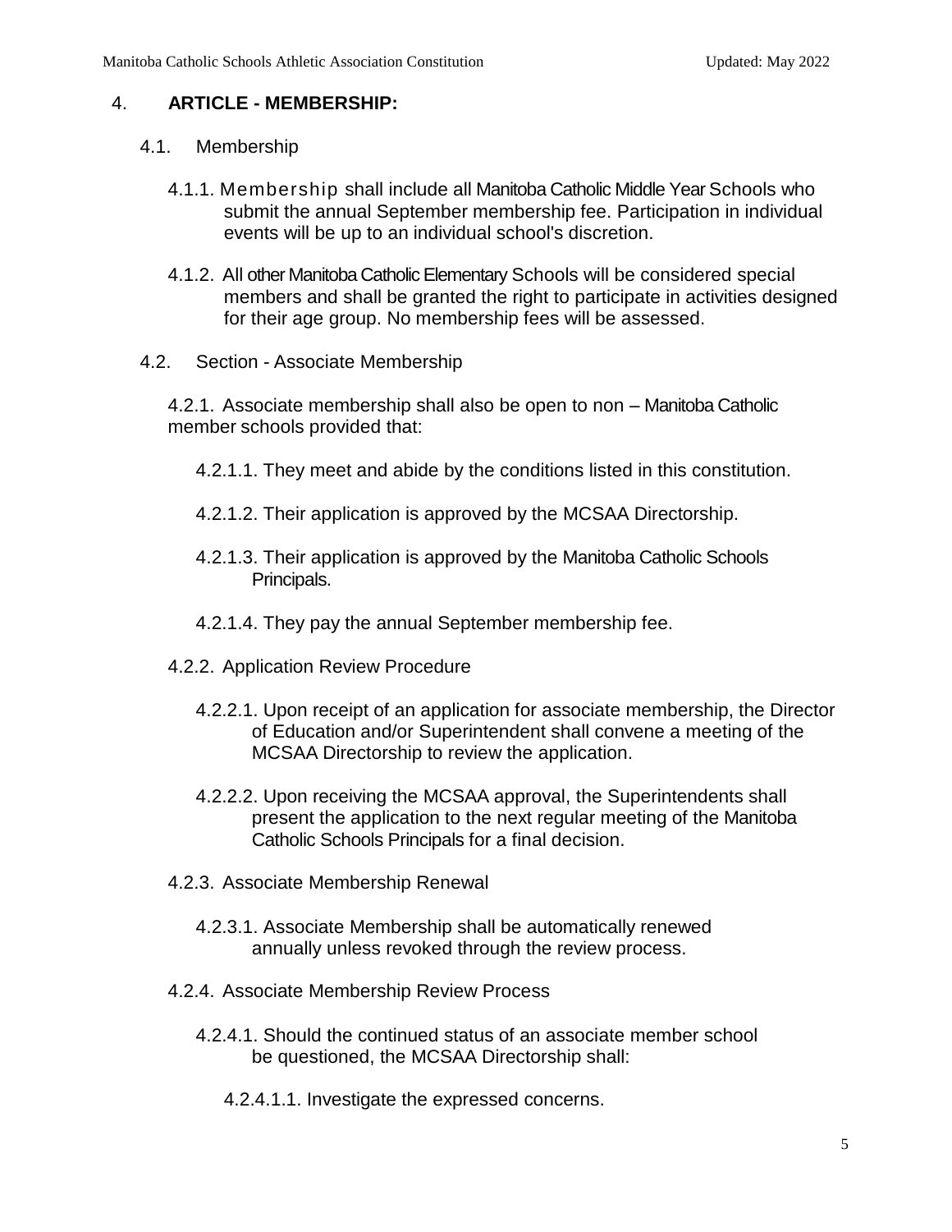## 4. ARTICLE - MEMBERSHIP:

4.1. Membership

4.1.1. Membership shall include all Manitoba Catholic Middle Year Schools who submit the annual September membership fee. Participation in individual events will be up to an individual school's discretion.

4.1.2. All other Manitoba Catholic Elementary Schools will be considered special members and shall be granted the right to participate in activities designed for their age group. No membership fees will be assessed.

4.2. Section - Associate Membership

4.2.1. Associate membership shall also be open to non – Manitoba Catholic member schools provided that:

4.2.1.1. They meet and abide by the conditions listed in this constitution.

4.2.1.2. Their application is approved by the MCSAA Directorship.

4.2.1.3. Their application is approved by the Manitoba Catholic Schools Principals.

4.2.1.4. They pay the annual September membership fee.

4.2.2. Application Review Procedure

4.2.2.1. Upon receipt of an application for associate membership, the Director of Education and/or Superintendent shall convene a meeting of the MCSAA Directorship to review the application.

4.2.2.2. Upon receiving the MCSAA approval, the Superintendents shall present the application to the next regular meeting of the Manitoba Catholic Schools Principals for a final decision.

4.2.3. Associate Membership Renewal

4.2.3.1. Associate Membership shall be automatically renewed annually unless revoked through the review process.

4.2.4. Associate Membership Review Process

4.2.4.1. Should the continued status of an associate member school be questioned, the MCSAA Directorship shall:

4.2.4.1.1. Investigate the expressed concerns.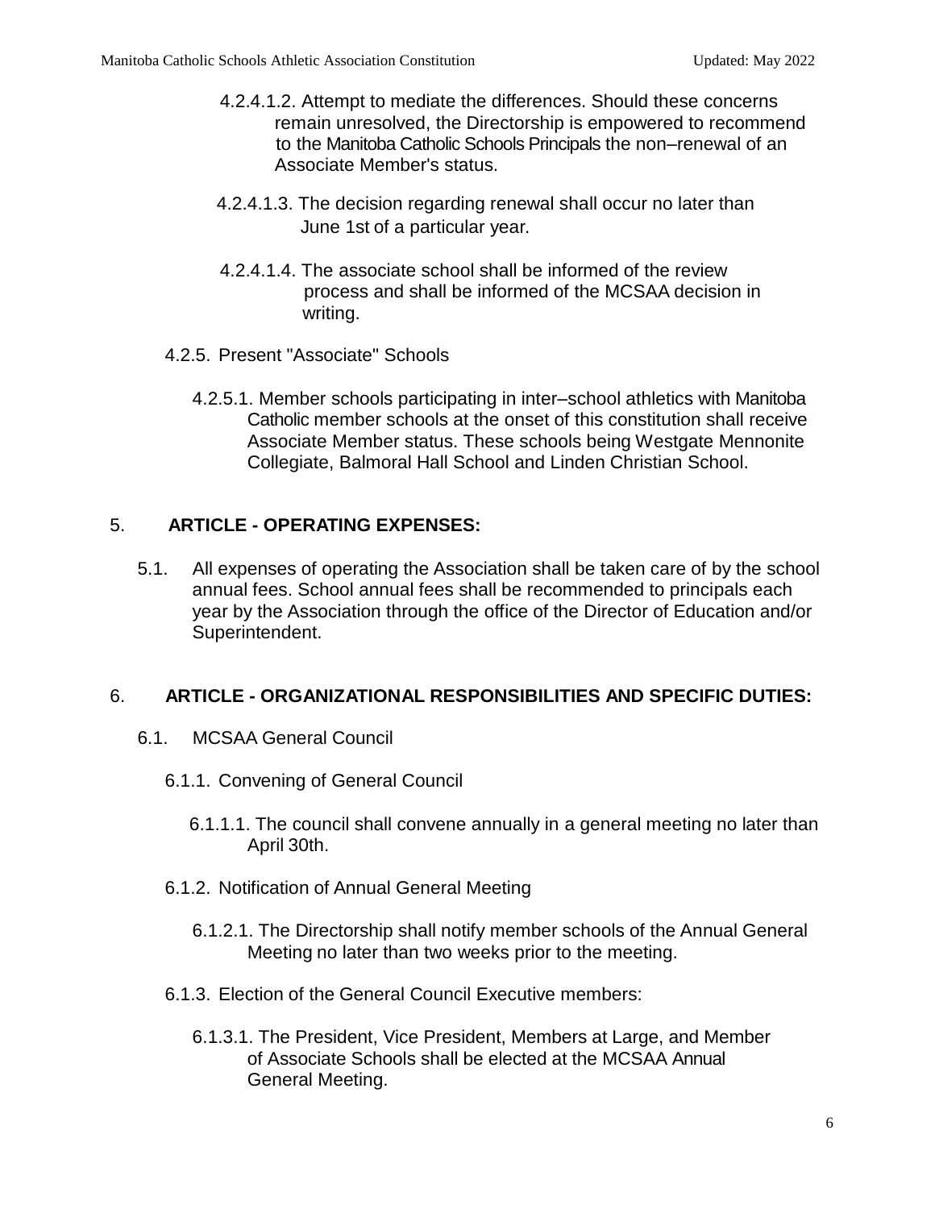4.2.4.1.2. Attempt to mediate the differences. Should these concerns remain unresolved, the Directorship is empowered to recommend to the Manitoba Catholic Schools Principals the non–renewal of an Associate Member's status.

4.2.4.1.3. The decision regarding renewal shall occur no later than June 1st of a particular year.

4.2.4.1.4. The associate school shall be informed of the review process and shall be informed of the MCSAA decision in writing.

4.2.5. Present "Associate" Schools

4.2.5.1. Member schools participating in inter–school athletics with Manitoba Catholic member schools at the onset of this constitution shall receive Associate Member status. These schools being Westgate Mennonite Collegiate, Balmoral Hall School and Linden Christian School.

## 5. ARTICLE - OPERATING EXPENSES:

5.1. All expenses of operating the Association shall be taken care of by the school annual fees. School annual fees shall be recommended to principals each year by the Association through the office of the Director of Education and/or Superintendent.

## 6. ARTICLE - ORGANIZATIONAL RESPONSIBILITIES AND SPECIFIC DUTIES:

6.1. MCSAA General Council

6.1.1. Convening of General Council

6.1.1.1. The council shall convene annually in a general meeting no later than April 30th.

6.1.2. Notification of Annual General Meeting

6.1.2.1. The Directorship shall notify member schools of the Annual General Meeting no later than two weeks prior to the meeting.

6.1.3. Election of the General Council Executive members:

6.1.3.1. The President, Vice President, Members at Large, and Member of Associate Schools shall be elected at the MCSAA Annual General Meeting.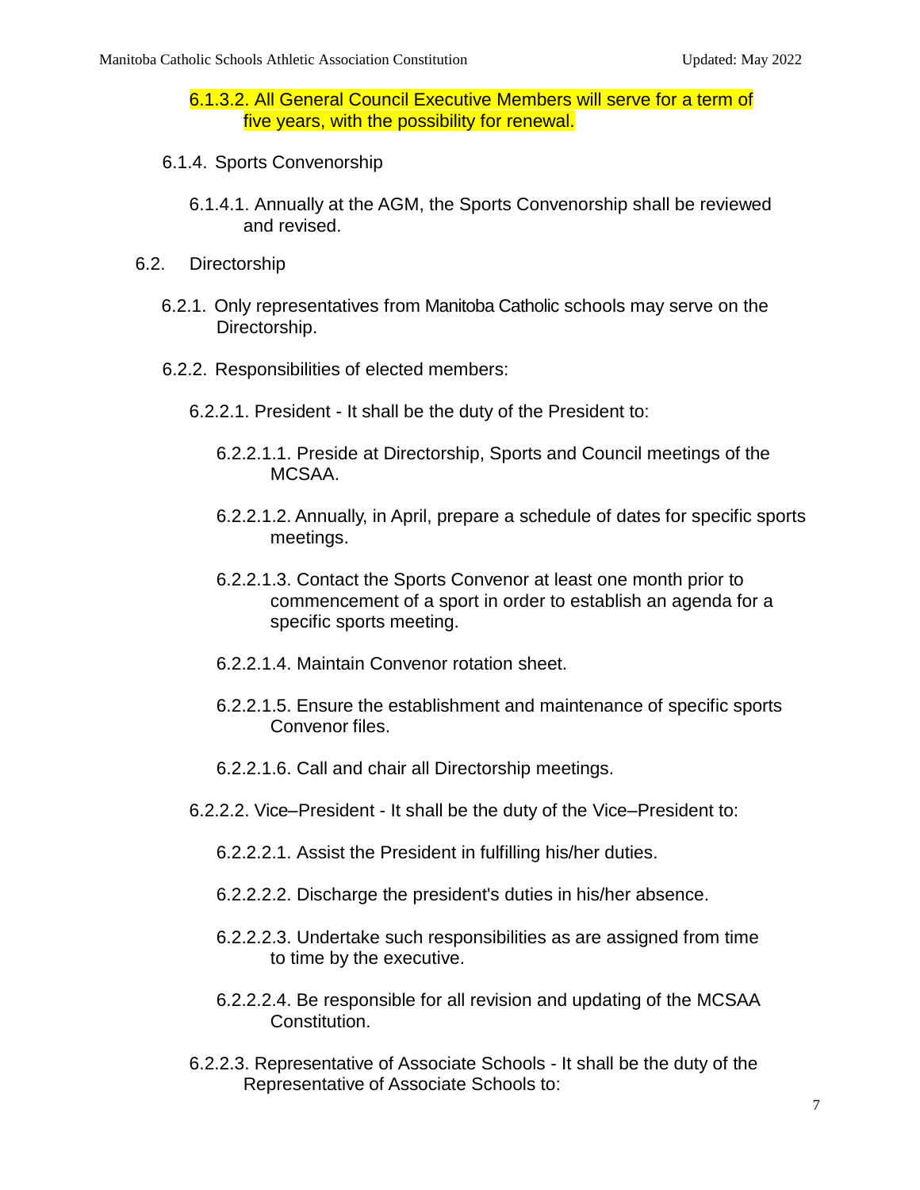6.1.3.2. All General Council Executive Members will serve for a term of five years, with the possibility for renewal.

6.1.4. Sports Convenorship

6.1.4.1. Annually at the AGM, the Sports Convenorship shall be reviewed and revised.

6.2. Directorship

6.2.1. Only representatives from Manitoba Catholic schools may serve on the Directorship.

6.2.2. Responsibilities of elected members:

6.2.2.1. President - It shall be the duty of the President to:

6.2.2.1.1. Preside at Directorship, Sports and Council meetings of the MCSAA.

6.2.2.1.2. Annually, in April, prepare a schedule of dates for specific sports meetings.

6.2.2.1.3. Contact the Sports Convenor at least one month prior to commencement of a sport in order to establish an agenda for a specific sports meeting.

6.2.2.1.4. Maintain Convenor rotation sheet.

6.2.2.1.5. Ensure the establishment and maintenance of specific sports Convenor files.

6.2.2.1.6. Call and chair all Directorship meetings.

6.2.2.2. Vice–President - It shall be the duty of the Vice–President to:

6.2.2.2.1. Assist the President in fulfilling his/her duties.

6.2.2.2.2. Discharge the president's duties in his/her absence.

6.2.2.2.3. Undertake such responsibilities as are assigned from time to time by the executive.

6.2.2.2.4. Be responsible for all revision and updating of the MCSAA Constitution.

6.2.2.3. Representative of Associate Schools - It shall be the duty of the Representative of Associate Schools to: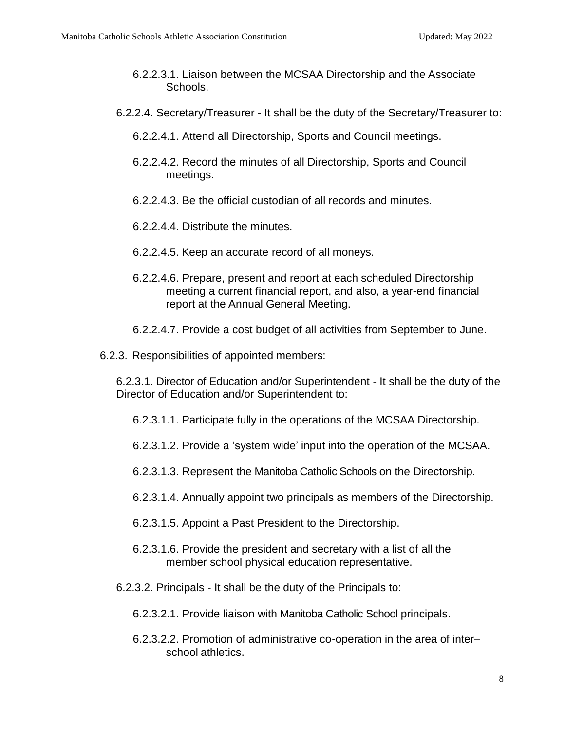6.2.2.3.1. Liaison between the MCSAA Directorship and the Associate Schools.

6.2.2.4. Secretary/Treasurer - It shall be the duty of the Secretary/Treasurer to:

6.2.2.4.1. Attend all Directorship, Sports and Council meetings.

6.2.2.4.2. Record the minutes of all Directorship, Sports and Council meetings.

6.2.2.4.3. Be the official custodian of all records and minutes.

6.2.2.4.4. Distribute the minutes.

6.2.2.4.5. Keep an accurate record of all moneys.

6.2.2.4.6. Prepare, present and report at each scheduled Directorship meeting a current financial report, and also, a year-end financial report at the Annual General Meeting.

6.2.2.4.7. Provide a cost budget of all activities from September to June.

6.2.3. Responsibilities of appointed members:

6.2.3.1. Director of Education and/or Superintendent - It shall be the duty of the Director of Education and/or Superintendent to:

6.2.3.1.1. Participate fully in the operations of the MCSAA Directorship.

6.2.3.1.2. Provide a 'system wide' input into the operation of the MCSAA.

6.2.3.1.3. Represent the Manitoba Catholic Schools on the Directorship.

6.2.3.1.4. Annually appoint two principals as members of the Directorship.

6.2.3.1.5. Appoint a Past President to the Directorship.

6.2.3.1.6. Provide the president and secretary with a list of all the member school physical education representative.

6.2.3.2. Principals - It shall be the duty of the Principals to:

6.2.3.2.1. Provide liaison with Manitoba Catholic School principals.

6.2.3.2.2. Promotion of administrative co-operation in the area of inter–school athletics.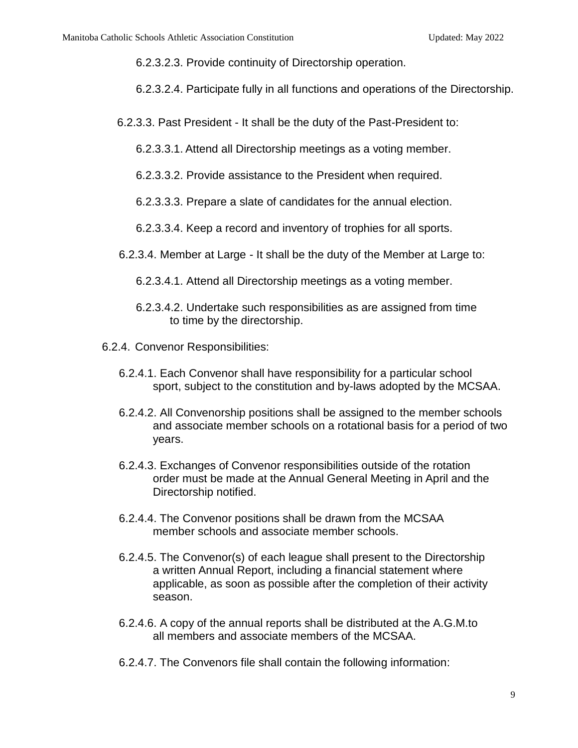6.2.3.2.3. Provide continuity of Directorship operation.

6.2.3.2.4. Participate fully in all functions and operations of the Directorship.

6.2.3.3. Past President - It shall be the duty of the Past-President to:

6.2.3.3.1. Attend all Directorship meetings as a voting member.

6.2.3.3.2. Provide assistance to the President when required.

6.2.3.3.3. Prepare a slate of candidates for the annual election.

6.2.3.3.4. Keep a record and inventory of trophies for all sports.

6.2.3.4. Member at Large - It shall be the duty of the Member at Large to:

6.2.3.4.1. Attend all Directorship meetings as a voting member.

6.2.3.4.2. Undertake such responsibilities as are assigned from time to time by the directorship.

6.2.4. Convenor Responsibilities:

6.2.4.1. Each Convenor shall have responsibility for a particular school sport, subject to the constitution and by-laws adopted by the MCSAA.

6.2.4.2. All Convenorship positions shall be assigned to the member schools and associate member schools on a rotational basis for a period of two years.

6.2.4.3. Exchanges of Convenor responsibilities outside of the rotation order must be made at the Annual General Meeting in April and the Directorship notified.

6.2.4.4. The Convenor positions shall be drawn from the MCSAA member schools and associate member schools.

6.2.4.5. The Convenor(s) of each league shall present to the Directorship a written Annual Report, including a financial statement where applicable, as soon as possible after the completion of their activity season.

6.2.4.6. A copy of the annual reports shall be distributed at the A.G.M.to all members and associate members of the MCSAA.

6.2.4.7. The Convenors file shall contain the following information: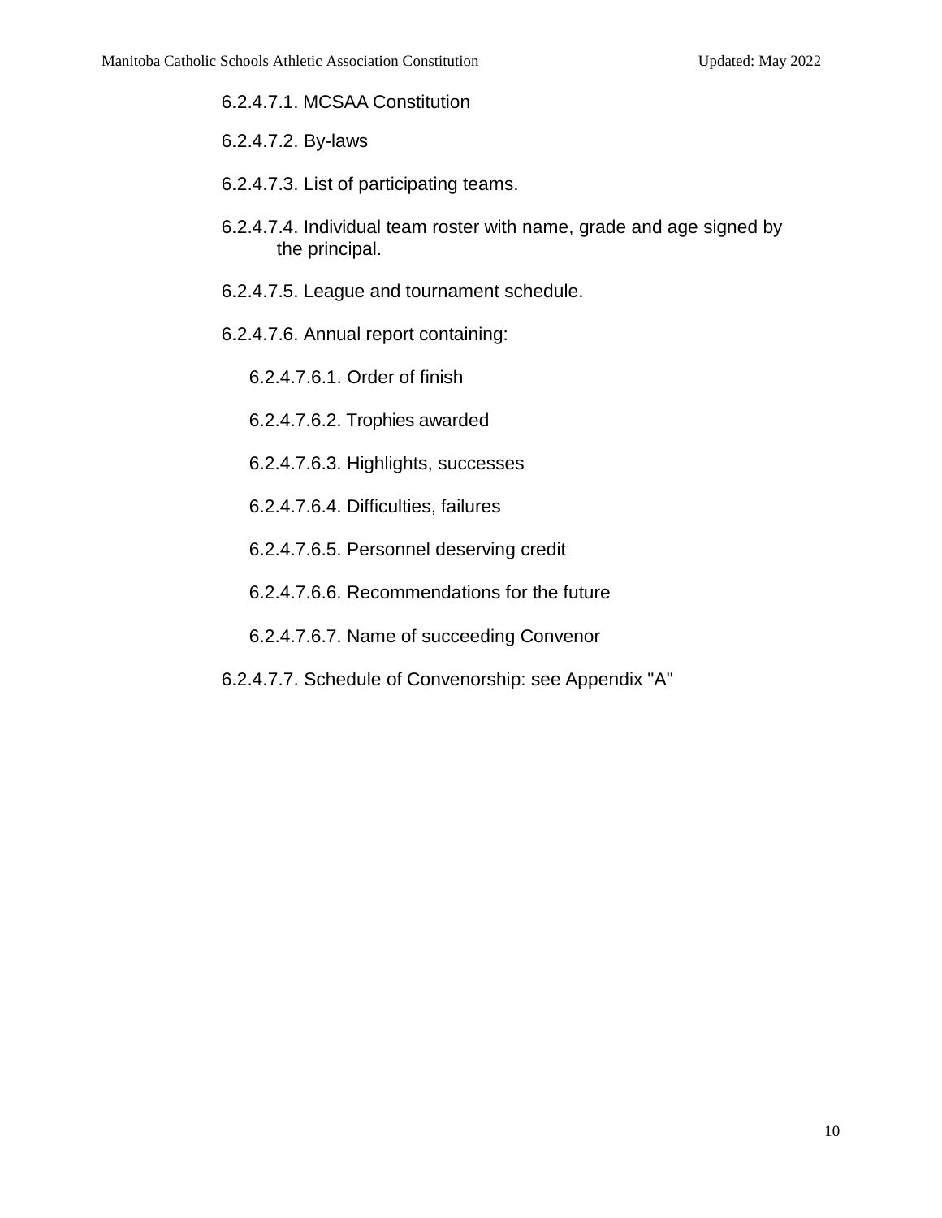6.2.4.7.1. MCSAA Constitution

6.2.4.7.2. By-laws

6.2.4.7.3. List of participating teams.

6.2.4.7.4. Individual team roster with name, grade and age signed by the principal.

6.2.4.7.5. League and tournament schedule.

6.2.4.7.6. Annual report containing:

- 6.2.4.7.6.1. Order of finish
- 6.2.4.7.6.2. Trophies awarded
- 6.2.4.7.6.3. Highlights, successes
- 6.2.4.7.6.4. Difficulties, failures
- 6.2.4.7.6.5. Personnel deserving credit
- 6.2.4.7.6.6. Recommendations for the future
- 6.2.4.7.6.7. Name of succeeding Convenor

6.2.4.7.7. Schedule of Convenorship: see Appendix "A"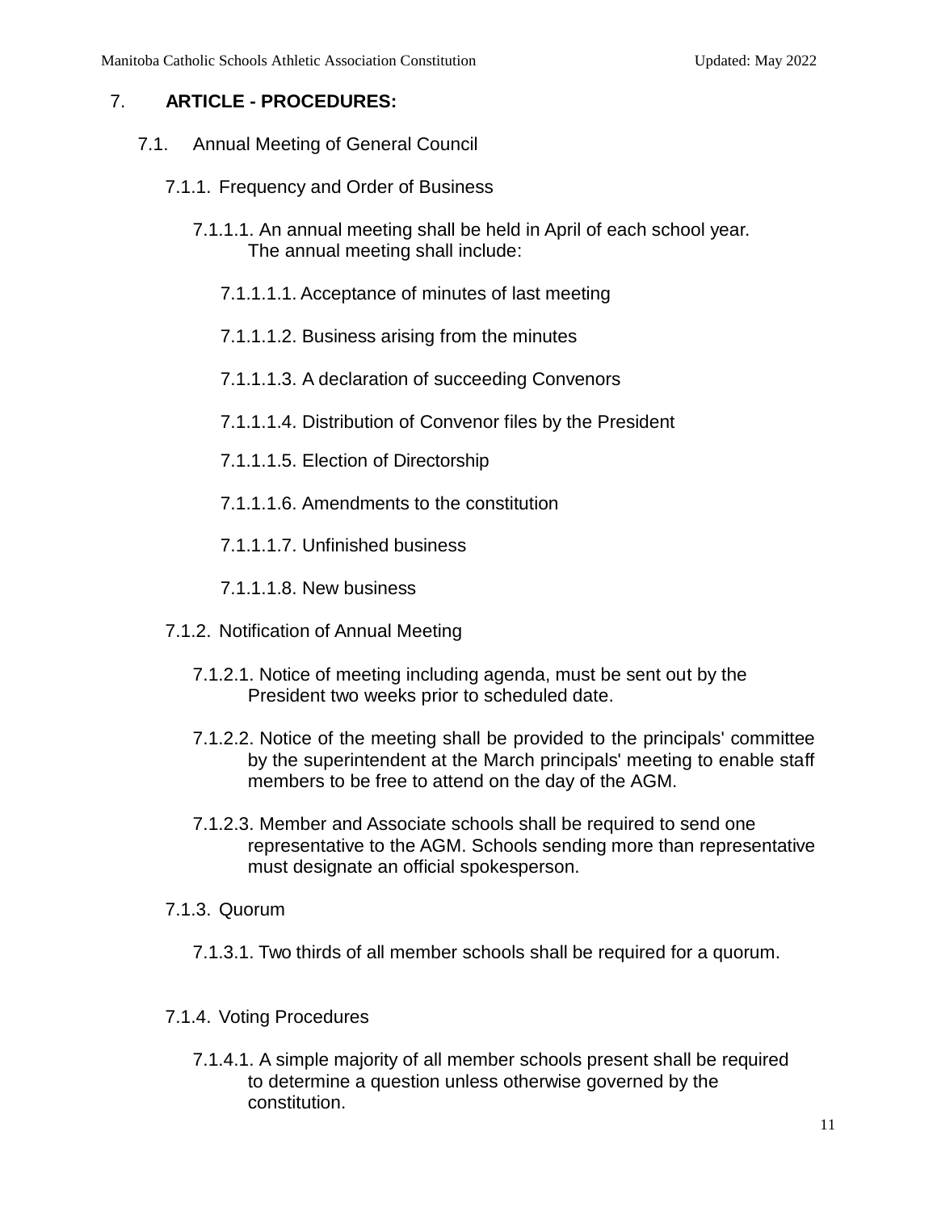## 7. ARTICLE - PROCEDURES:

### 7.1. Annual Meeting of General Council

#### 7.1.1. Frequency and Order of Business

7.1.1.1. An annual meeting shall be held in April of each school year. The annual meeting shall include:

- 7.1.1.1.1. Acceptance of minutes of last meeting
- 7.1.1.1.2. Business arising from the minutes
- 7.1.1.1.3. A declaration of succeeding Convenors
- 7.1.1.1.4. Distribution of Convenor files by the President
- 7.1.1.1.5. Election of Directorship
- 7.1.1.1.6. Amendments to the constitution
- 7.1.1.1.7. Unfinished business
- 7.1.1.1.8. New business

#### 7.1.2. Notification of Annual Meeting

7.1.2.1. Notice of meeting including agenda, must be sent out by the President two weeks prior to scheduled date.

7.1.2.2. Notice of the meeting shall be provided to the principals' committee by the superintendent at the March principals' meeting to enable staff members to be free to attend on the day of the AGM.

7.1.2.3. Member and Associate schools shall be required to send one representative to the AGM. Schools sending more than representative must designate an official spokesperson.

#### 7.1.3. Quorum

7.1.3.1. Two thirds of all member schools shall be required for a quorum.

#### 7.1.4. Voting Procedures

7.1.4.1. A simple majority of all member schools present shall be required to determine a question unless otherwise governed by the constitution.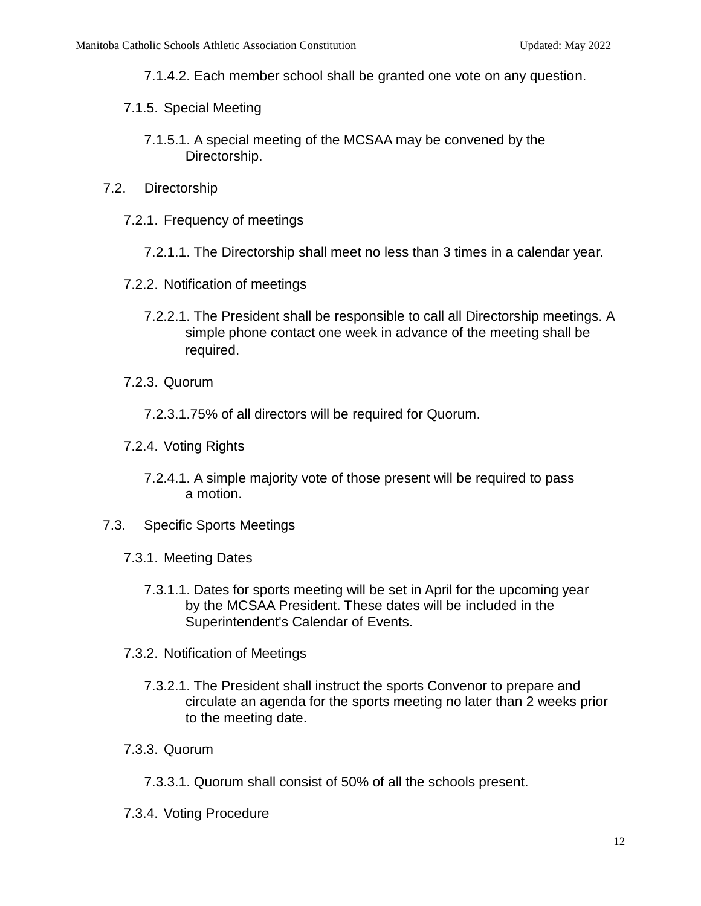7.1.4.2. Each member school shall be granted one vote on any question.

7.1.5. Special Meeting

7.1.5.1. A special meeting of the MCSAA may be convened by the Directorship.

7.2. Directorship

7.2.1. Frequency of meetings

7.2.1.1. The Directorship shall meet no less than 3 times in a calendar year.

7.2.2. Notification of meetings

7.2.2.1. The President shall be responsible to call all Directorship meetings. A simple phone contact one week in advance of the meeting shall be required.

7.2.3. Quorum

7.2.3.1.75% of all directors will be required for Quorum.

7.2.4. Voting Rights

7.2.4.1. A simple majority vote of those present will be required to pass a motion.

7.3. Specific Sports Meetings

7.3.1. Meeting Dates

7.3.1.1. Dates for sports meeting will be set in April for the upcoming year by the MCSAA President. These dates will be included in the Superintendent's Calendar of Events.

7.3.2. Notification of Meetings

7.3.2.1. The President shall instruct the sports Convenor to prepare and circulate an agenda for the sports meeting no later than 2 weeks prior to the meeting date.

7.3.3. Quorum

7.3.3.1. Quorum shall consist of 50% of all the schools present.

7.3.4. Voting Procedure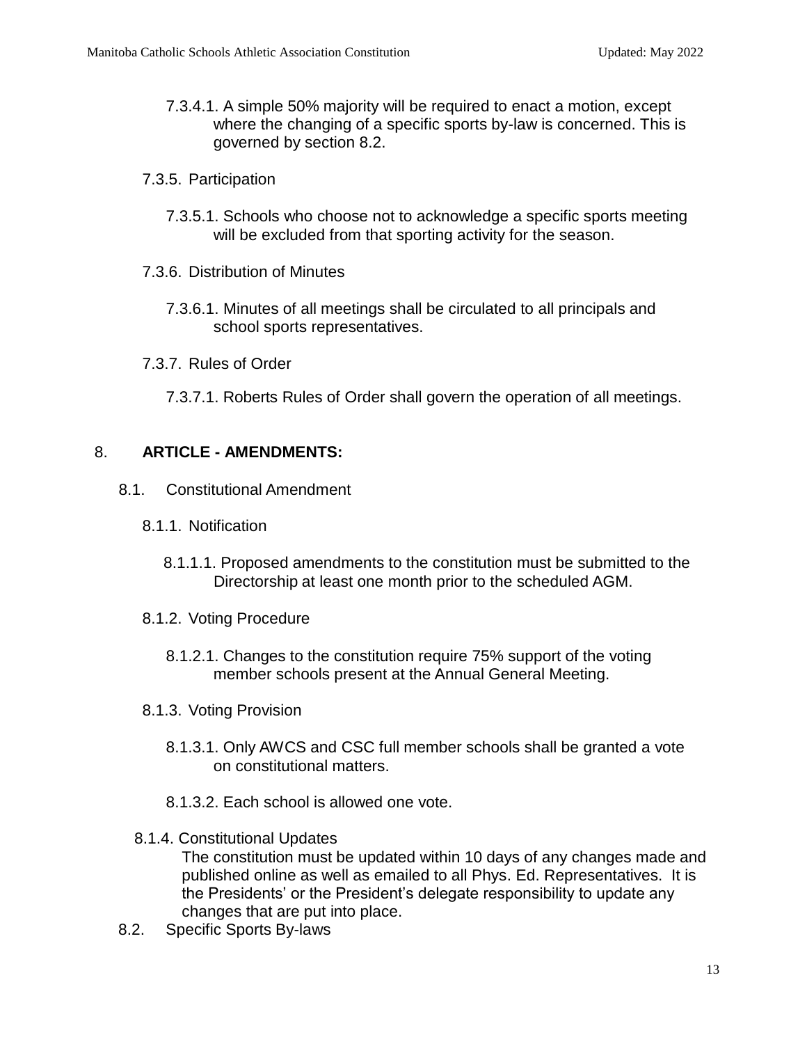7.3.4.1. A simple 50% majority will be required to enact a motion, except where the changing of a specific sports by-law is concerned. This is governed by section 8.2.

7.3.5. Participation

7.3.5.1. Schools who choose not to acknowledge a specific sports meeting will be excluded from that sporting activity for the season.

7.3.6. Distribution of Minutes

7.3.6.1. Minutes of all meetings shall be circulated to all principals and school sports representatives.

7.3.7. Rules of Order

7.3.7.1. Roberts Rules of Order shall govern the operation of all meetings.

## 8. ARTICLE - AMENDMENTS:

8.1. Constitutional Amendment

8.1.1. Notification

8.1.1.1. Proposed amendments to the constitution must be submitted to the Directorship at least one month prior to the scheduled AGM.

8.1.2. Voting Procedure

8.1.2.1. Changes to the constitution require 75% support of the voting member schools present at the Annual General Meeting.

8.1.3. Voting Provision

8.1.3.1. Only AWCS and CSC full member schools shall be granted a vote on constitutional matters.

8.1.3.2. Each school is allowed one vote.

8.1.4. Constitutional Updates

The constitution must be updated within 10 days of any changes made and published online as well as emailed to all Phys. Ed. Representatives. It is the Presidents' or the President's delegate responsibility to update any changes that are put into place.

8.2. Specific Sports By-laws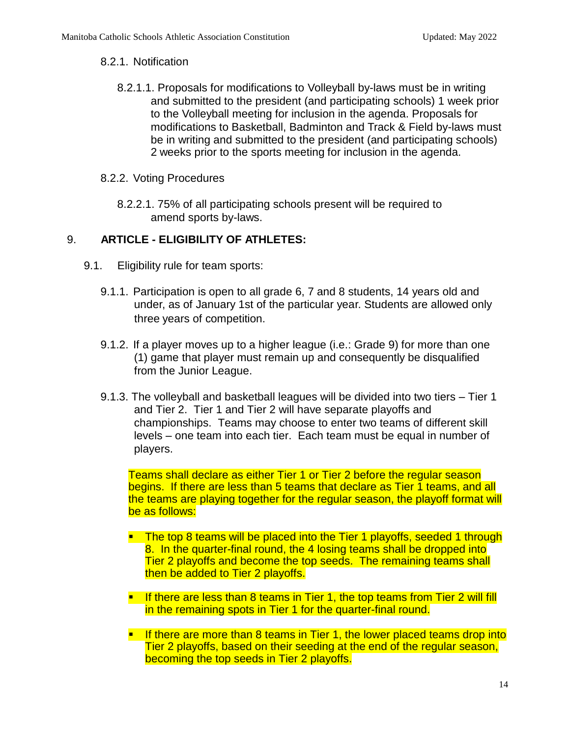8.2.1. Notification

8.2.1.1. Proposals for modifications to Volleyball by-laws must be in writing and submitted to the president (and participating schools) 1 week prior to the Volleyball meeting for inclusion in the agenda. Proposals for modifications to Basketball, Badminton and Track & Field by-laws must be in writing and submitted to the president (and participating schools) 2 weeks prior to the sports meeting for inclusion in the agenda.

8.2.2. Voting Procedures

8.2.2.1. 75% of all participating schools present will be required to amend sports by-laws.

## 9. ARTICLE - ELIGIBILITY OF ATHLETES:

9.1. Eligibility rule for team sports:

9.1.1. Participation is open to all grade 6, 7 and 8 students, 14 years old and under, as of January 1st of the particular year. Students are allowed only three years of competition.

9.1.2. If a player moves up to a higher league (i.e.: Grade 9) for more than one (1) game that player must remain up and consequently be disqualified from the Junior League.

9.1.3. The volleyball and basketball leagues will be divided into two tiers – Tier 1 and Tier 2. Tier 1 and Tier 2 will have separate playoffs and championships. Teams may choose to enter two teams of different skill levels – one team into each tier. Each team must be equal in number of players.

Teams shall declare as either Tier 1 or Tier 2 before the regular season begins. If there are less than 5 teams that declare as Tier 1 teams, and all the teams are playing together for the regular season, the playoff format will be as follows:

- The top 8 teams will be placed into the Tier 1 playoffs, seeded 1 through 8. In the quarter-final round, the 4 losing teams shall be dropped into Tier 2 playoffs and become the top seeds. The remaining teams shall then be added to Tier 2 playoffs.
- If there are less than 8 teams in Tier 1, the top teams from Tier 2 will fill in the remaining spots in Tier 1 for the quarter-final round.
- If there are more than 8 teams in Tier 1, the lower placed teams drop into Tier 2 playoffs, based on their seeding at the end of the regular season, becoming the top seeds in Tier 2 playoffs.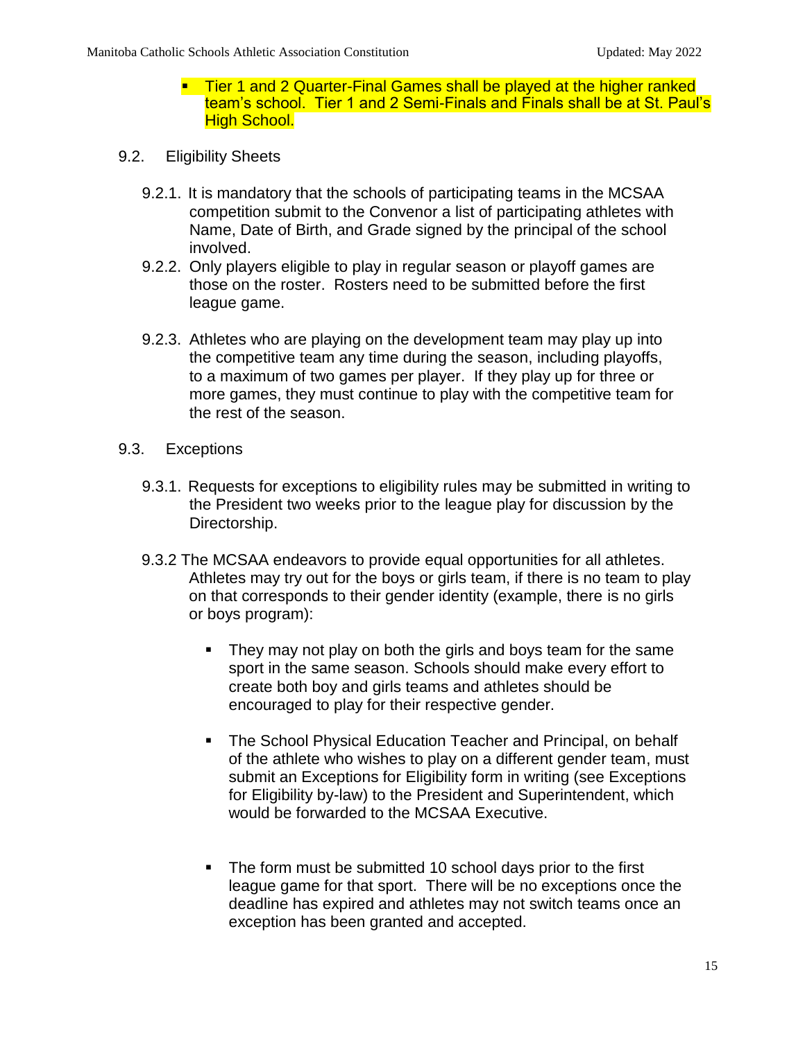- Tier 1 and 2 Quarter-Final Games shall be played at the higher ranked team's school. Tier 1 and 2 Semi-Finals and Finals shall be at St. Paul's High School.

## 9.2. Eligibility Sheets

9.2.1. It is mandatory that the schools of participating teams in the MCSAA competition submit to the Convenor a list of participating athletes with Name, Date of Birth, and Grade signed by the principal of the school involved.

9.2.2. Only players eligible to play in regular season or playoff games are those on the roster. Rosters need to be submitted before the first league game.

9.2.3. Athletes who are playing on the development team may play up into the competitive team any time during the season, including playoffs, to a maximum of two games per player. If they play up for three or more games, they must continue to play with the competitive team for the rest of the season.

## 9.3. Exceptions

9.3.1. Requests for exceptions to eligibility rules may be submitted in writing to the President two weeks prior to the league play for discussion by the Directorship.

9.3.2 The MCSAA endeavors to provide equal opportunities for all athletes. Athletes may try out for the boys or girls team, if there is no team to play on that corresponds to their gender identity (example, there is no girls or boys program):

- They may not play on both the girls and boys team for the same sport in the same season. Schools should make every effort to create both boy and girls teams and athletes should be encouraged to play for their respective gender.
- The School Physical Education Teacher and Principal, on behalf of the athlete who wishes to play on a different gender team, must submit an Exceptions for Eligibility form in writing (see Exceptions for Eligibility by-law) to the President and Superintendent, which would be forwarded to the MCSAA Executive.
- The form must be submitted 10 school days prior to the first league game for that sport. There will be no exceptions once the deadline has expired and athletes may not switch teams once an exception has been granted and accepted.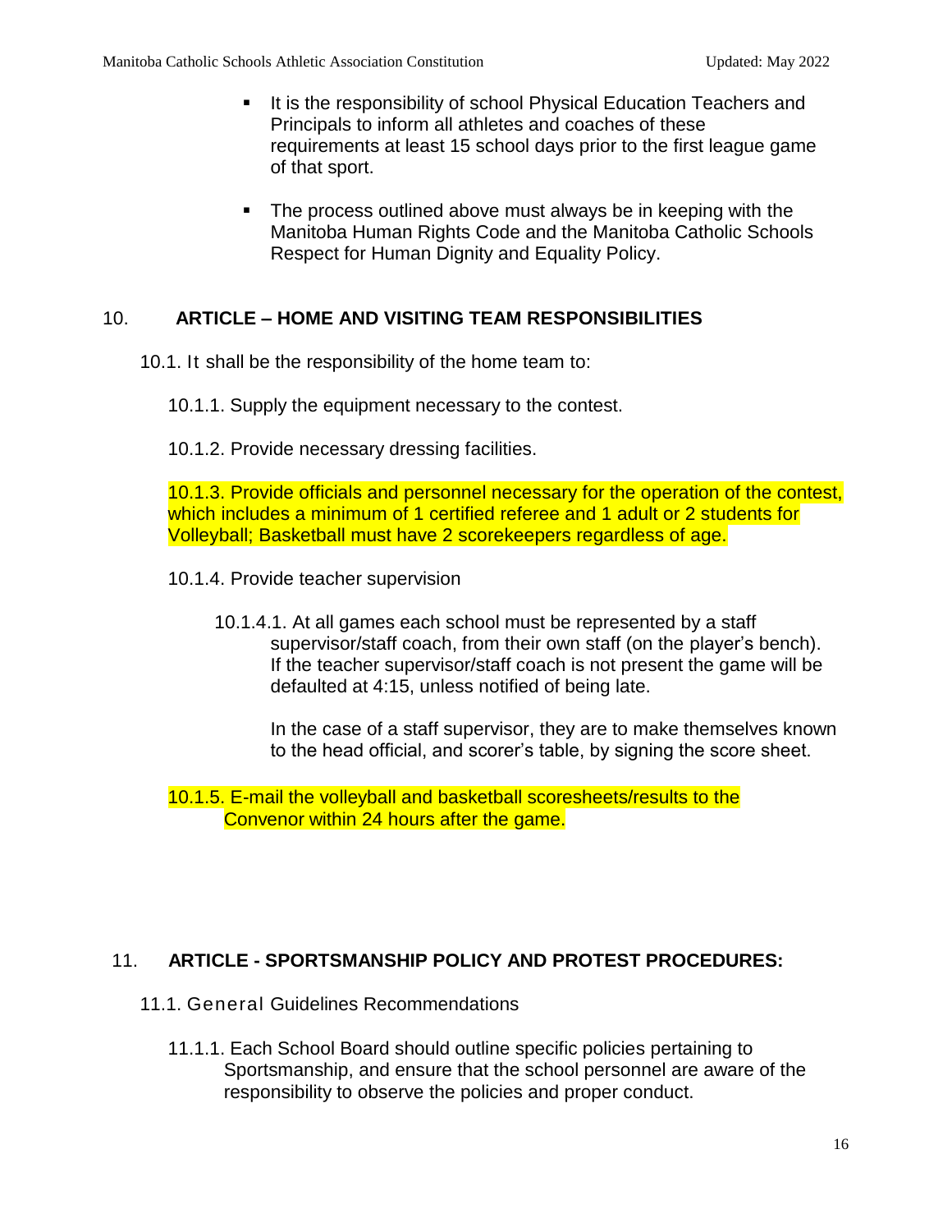- It is the responsibility of school Physical Education Teachers and Principals to inform all athletes and coaches of these requirements at least 15 school days prior to the first league game of that sport.

- The process outlined above must always be in keeping with the Manitoba Human Rights Code and the Manitoba Catholic Schools Respect for Human Dignity and Equality Policy.

## 10. ARTICLE – HOME AND VISITING TEAM RESPONSIBILITIES

10.1. It shall be the responsibility of the home team to:

10.1.1. Supply the equipment necessary to the contest.

10.1.2. Provide necessary dressing facilities.

10.1.3. Provide officials and personnel necessary for the operation of the contest, which includes a minimum of 1 certified referee and 1 adult or 2 students for Volleyball; Basketball must have 2 scorekeepers regardless of age.

10.1.4. Provide teacher supervision

10.1.4.1. At all games each school must be represented by a staff supervisor/staff coach, from their own staff (on the player's bench). If the teacher supervisor/staff coach is not present the game will be defaulted at 4:15, unless notified of being late.

In the case of a staff supervisor, they are to make themselves known to the head official, and scorer's table, by signing the score sheet.

10.1.5. E-mail the volleyball and basketball scoresheets/results to the Convenor within 24 hours after the game.

## 11. ARTICLE - SPORTSMANSHIP POLICY AND PROTEST PROCEDURES:

11.1. General Guidelines Recommendations

11.1.1. Each School Board should outline specific policies pertaining to Sportsmanship, and ensure that the school personnel are aware of the responsibility to observe the policies and proper conduct.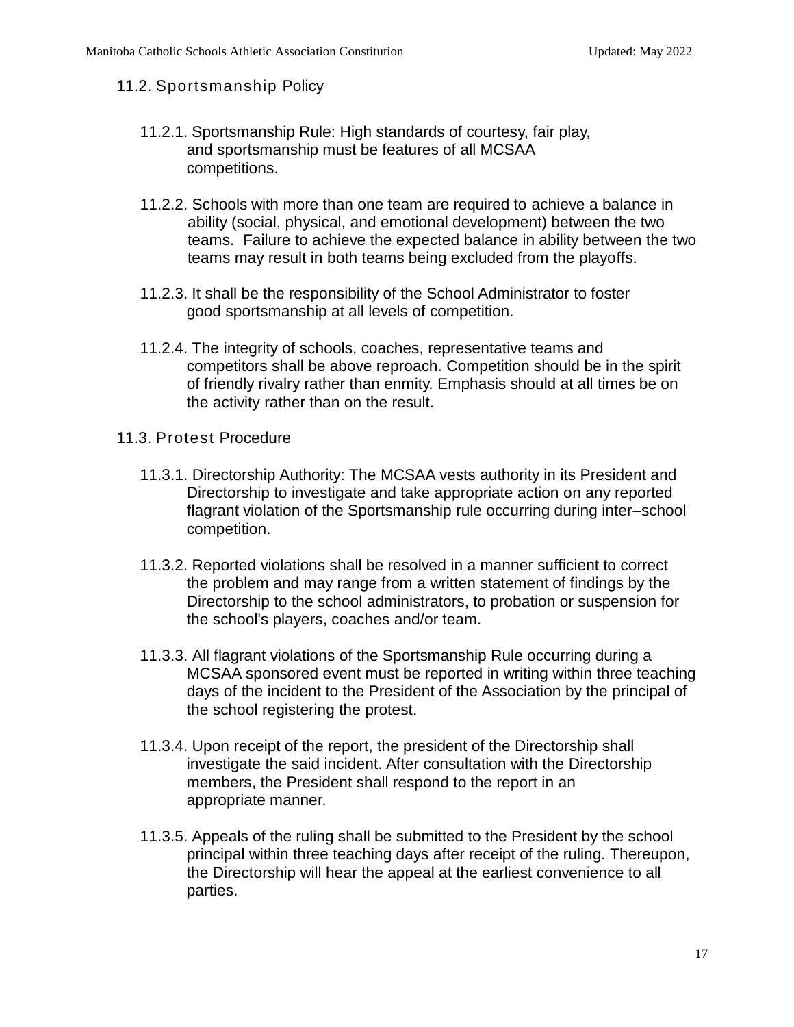### 11.2. Sportsmanship Policy

11.2.1. Sportsmanship Rule: High standards of courtesy, fair play, and sportsmanship must be features of all MCSAA competitions.

11.2.2. Schools with more than one team are required to achieve a balance in ability (social, physical, and emotional development) between the two teams. Failure to achieve the expected balance in ability between the two teams may result in both teams being excluded from the playoffs.

11.2.3. It shall be the responsibility of the School Administrator to foster good sportsmanship at all levels of competition.

11.2.4. The integrity of schools, coaches, representative teams and competitors shall be above reproach. Competition should be in the spirit of friendly rivalry rather than enmity. Emphasis should at all times be on the activity rather than on the result.

### 11.3. Protest Procedure

11.3.1. Directorship Authority: The MCSAA vests authority in its President and Directorship to investigate and take appropriate action on any reported flagrant violation of the Sportsmanship rule occurring during inter–school competition.

11.3.2. Reported violations shall be resolved in a manner sufficient to correct the problem and may range from a written statement of findings by the Directorship to the school administrators, to probation or suspension for the school's players, coaches and/or team.

11.3.3. All flagrant violations of the Sportsmanship Rule occurring during a MCSAA sponsored event must be reported in writing within three teaching days of the incident to the President of the Association by the principal of the school registering the protest.

11.3.4. Upon receipt of the report, the president of the Directorship shall investigate the said incident. After consultation with the Directorship members, the President shall respond to the report in an appropriate manner.

11.3.5. Appeals of the ruling shall be submitted to the President by the school principal within three teaching days after receipt of the ruling. Thereupon, the Directorship will hear the appeal at the earliest convenience to all parties.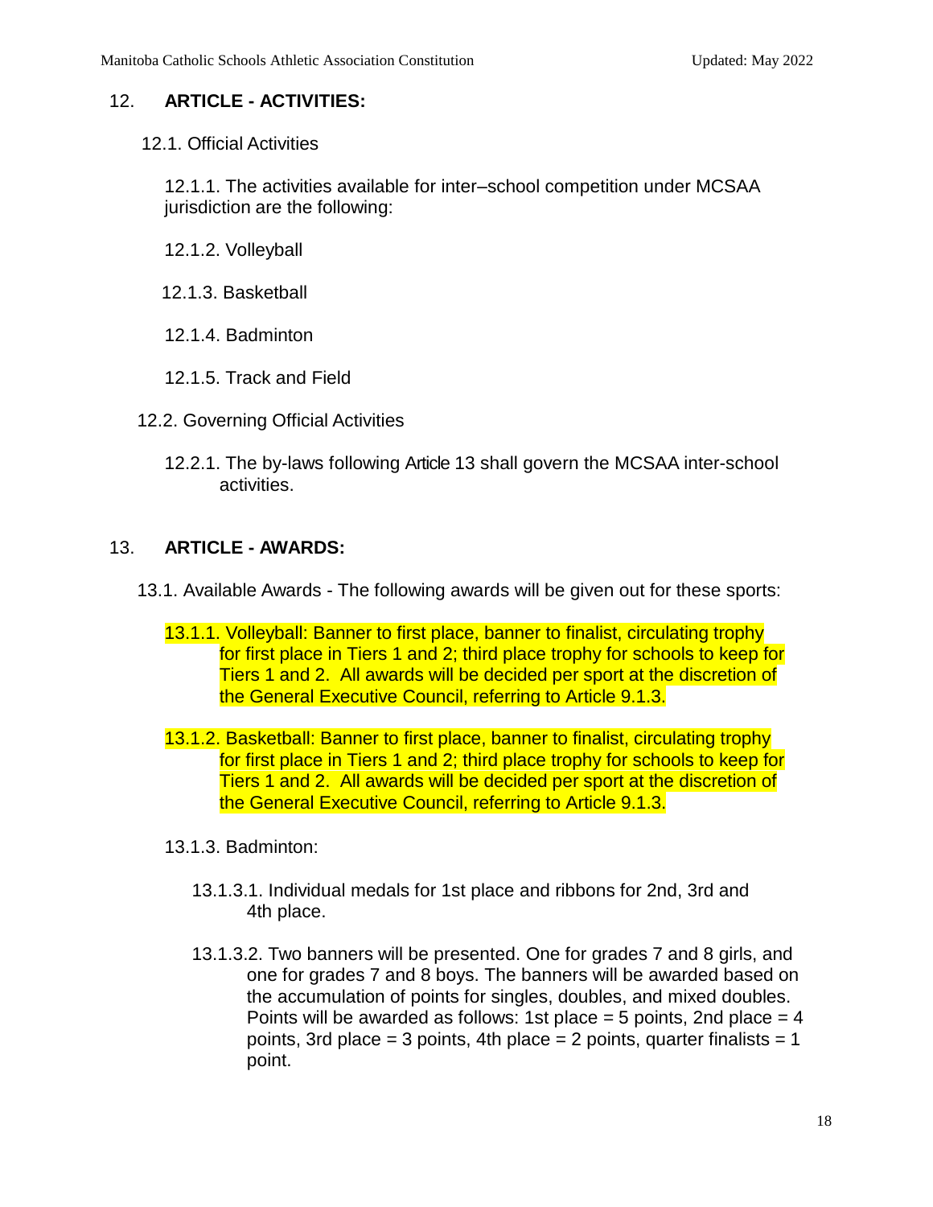## 12. ARTICLE - ACTIVITIES:

12.1. Official Activities

12.1.1. The activities available for inter–school competition under MCSAA jurisdiction are the following:

12.1.2. Volleyball

12.1.3. Basketball

12.1.4. Badminton

12.1.5. Track and Field

12.2. Governing Official Activities

12.2.1. The by-laws following Article 13 shall govern the MCSAA inter-school activities.

## 13. ARTICLE - AWARDS:

13.1. Available Awards - The following awards will be given out for these sports:

13.1.1. Volleyball: Banner to first place, banner to finalist, circulating trophy for first place in Tiers 1 and 2; third place trophy for schools to keep for Tiers 1 and 2. All awards will be decided per sport at the discretion of the General Executive Council, referring to Article 9.1.3.

13.1.2. Basketball: Banner to first place, banner to finalist, circulating trophy for first place in Tiers 1 and 2; third place trophy for schools to keep for Tiers 1 and 2. All awards will be decided per sport at the discretion of the General Executive Council, referring to Article 9.1.3.

13.1.3. Badminton:

13.1.3.1. Individual medals for 1st place and ribbons for 2nd, 3rd and 4th place.

13.1.3.2. Two banners will be presented. One for grades 7 and 8 girls, and one for grades 7 and 8 boys. The banners will be awarded based on the accumulation of points for singles, doubles, and mixed doubles. Points will be awarded as follows: 1st place = 5 points, 2nd place = 4 points, 3rd place = 3 points, 4th place = 2 points, quarter finalists = 1 point.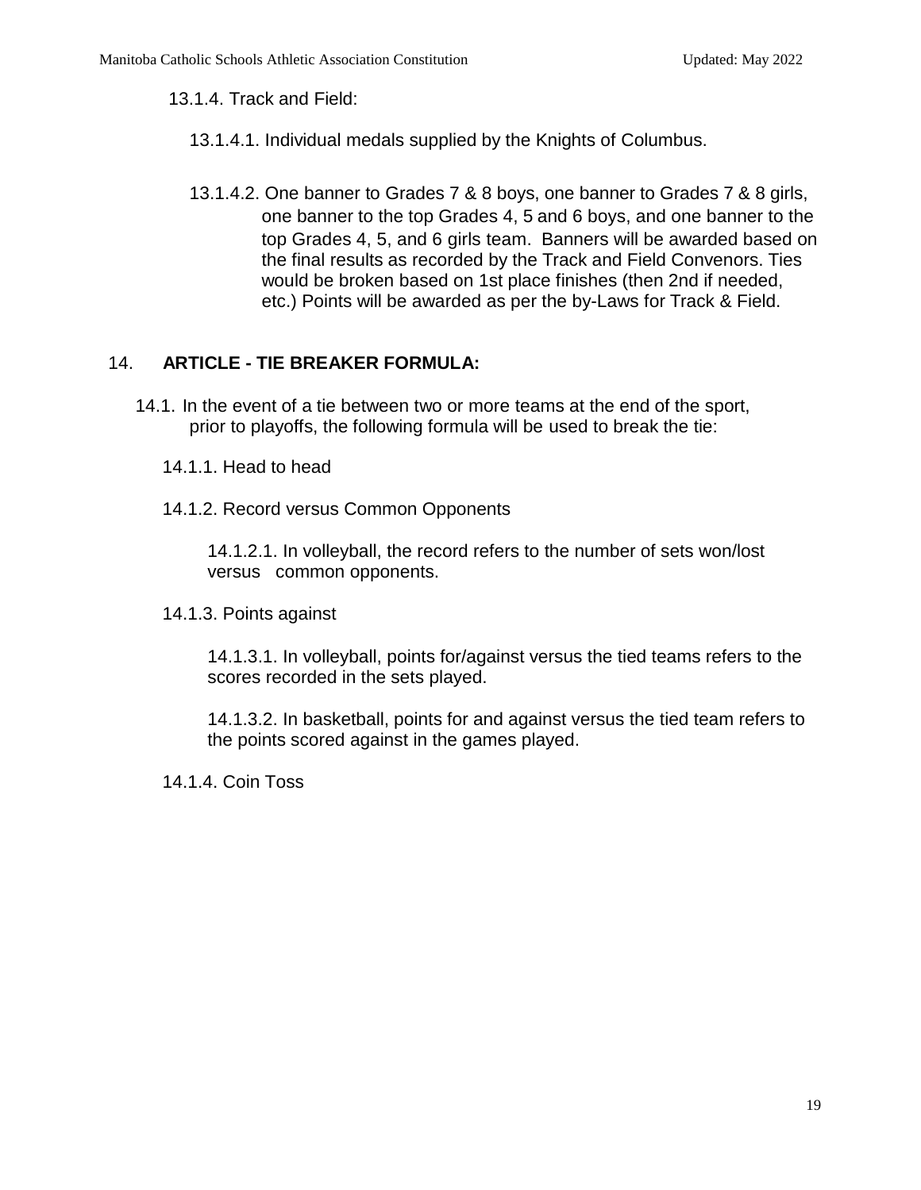13.1.4. Track and Field:

13.1.4.1. Individual medals supplied by the Knights of Columbus.

13.1.4.2. One banner to Grades 7 & 8 boys, one banner to Grades 7 & 8 girls, one banner to the top Grades 4, 5 and 6 boys, and one banner to the top Grades 4, 5, and 6 girls team. Banners will be awarded based on the final results as recorded by the Track and Field Convenors. Ties would be broken based on 1st place finishes (then 2nd if needed, etc.) Points will be awarded as per the by-Laws for Track & Field.

## 14. ARTICLE - TIE BREAKER FORMULA:

14.1. In the event of a tie between two or more teams at the end of the sport, prior to playoffs, the following formula will be used to break the tie:

14.1.1. Head to head

14.1.2. Record versus Common Opponents

14.1.2.1. In volleyball, the record refers to the number of sets won/lost versus common opponents.

14.1.3. Points against

14.1.3.1. In volleyball, points for/against versus the tied teams refers to the scores recorded in the sets played.

14.1.3.2. In basketball, points for and against versus the tied team refers to the points scored against in the games played.

14.1.4. Coin Toss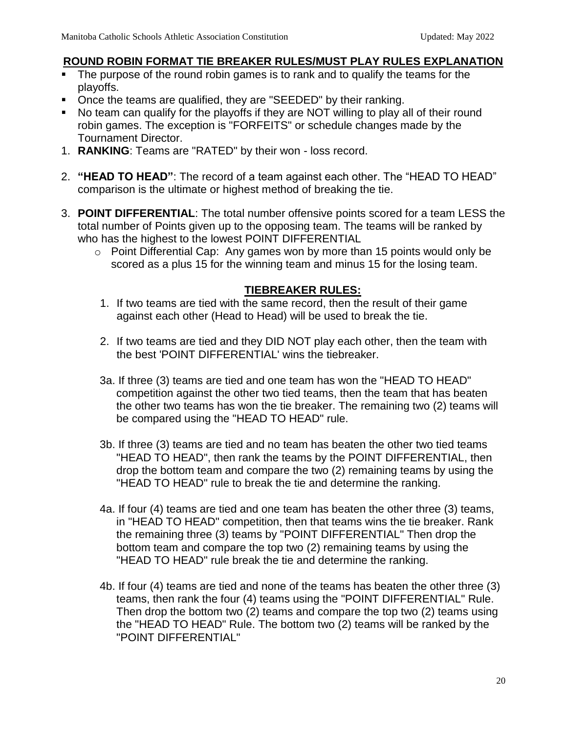## ROUND ROBIN FORMAT TIE BREAKER RULES/MUST PLAY RULES EXPLANATION

- The purpose of the round robin games is to rank and to qualify the teams for the playoffs.
- Once the teams are qualified, they are "SEEDED" by their ranking.
- No team can qualify for the playoffs if they are NOT willing to play all of their round robin games. The exception is "FORFEITS" or schedule changes made by the Tournament Director.

1. **RANKING**: Teams are "RATED" by their won - loss record.
2. **"HEAD TO HEAD"**: The record of a team against each other. The "HEAD TO HEAD" comparison is the ultimate or highest method of breaking the tie.
3. **POINT DIFFERENTIAL**: The total number offensive points scored for a team LESS the total number of Points given up to the opposing team. The teams will be ranked by who has the highest to the lowest POINT DIFFERENTIAL
   - Point Differential Cap: Any games won by more than 15 points would only be scored as a plus 15 for the winning team and minus 15 for the losing team.

### TIEBREAKER RULES:

1. If two teams are tied with the same record, then the result of their game against each other (Head to Head) will be used to break the tie.

2. If two teams are tied and they DID NOT play each other, then the team with the best 'POINT DIFFERENTIAL' wins the tiebreaker.

3a. If three (3) teams are tied and one team has won the "HEAD TO HEAD" competition against the other two tied teams, then the team that has beaten the other two teams has won the tie breaker. The remaining two (2) teams will be compared using the "HEAD TO HEAD" rule.

3b. If three (3) teams are tied and no team has beaten the other two tied teams "HEAD TO HEAD", then rank the teams by the POINT DIFFERENTIAL, then drop the bottom team and compare the two (2) remaining teams by using the "HEAD TO HEAD" rule to break the tie and determine the ranking.

4a. If four (4) teams are tied and one team has beaten the other three (3) teams, in "HEAD TO HEAD" competition, then that teams wins the tie breaker. Rank the remaining three (3) teams by "POINT DIFFERENTIAL" Then drop the bottom team and compare the top two (2) remaining teams by using the "HEAD TO HEAD" rule break the tie and determine the ranking.

4b. If four (4) teams are tied and none of the teams has beaten the other three (3) teams, then rank the four (4) teams using the "POINT DIFFERENTIAL" Rule. Then drop the bottom two (2) teams and compare the top two (2) teams using the "HEAD TO HEAD" Rule. The bottom two (2) teams will be ranked by the "POINT DIFFERENTIAL"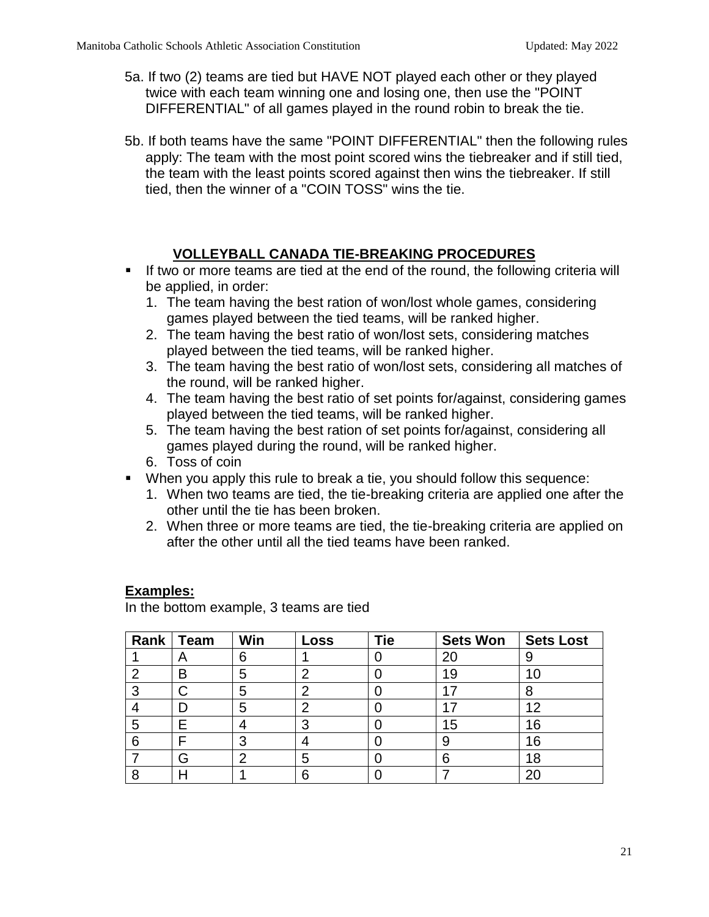5a. If two (2) teams are tied but HAVE NOT played each other or they played twice with each team winning one and losing one, then use the "POINT DIFFERENTIAL" of all games played in the round robin to break the tie.

5b. If both teams have the same "POINT DIFFERENTIAL" then the following rules apply: The team with the most point scored wins the tiebreaker and if still tied, the team with the least points scored against then wins the tiebreaker. If still tied, then the winner of a "COIN TOSS" wins the tie.

## VOLLEYBALL CANADA TIE-BREAKING PROCEDURES

- If two or more teams are tied at the end of the round, the following criteria will be applied, in order:
  1. The team having the best ration of won/lost whole games, considering games played between the tied teams, will be ranked higher.
  2. The team having the best ratio of won/lost sets, considering matches played between the tied teams, will be ranked higher.
  3. The team having the best ratio of won/lost sets, considering all matches of the round, will be ranked higher.
  4. The team having the best ratio of set points for/against, considering games played between the tied teams, will be ranked higher.
  5. The team having the best ration of set points for/against, considering all games played during the round, will be ranked higher.
  6. Toss of coin
- When you apply this rule to break a tie, you should follow this sequence:
  1. When two teams are tied, the tie-breaking criteria are applied one after the other until the tie has been broken.
  2. When three or more teams are tied, the tie-breaking criteria are applied on after the other until all the tied teams have been ranked.

**Examples:**

In the bottom example, 3 teams are tied

| Rank | Team | Win | Loss | Tie | Sets Won | Sets Lost |
|---|---|---|---|---|---|---|
| 1 | A | 6 | 1 | 0 | 20 | 9 |
| 2 | B | 5 | 2 | 0 | 19 | 10 |
| 3 | C | 5 | 2 | 0 | 17 | 8 |
| 4 | D | 5 | 2 | 0 | 17 | 12 |
| 5 | E | 4 | 3 | 0 | 15 | 16 |
| 6 | F | 3 | 4 | 0 | 9 | 16 |
| 7 | G | 2 | 5 | 0 | 6 | 18 |
| 8 | H | 1 | 6 | 0 | 7 | 20 |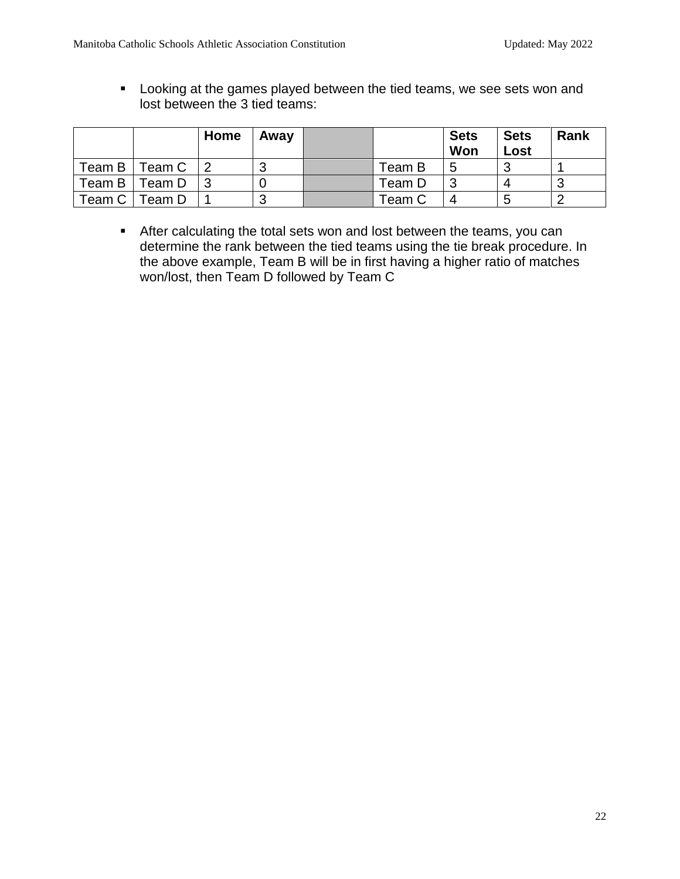- Looking at the games played between the tied teams, we see sets won and lost between the 3 tied teams:

| | | Home | Away | | | Sets Won | Sets Lost | Rank |
|---|---|---|---|---|---|---|---|---|
| Team B | Team C | 2 | 3 | | Team B | 5 | 3 | 1 |
| Team B | Team D | 3 | 0 | | Team D | 3 | 4 | 3 |
| Team C | Team D | 1 | 3 | | Team C | 4 | 5 | 2 |

- After calculating the total sets won and lost between the teams, you can determine the rank between the tied teams using the tie break procedure. In the above example, Team B will be in first having a higher ratio of matches won/lost, then Team D followed by Team C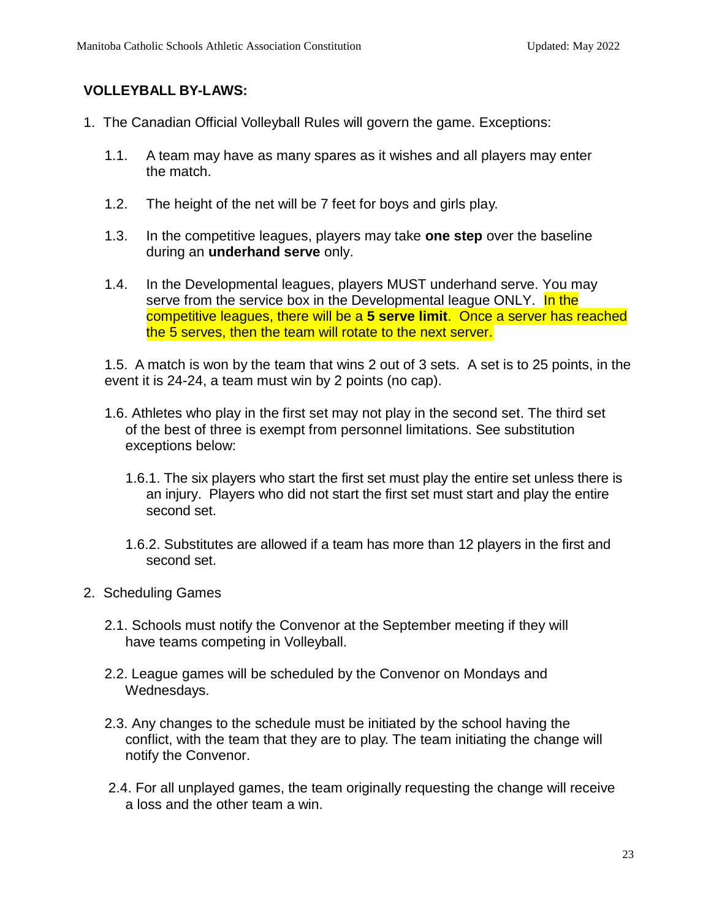## VOLLEYBALL BY-LAWS:

1. The Canadian Official Volleyball Rules will govern the game. Exceptions:

   1.1. A team may have as many spares as it wishes and all players may enter the match.

   1.2. The height of the net will be 7 feet for boys and girls play.

   1.3. In the competitive leagues, players may take **one step** over the baseline during an **underhand serve** only.

   1.4. In the Developmental leagues, players MUST underhand serve. You may serve from the service box in the Developmental league ONLY. In the competitive leagues, there will be a **5 serve limit**. Once a server has reached the 5 serves, then the team will rotate to the next server.

   1.5. A match is won by the team that wins 2 out of 3 sets. A set is to 25 points, in the event it is 24-24, a team must win by 2 points (no cap).

   1.6. Athletes who play in the first set may not play in the second set. The third set of the best of three is exempt from personnel limitations. See substitution exceptions below:

      1.6.1. The six players who start the first set must play the entire set unless there is an injury. Players who did not start the first set must start and play the entire second set.

      1.6.2. Substitutes are allowed if a team has more than 12 players in the first and second set.

2. Scheduling Games

   2.1. Schools must notify the Convenor at the September meeting if they will have teams competing in Volleyball.

   2.2. League games will be scheduled by the Convenor on Mondays and Wednesdays.

   2.3. Any changes to the schedule must be initiated by the school having the conflict, with the team that they are to play. The team initiating the change will notify the Convenor.

   2.4. For all unplayed games, the team originally requesting the change will receive a loss and the other team a win.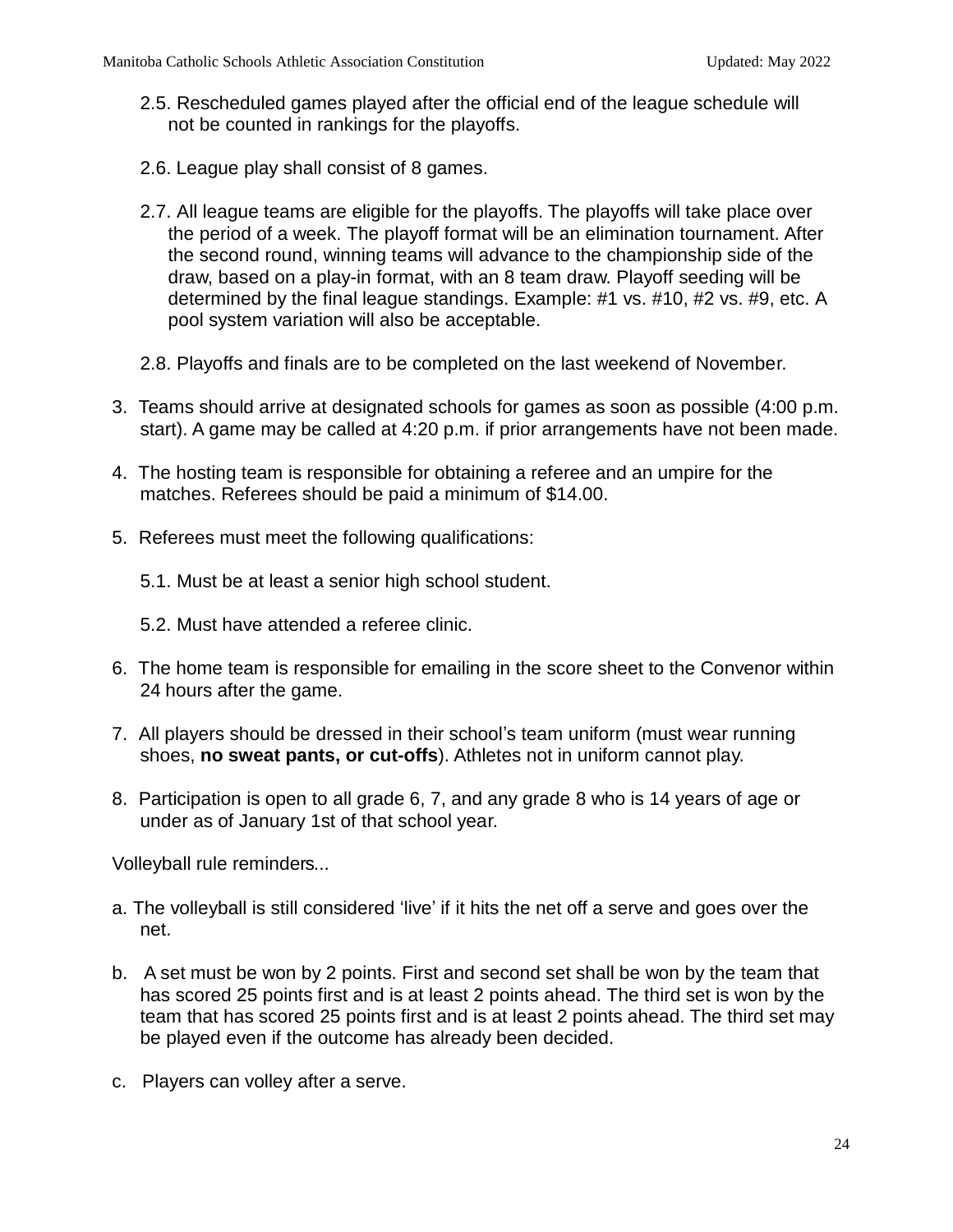2.5. Rescheduled games played after the official end of the league schedule will not be counted in rankings for the playoffs.

2.6. League play shall consist of 8 games.

2.7. All league teams are eligible for the playoffs. The playoffs will take place over the period of a week. The playoff format will be an elimination tournament. After the second round, winning teams will advance to the championship side of the draw, based on a play-in format, with an 8 team draw. Playoff seeding will be determined by the final league standings. Example: #1 vs. #10, #2 vs. #9, etc. A pool system variation will also be acceptable.

2.8. Playoffs and finals are to be completed on the last weekend of November.

3. Teams should arrive at designated schools for games as soon as possible (4:00 p.m. start). A game may be called at 4:20 p.m. if prior arrangements have not been made.

4. The hosting team is responsible for obtaining a referee and an umpire for the matches. Referees should be paid a minimum of $14.00.

5. Referees must meet the following qualifications:

   5.1. Must be at least a senior high school student.

   5.2. Must have attended a referee clinic.

6. The home team is responsible for emailing in the score sheet to the Convenor within 24 hours after the game.

7. All players should be dressed in their school's team uniform (must wear running shoes, **no sweat pants, or cut-offs**). Athletes not in uniform cannot play.

8. Participation is open to all grade 6, 7, and any grade 8 who is 14 years of age or under as of January 1st of that school year.

Volleyball rule reminders...

a. The volleyball is still considered 'live' if it hits the net off a serve and goes over the net.

b. A set must be won by 2 points. First and second set shall be won by the team that has scored 25 points first and is at least 2 points ahead. The third set is won by the team that has scored 25 points first and is at least 2 points ahead. The third set may be played even if the outcome has already been decided.

c. Players can volley after a serve.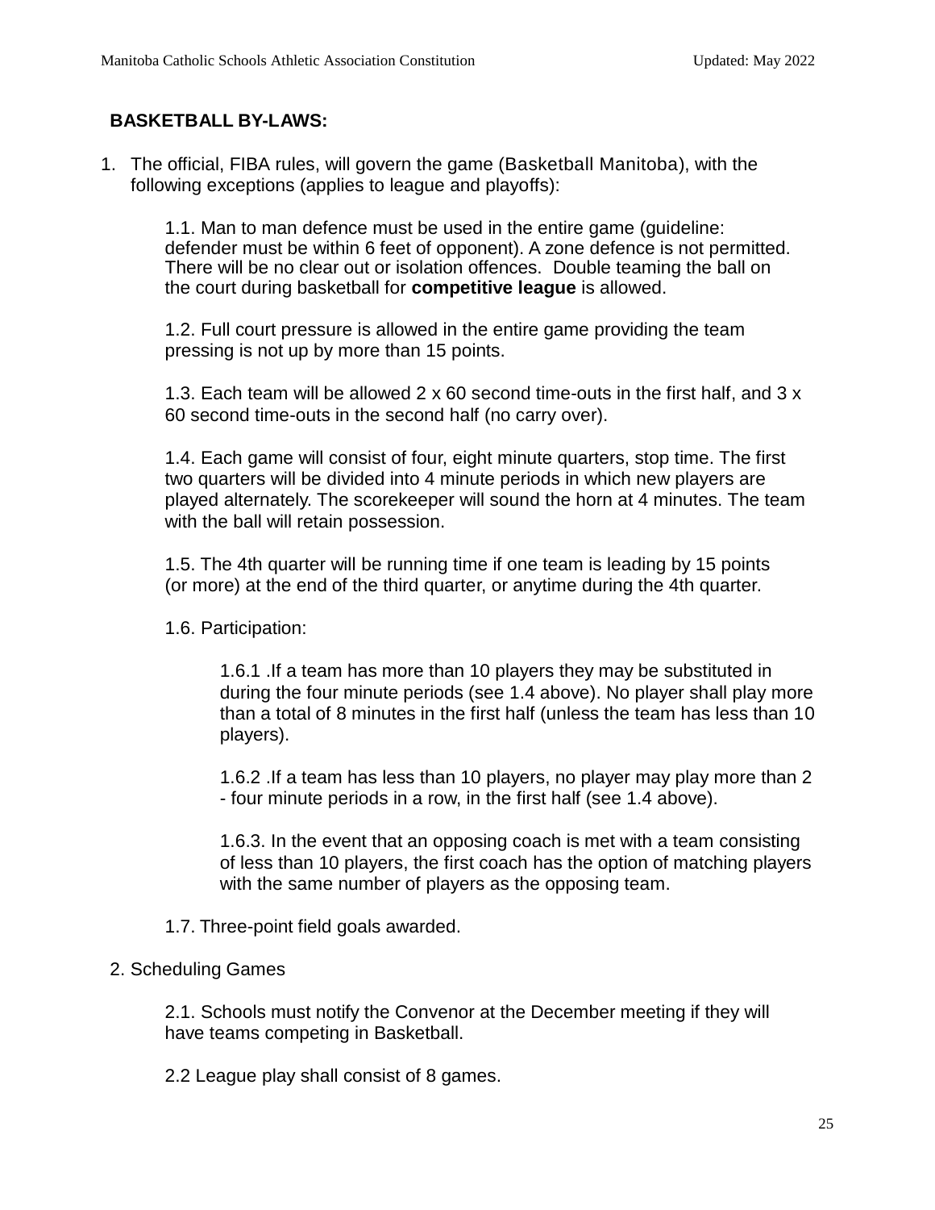## BASKETBALL BY-LAWS:

1. The official, FIBA rules, will govern the game (Basketball Manitoba), with the following exceptions (applies to league and playoffs):

    1.1. Man to man defence must be used in the entire game (guideline: defender must be within 6 feet of opponent). A zone defence is not permitted. There will be no clear out or isolation offences. Double teaming the ball on the court during basketball for **competitive league** is allowed.

    1.2. Full court pressure is allowed in the entire game providing the team pressing is not up by more than 15 points.

    1.3. Each team will be allowed 2 x 60 second time-outs in the first half, and 3 x 60 second time-outs in the second half (no carry over).

    1.4. Each game will consist of four, eight minute quarters, stop time. The first two quarters will be divided into 4 minute periods in which new players are played alternately. The scorekeeper will sound the horn at 4 minutes. The team with the ball will retain possession.

    1.5. The 4th quarter will be running time if one team is leading by 15 points (or more) at the end of the third quarter, or anytime during the 4th quarter.

    1.6. Participation:

        1.6.1 .If a team has more than 10 players they may be substituted in during the four minute periods (see 1.4 above). No player shall play more than a total of 8 minutes in the first half (unless the team has less than 10 players).

        1.6.2 .If a team has less than 10 players, no player may play more than 2 - four minute periods in a row, in the first half (see 1.4 above).

        1.6.3. In the event that an opposing coach is met with a team consisting of less than 10 players, the first coach has the option of matching players with the same number of players as the opposing team.

    1.7. Three-point field goals awarded.

2. Scheduling Games

    2.1. Schools must notify the Convenor at the December meeting if they will have teams competing in Basketball.

    2.2 League play shall consist of 8 games.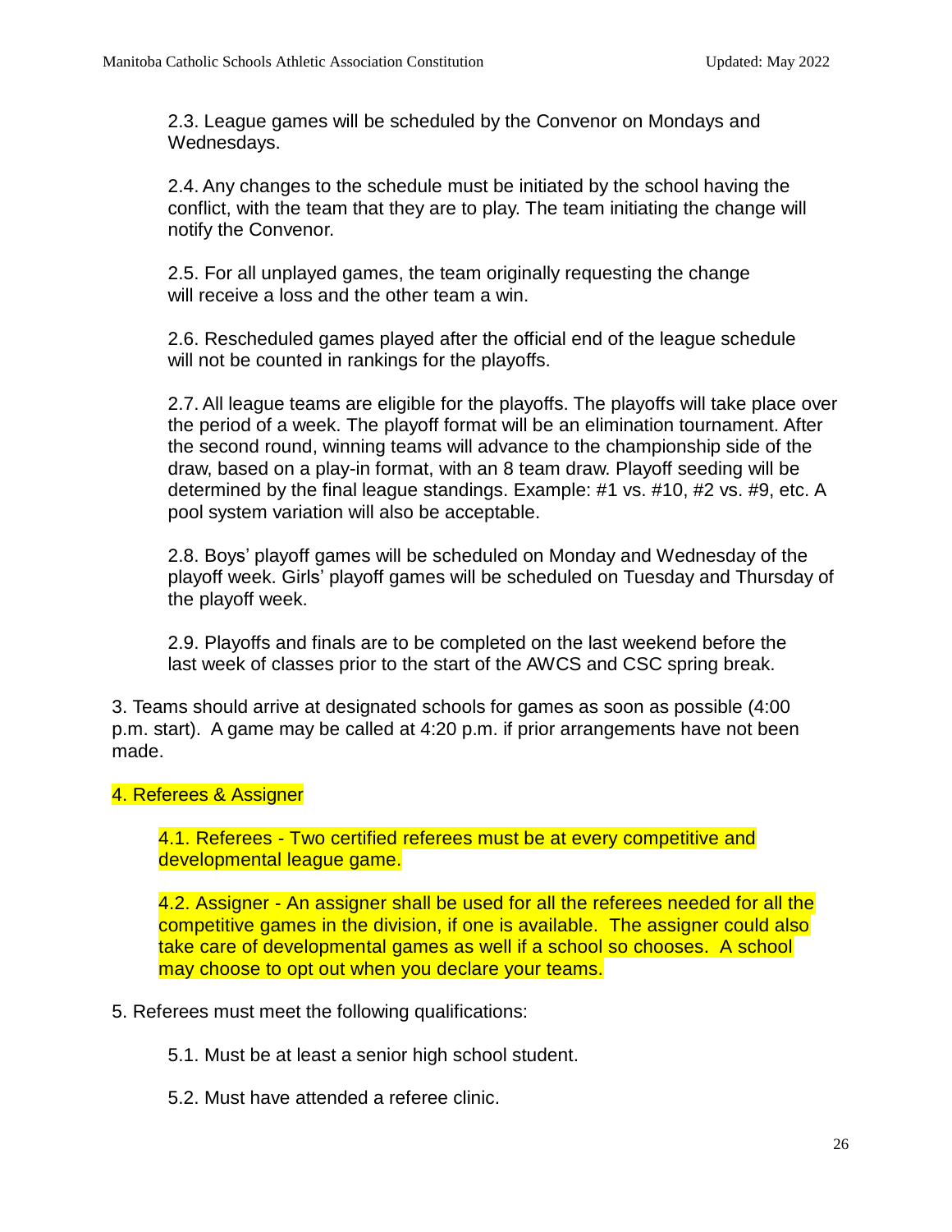2.3. League games will be scheduled by the Convenor on Mondays and Wednesdays.

2.4. Any changes to the schedule must be initiated by the school having the conflict, with the team that they are to play. The team initiating the change will notify the Convenor.

2.5. For all unplayed games, the team originally requesting the change will receive a loss and the other team a win.

2.6. Rescheduled games played after the official end of the league schedule will not be counted in rankings for the playoffs.

2.7. All league teams are eligible for the playoffs. The playoffs will take place over the period of a week. The playoff format will be an elimination tournament. After the second round, winning teams will advance to the championship side of the draw, based on a play-in format, with an 8 team draw. Playoff seeding will be determined by the final league standings. Example: #1 vs. #10, #2 vs. #9, etc. A pool system variation will also be acceptable.

2.8. Boys' playoff games will be scheduled on Monday and Wednesday of the playoff week. Girls' playoff games will be scheduled on Tuesday and Thursday of the playoff week.

2.9. Playoffs and finals are to be completed on the last weekend before the last week of classes prior to the start of the AWCS and CSC spring break.

3. Teams should arrive at designated schools for games as soon as possible (4:00 p.m. start). A game may be called at 4:20 p.m. if prior arrangements have not been made.

4. Referees & Assigner

4.1. Referees - Two certified referees must be at every competitive and developmental league game.

4.2. Assigner - An assigner shall be used for all the referees needed for all the competitive games in the division, if one is available. The assigner could also take care of developmental games as well if a school so chooses. A school may choose to opt out when you declare your teams.

5. Referees must meet the following qualifications:

5.1. Must be at least a senior high school student.

5.2. Must have attended a referee clinic.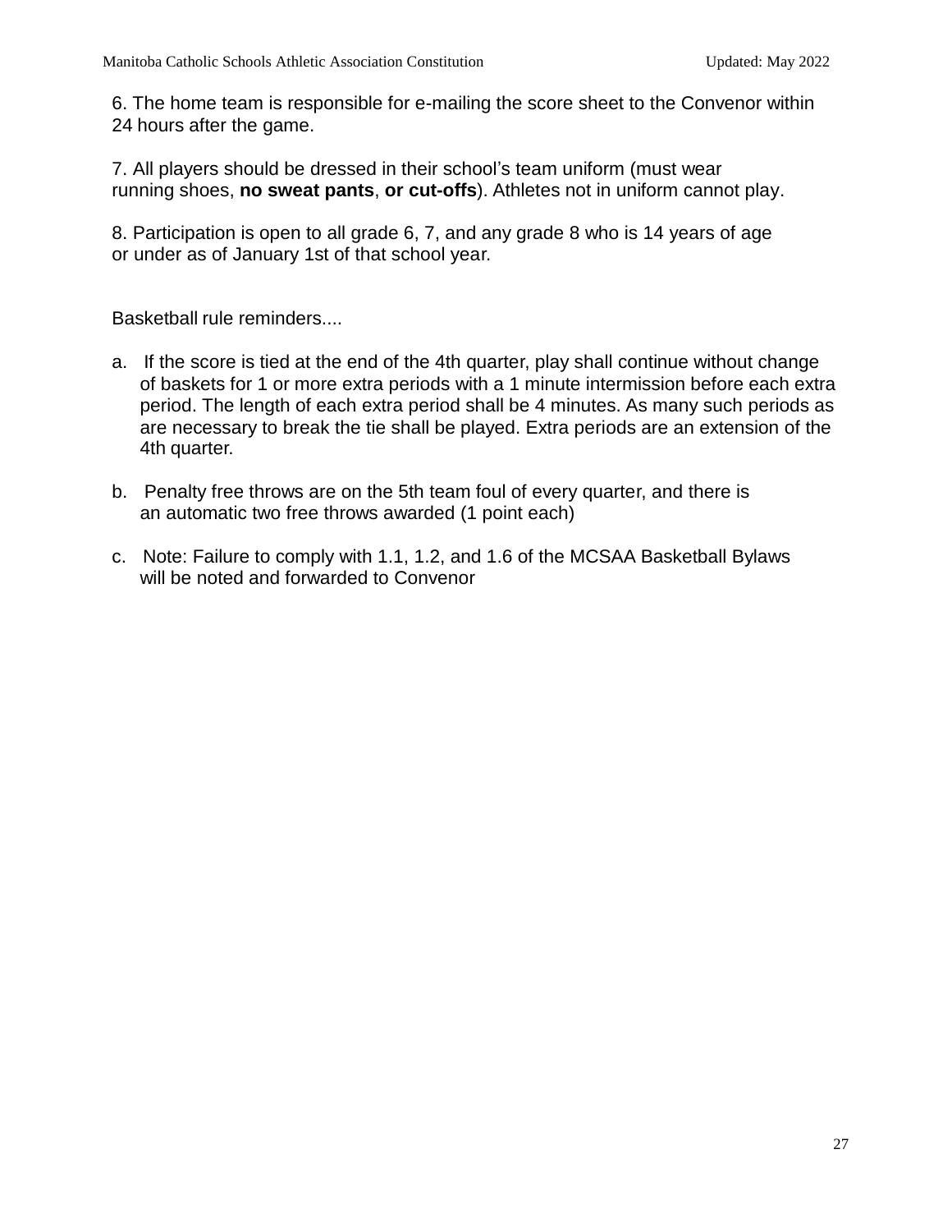6. The home team is responsible for e-mailing the score sheet to the Convenor within 24 hours after the game.

7. All players should be dressed in their school's team uniform (must wear running shoes, **no sweat pants**, **or cut-offs**). Athletes not in uniform cannot play.

8. Participation is open to all grade 6, 7, and any grade 8 who is 14 years of age or under as of January 1st of that school year.

Basketball rule reminders....

a. If the score is tied at the end of the 4th quarter, play shall continue without change of baskets for 1 or more extra periods with a 1 minute intermission before each extra period. The length of each extra period shall be 4 minutes. As many such periods as are necessary to break the tie shall be played. Extra periods are an extension of the 4th quarter.

b. Penalty free throws are on the 5th team foul of every quarter, and there is an automatic two free throws awarded (1 point each)

c. Note: Failure to comply with 1.1, 1.2, and 1.6 of the MCSAA Basketball Bylaws will be noted and forwarded to Convenor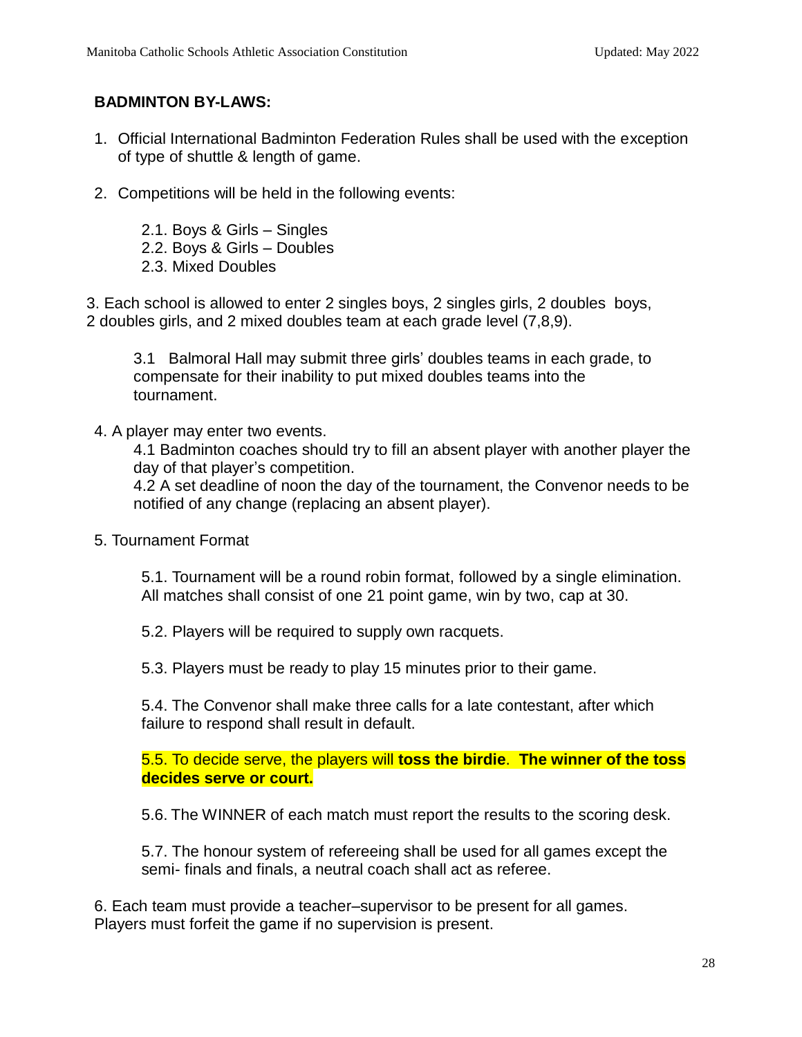**BADMINTON BY-LAWS:**

1. Official International Badminton Federation Rules shall be used with the exception of type of shuttle & length of game.

2. Competitions will be held in the following events:

    2.1. Boys & Girls – Singles
    2.2. Boys & Girls – Doubles
    2.3. Mixed Doubles

3. Each school is allowed to enter 2 singles boys, 2 singles girls, 2 doubles boys, 2 doubles girls, and 2 mixed doubles team at each grade level (7,8,9).

    3.1 Balmoral Hall may submit three girls' doubles teams in each grade, to compensate for their inability to put mixed doubles teams into the tournament.

4. A player may enter two events.

    4.1 Badminton coaches should try to fill an absent player with another player the day of that player's competition.
    4.2 A set deadline of noon the day of the tournament, the Convenor needs to be notified of any change (replacing an absent player).

5. Tournament Format

    5.1. Tournament will be a round robin format, followed by a single elimination. All matches shall consist of one 21 point game, win by two, cap at 30.

    5.2. Players will be required to supply own racquets.

    5.3. Players must be ready to play 15 minutes prior to their game.

    5.4. The Convenor shall make three calls for a late contestant, after which failure to respond shall result in default.

    5.5. To decide serve, the players will **toss the birdie**. **The winner of the toss decides serve or court.**

    5.6. The WINNER of each match must report the results to the scoring desk.

    5.7. The honour system of refereeing shall be used for all games except the semi- finals and finals, a neutral coach shall act as referee.

6. Each team must provide a teacher–supervisor to be present for all games. Players must forfeit the game if no supervision is present.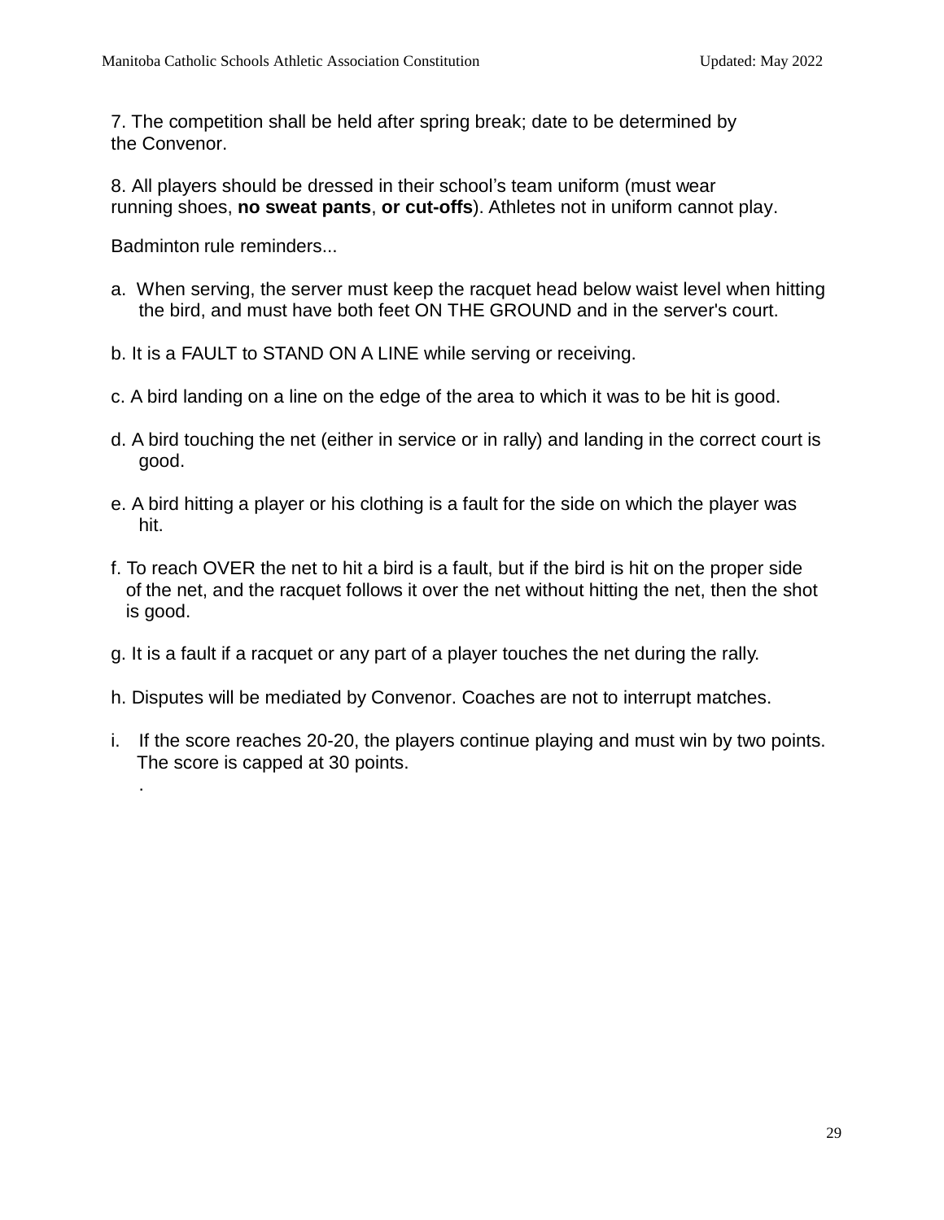7. The competition shall be held after spring break; date to be determined by the Convenor.

8. All players should be dressed in their school's team uniform (must wear running shoes, **no sweat pants**, **or cut-offs**). Athletes not in uniform cannot play.

Badminton rule reminders...

a. When serving, the server must keep the racquet head below waist level when hitting the bird, and must have both feet ON THE GROUND and in the server's court.

b. It is a FAULT to STAND ON A LINE while serving or receiving.

c. A bird landing on a line on the edge of the area to which it was to be hit is good.

d. A bird touching the net (either in service or in rally) and landing in the correct court is good.

e. A bird hitting a player or his clothing is a fault for the side on which the player was hit.

f. To reach OVER the net to hit a bird is a fault, but if the bird is hit on the proper side of the net, and the racquet follows it over the net without hitting the net, then the shot is good.

g. It is a fault if a racquet or any part of a player touches the net during the rally.

h. Disputes will be mediated by Convenor. Coaches are not to interrupt matches.

i. If the score reaches 20-20, the players continue playing and must win by two points. The score is capped at 30 points.
.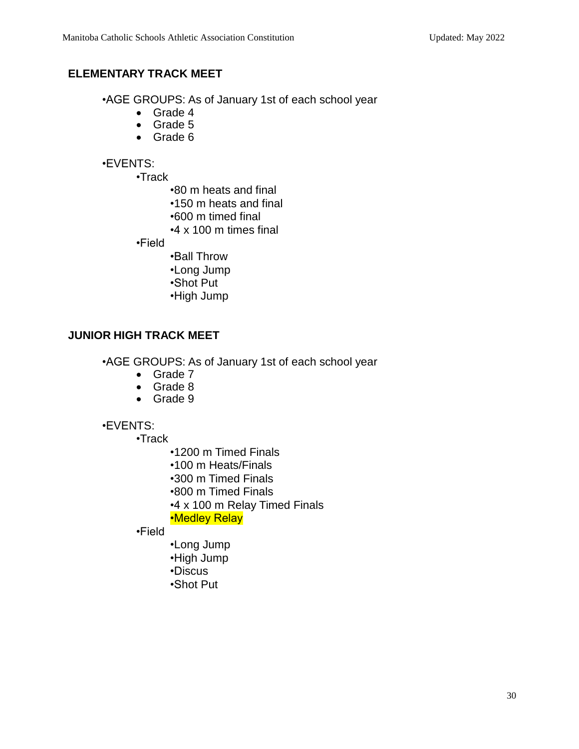## ELEMENTARY TRACK MEET

- AGE GROUPS: As of January 1st of each school year
  - Grade 4
  - Grade 5
  - Grade 6

- EVENTS:
  - Track
    - 80 m heats and final
    - 150 m heats and final
    - 600 m timed final
    - 4 x 100 m times final
  - Field
    - Ball Throw
    - Long Jump
    - Shot Put
    - High Jump

## JUNIOR HIGH TRACK MEET

- AGE GROUPS: As of January 1st of each school year
  - Grade 7
  - Grade 8
  - Grade 9

- EVENTS:
  - Track
    - 1200 m Timed Finals
    - 100 m Heats/Finals
    - 300 m Timed Finals
    - 800 m Timed Finals
    - 4 x 100 m Relay Timed Finals
    - Medley Relay
  - Field
    - Long Jump
    - High Jump
    - Discus
    - Shot Put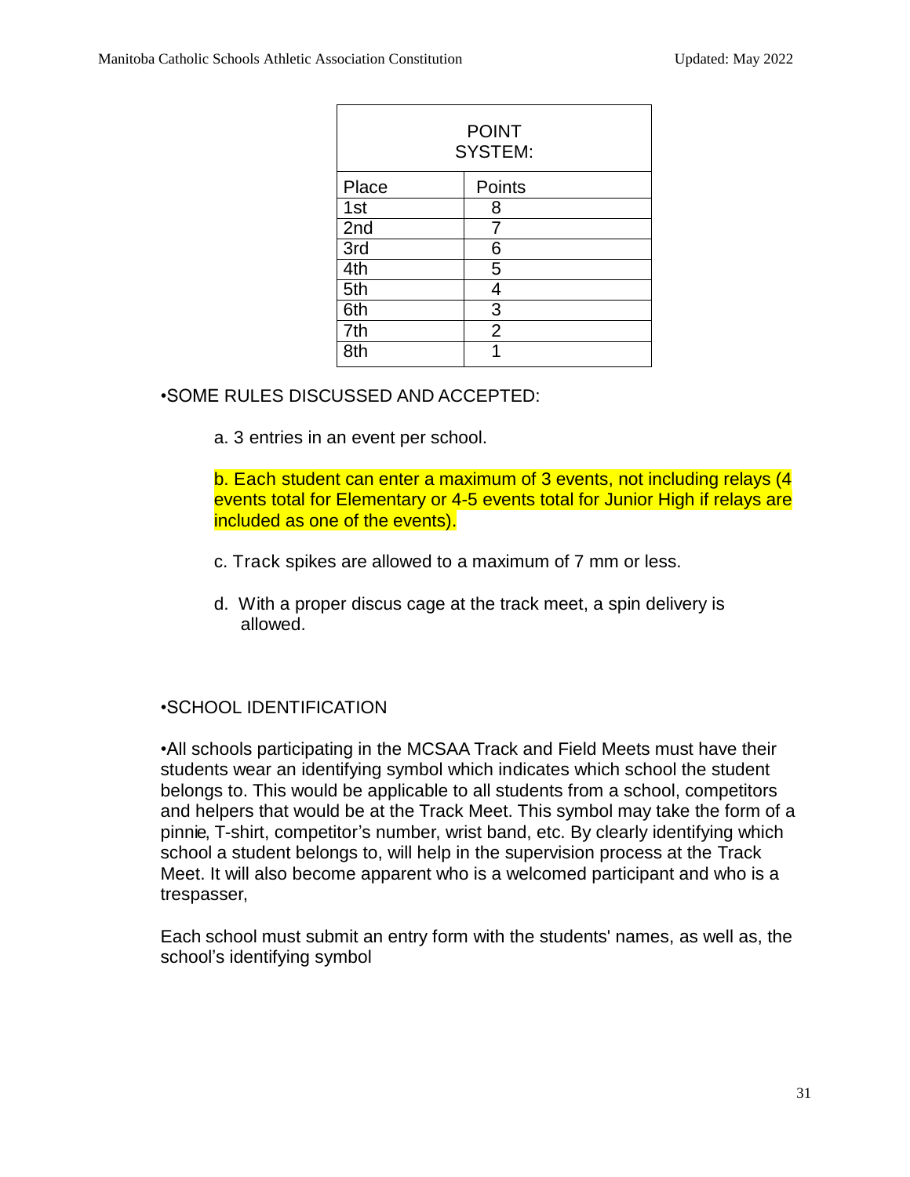| POINT SYSTEM: | |
|---|---|
| Place | Points |
| 1st | 8 |
| 2nd | 7 |
| 3rd | 6 |
| 4th | 5 |
| 5th | 4 |
| 6th | 3 |
| 7th | 2 |
| 8th | 1 |

•SOME RULES DISCUSSED AND ACCEPTED:

a. 3 entries in an event per school.

b. Each student can enter a maximum of 3 events, not including relays (4 events total for Elementary or 4-5 events total for Junior High if relays are included as one of the events).

c. Track spikes are allowed to a maximum of 7 mm or less.

d. With a proper discus cage at the track meet, a spin delivery is allowed.

•SCHOOL IDENTIFICATION

•All schools participating in the MCSAA Track and Field Meets must have their students wear an identifying symbol which indicates which school the student belongs to. This would be applicable to all students from a school, competitors and helpers that would be at the Track Meet. This symbol may take the form of a pinnie, T-shirt, competitor's number, wrist band, etc. By clearly identifying which school a student belongs to, will help in the supervision process at the Track Meet. It will also become apparent who is a welcomed participant and who is a trespasser,

Each school must submit an entry form with the students' names, as well as, the school's identifying symbol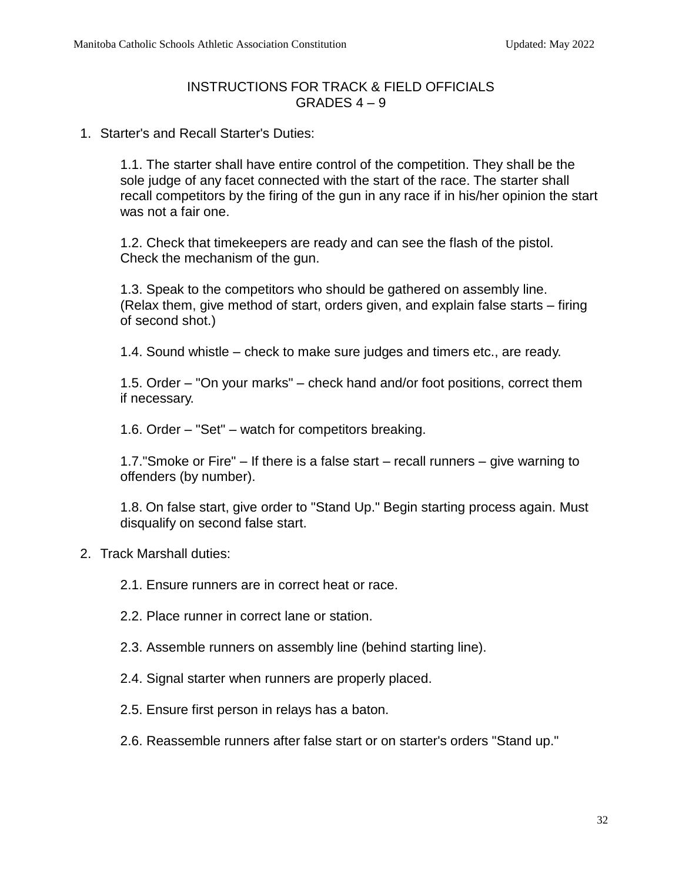# INSTRUCTIONS FOR TRACK & FIELD OFFICIALS
## GRADES 4 – 9

1. Starter's and Recall Starter's Duties:

   1.1. The starter shall have entire control of the competition. They shall be the sole judge of any facet connected with the start of the race. The starter shall recall competitors by the firing of the gun in any race if in his/her opinion the start was not a fair one.

   1.2. Check that timekeepers are ready and can see the flash of the pistol. Check the mechanism of the gun.

   1.3. Speak to the competitors who should be gathered on assembly line. (Relax them, give method of start, orders given, and explain false starts – firing of second shot.)

   1.4. Sound whistle – check to make sure judges and timers etc., are ready.

   1.5. Order – "On your marks" – check hand and/or foot positions, correct them if necessary.

   1.6. Order – "Set" – watch for competitors breaking.

   1.7."Smoke or Fire" – If there is a false start – recall runners – give warning to offenders (by number).

   1.8. On false start, give order to "Stand Up." Begin starting process again. Must disqualify on second false start.

2. Track Marshall duties:

   2.1. Ensure runners are in correct heat or race.

   2.2. Place runner in correct lane or station.

   2.3. Assemble runners on assembly line (behind starting line).

   2.4. Signal starter when runners are properly placed.

   2.5. Ensure first person in relays has a baton.

   2.6. Reassemble runners after false start or on starter's orders "Stand up."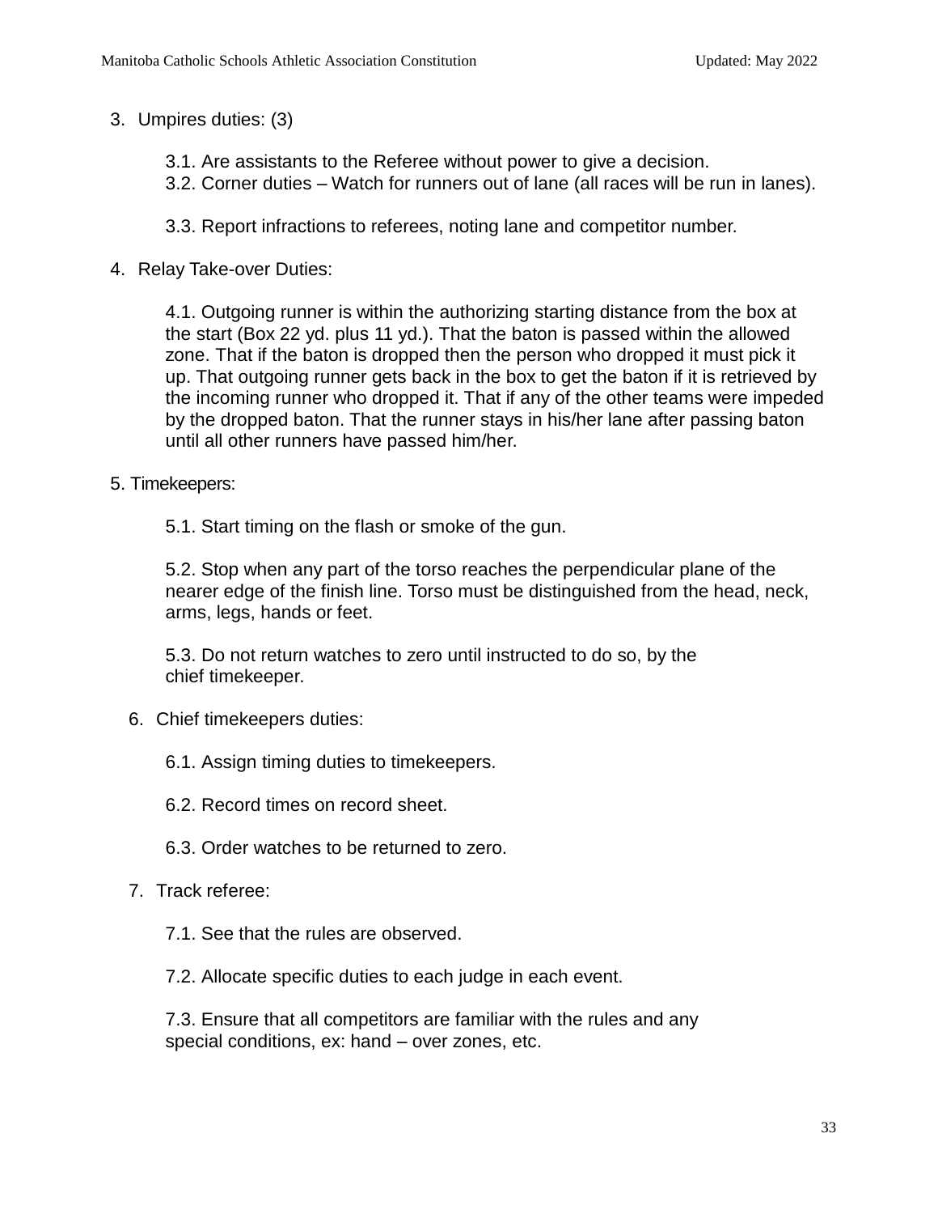3. Umpires duties: (3)

   3.1. Are assistants to the Referee without power to give a decision.
   3.2. Corner duties – Watch for runners out of lane (all races will be run in lanes).

   3.3. Report infractions to referees, noting lane and competitor number.

4. Relay Take-over Duties:

   4.1. Outgoing runner is within the authorizing starting distance from the box at the start (Box 22 yd. plus 11 yd.). That the baton is passed within the allowed zone. That if the baton is dropped then the person who dropped it must pick it up. That outgoing runner gets back in the box to get the baton if it is retrieved by the incoming runner who dropped it. That if any of the other teams were impeded by the dropped baton. That the runner stays in his/her lane after passing baton until all other runners have passed him/her.

5. Timekeepers:

   5.1. Start timing on the flash or smoke of the gun.

   5.2. Stop when any part of the torso reaches the perpendicular plane of the nearer edge of the finish line. Torso must be distinguished from the head, neck, arms, legs, hands or feet.

   5.3. Do not return watches to zero until instructed to do so, by the chief timekeeper.

6. Chief timekeepers duties:

   6.1. Assign timing duties to timekeepers.

   6.2. Record times on record sheet.

   6.3. Order watches to be returned to zero.

7. Track referee:

   7.1. See that the rules are observed.

   7.2. Allocate specific duties to each judge in each event.

   7.3. Ensure that all competitors are familiar with the rules and any special conditions, ex: hand – over zones, etc.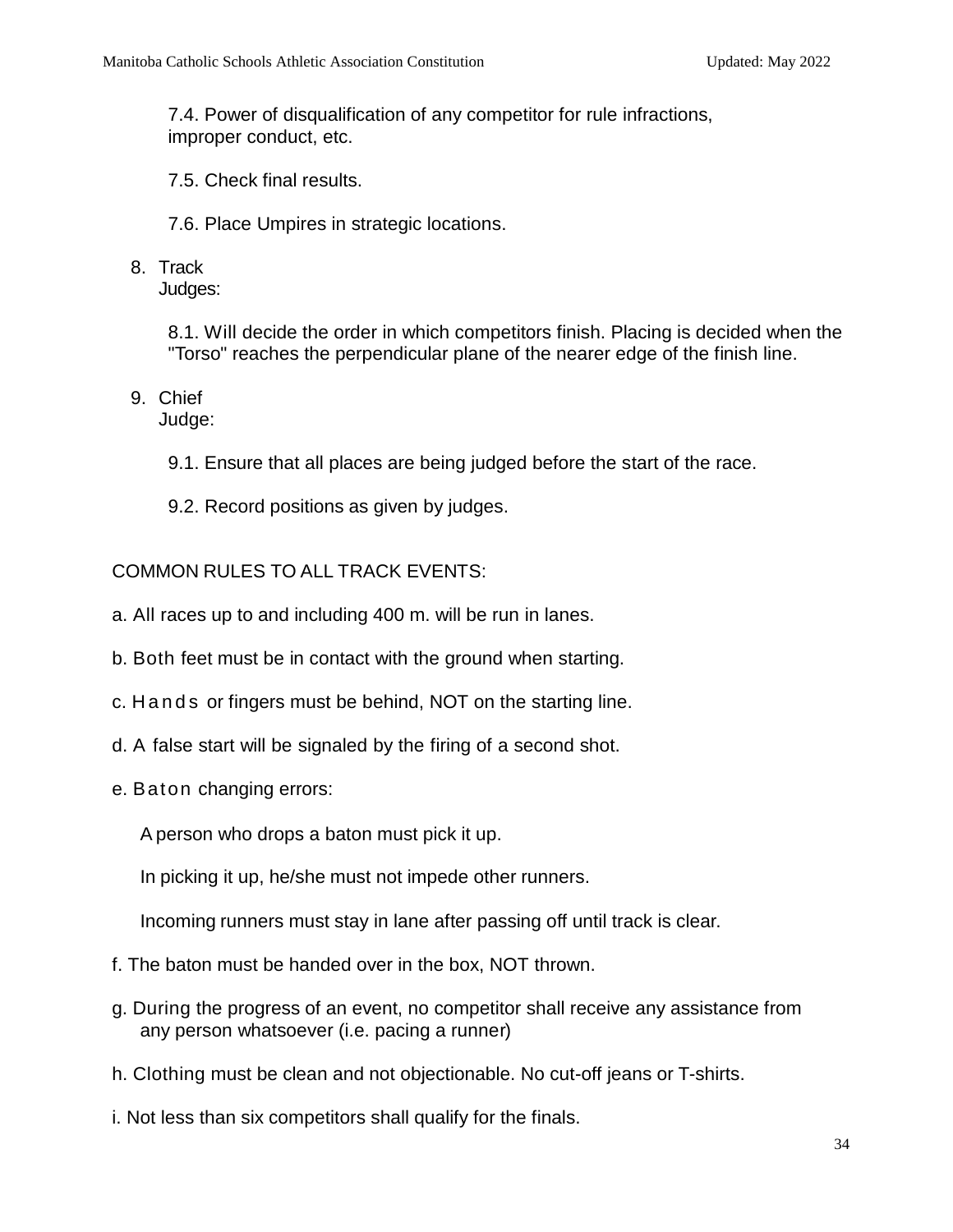7.4. Power of disqualification of any competitor for rule infractions, improper conduct, etc.

7.5. Check final results.

7.6. Place Umpires in strategic locations.

8. Track Judges:

   8.1. Will decide the order in which competitors finish. Placing is decided when the "Torso" reaches the perpendicular plane of the nearer edge of the finish line.

9. Chief Judge:

   9.1. Ensure that all places are being judged before the start of the race.

   9.2. Record positions as given by judges.

COMMON RULES TO ALL TRACK EVENTS:

a. All races up to and including 400 m. will be run in lanes.

b. Both feet must be in contact with the ground when starting.

c. Hands or fingers must be behind, NOT on the starting line.

d. A false start will be signaled by the firing of a second shot.

e. Baton changing errors:

   A person who drops a baton must pick it up.

   In picking it up, he/she must not impede other runners.

   Incoming runners must stay in lane after passing off until track is clear.

f. The baton must be handed over in the box, NOT thrown.

g. During the progress of an event, no competitor shall receive any assistance from any person whatsoever (i.e. pacing a runner)

h. Clothing must be clean and not objectionable. No cut-off jeans or T-shirts.

i. Not less than six competitors shall qualify for the finals.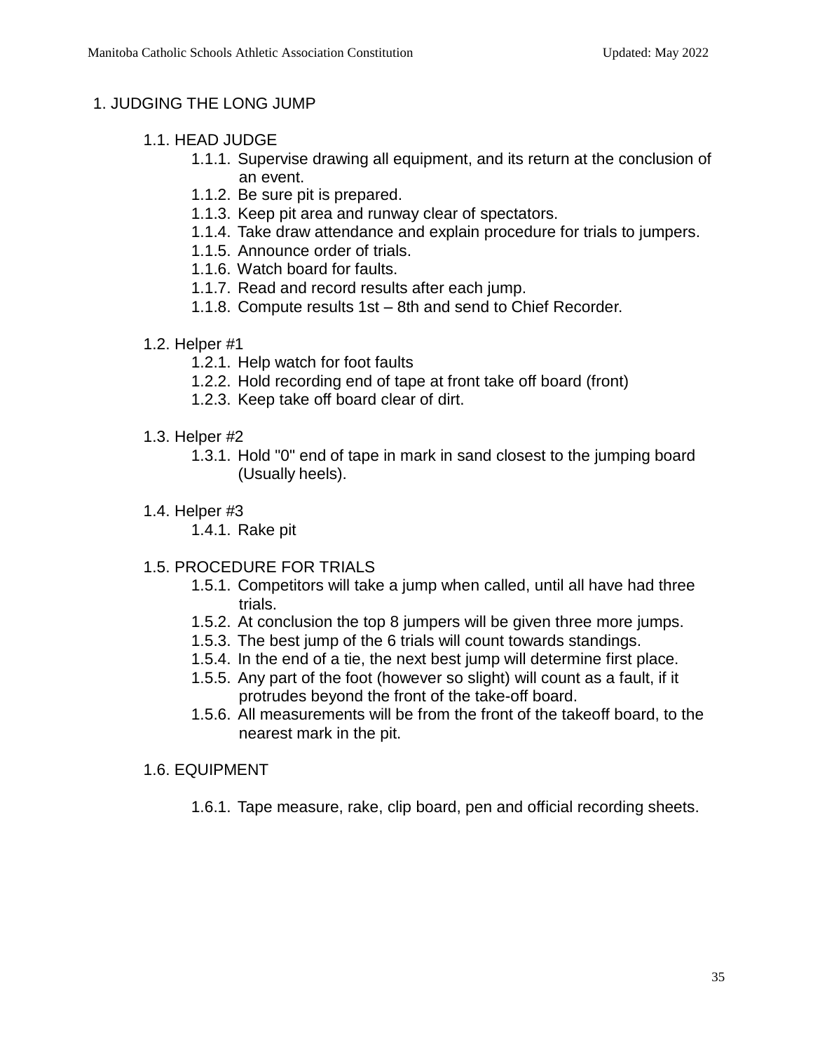# 1. JUDGING THE LONG JUMP

## 1.1. HEAD JUDGE

- 1.1.1. Supervise drawing all equipment, and its return at the conclusion of an event.
- 1.1.2. Be sure pit is prepared.
- 1.1.3. Keep pit area and runway clear of spectators.
- 1.1.4. Take draw attendance and explain procedure for trials to jumpers.
- 1.1.5. Announce order of trials.
- 1.1.6. Watch board for faults.
- 1.1.7. Read and record results after each jump.
- 1.1.8. Compute results 1st – 8th and send to Chief Recorder.

## 1.2. Helper #1

- 1.2.1. Help watch for foot faults
- 1.2.2. Hold recording end of tape at front take off board (front)
- 1.2.3. Keep take off board clear of dirt.

## 1.3. Helper #2

- 1.3.1. Hold "0" end of tape in mark in sand closest to the jumping board (Usually heels).

## 1.4. Helper #3

- 1.4.1. Rake pit

## 1.5. PROCEDURE FOR TRIALS

- 1.5.1. Competitors will take a jump when called, until all have had three trials.
- 1.5.2. At conclusion the top 8 jumpers will be given three more jumps.
- 1.5.3. The best jump of the 6 trials will count towards standings.
- 1.5.4. In the end of a tie, the next best jump will determine first place.
- 1.5.5. Any part of the foot (however so slight) will count as a fault, if it protrudes beyond the front of the take-off board.
- 1.5.6. All measurements will be from the front of the takeoff board, to the nearest mark in the pit.

## 1.6. EQUIPMENT

- 1.6.1. Tape measure, rake, clip board, pen and official recording sheets.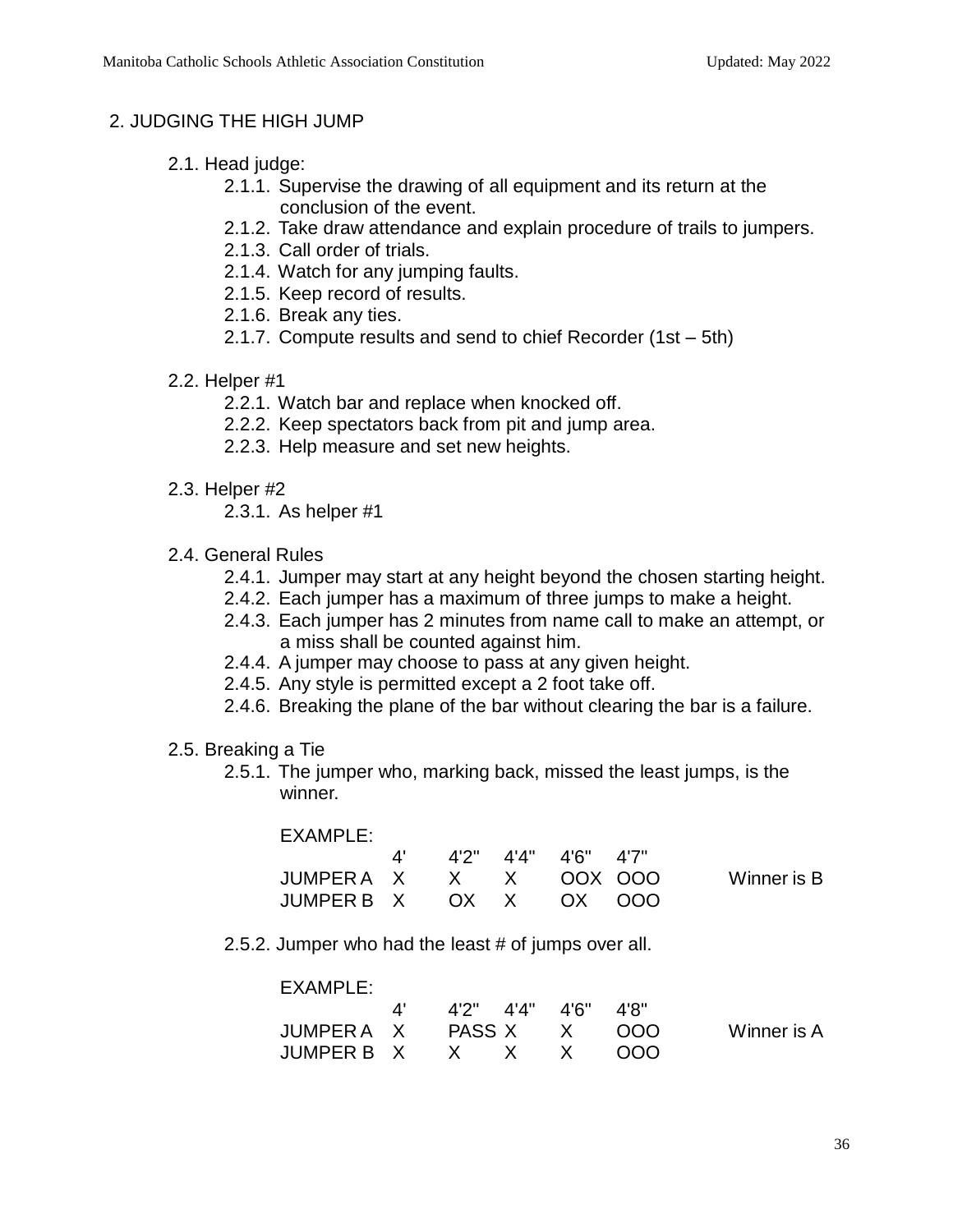## 2. JUDGING THE HIGH JUMP

2.1. Head judge:

- 2.1.1. Supervise the drawing of all equipment and its return at the conclusion of the event.
- 2.1.2. Take draw attendance and explain procedure of trails to jumpers.
- 2.1.3. Call order of trials.
- 2.1.4. Watch for any jumping faults.
- 2.1.5. Keep record of results.
- 2.1.6. Break any ties.
- 2.1.7. Compute results and send to chief Recorder (1st – 5th)

2.2. Helper #1

- 2.2.1. Watch bar and replace when knocked off.
- 2.2.2. Keep spectators back from pit and jump area.
- 2.2.3. Help measure and set new heights.

2.3. Helper #2

- 2.3.1. As helper #1

2.4. General Rules

- 2.4.1. Jumper may start at any height beyond the chosen starting height.
- 2.4.2. Each jumper has a maximum of three jumps to make a height.
- 2.4.3. Each jumper has 2 minutes from name call to make an attempt, or a miss shall be counted against him.
- 2.4.4. A jumper may choose to pass at any given height.
- 2.4.5. Any style is permitted except a 2 foot take off.
- 2.4.6. Breaking the plane of the bar without clearing the bar is a failure.

2.5. Breaking a Tie

- 2.5.1. The jumper who, marking back, missed the least jumps, is the winner.

EXAMPLE:

| | 4' | 4'2" | 4'4" | 4'6" | 4'7" | |
|---|---|---|---|---|---|---|
| JUMPER A | X | X | X | OOX | OOO | Winner is B |
| JUMPER B | X | OX | X | OX | OOO | |

- 2.5.2. Jumper who had the least # of jumps over all.

EXAMPLE:

| | 4' | 4'2" | 4'4" | 4'6" | 4'8" | |
|---|---|---|---|---|---|---|
| JUMPER A | X | PASS | X | X | OOO | Winner is A |
| JUMPER B | X | X | X | X | OOO | |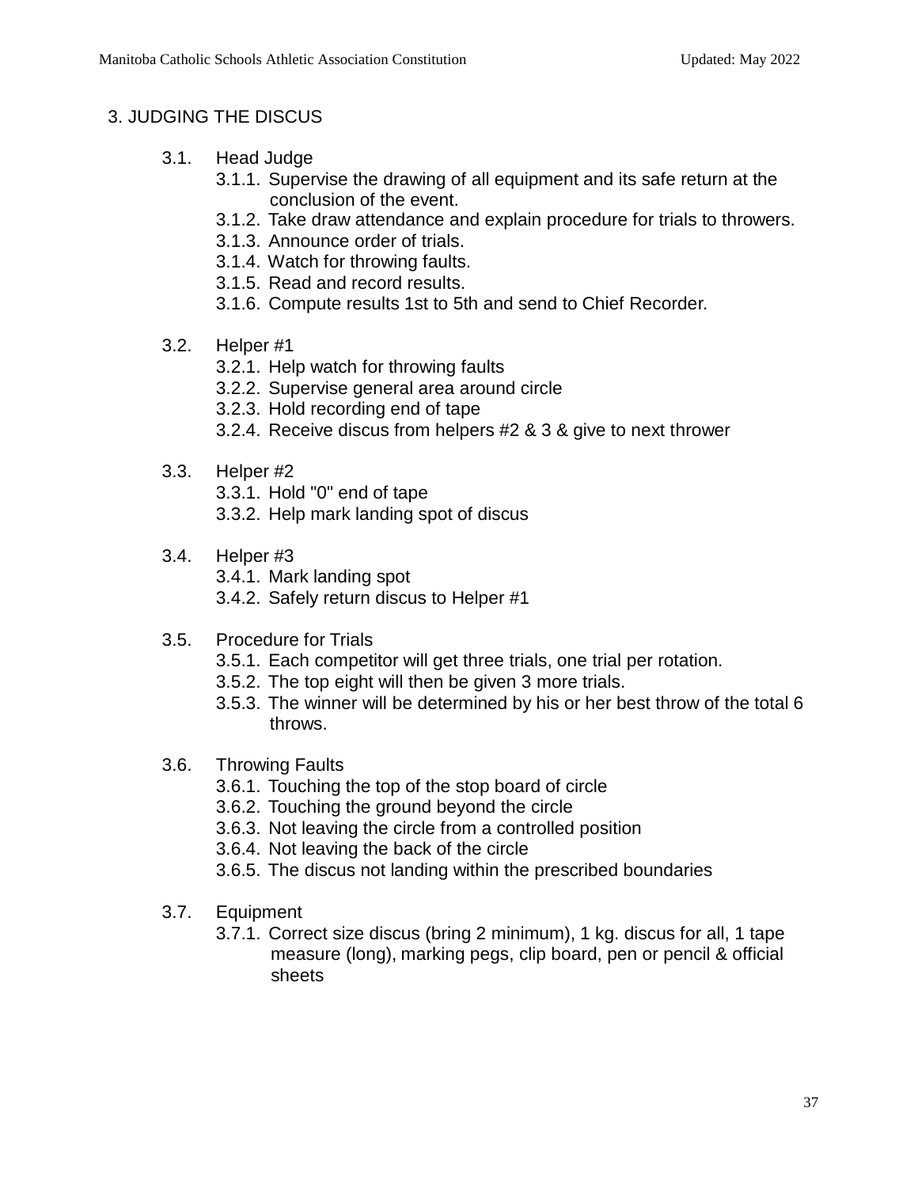# 3. JUDGING THE DISCUS

3.1. Head Judge
- 3.1.1. Supervise the drawing of all equipment and its safe return at the conclusion of the event.
- 3.1.2. Take draw attendance and explain procedure for trials to throwers.
- 3.1.3. Announce order of trials.
- 3.1.4. Watch for throwing faults.
- 3.1.5. Read and record results.
- 3.1.6. Compute results 1st to 5th and send to Chief Recorder.

3.2. Helper #1
- 3.2.1. Help watch for throwing faults
- 3.2.2. Supervise general area around circle
- 3.2.3. Hold recording end of tape
- 3.2.4. Receive discus from helpers #2 & 3 & give to next thrower

3.3. Helper #2
- 3.3.1. Hold "0" end of tape
- 3.3.2. Help mark landing spot of discus

3.4. Helper #3
- 3.4.1. Mark landing spot
- 3.4.2. Safely return discus to Helper #1

3.5. Procedure for Trials
- 3.5.1. Each competitor will get three trials, one trial per rotation.
- 3.5.2. The top eight will then be given 3 more trials.
- 3.5.3. The winner will be determined by his or her best throw of the total 6 throws.

3.6. Throwing Faults
- 3.6.1. Touching the top of the stop board of circle
- 3.6.2. Touching the ground beyond the circle
- 3.6.3. Not leaving the circle from a controlled position
- 3.6.4. Not leaving the back of the circle
- 3.6.5. The discus not landing within the prescribed boundaries

3.7. Equipment
- 3.7.1. Correct size discus (bring 2 minimum), 1 kg. discus for all, 1 tape measure (long), marking pegs, clip board, pen or pencil & official sheets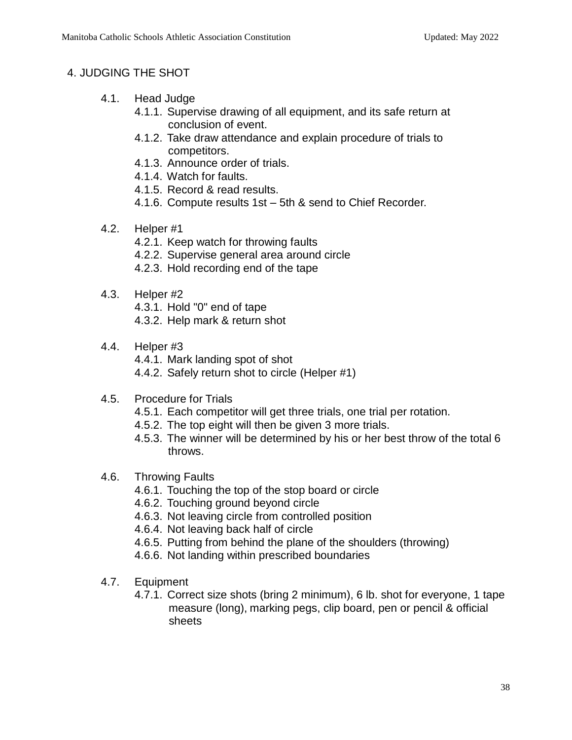## 4. JUDGING THE SHOT

- 4.1. Head Judge
  - 4.1.1. Supervise drawing of all equipment, and its safe return at conclusion of event.
  - 4.1.2. Take draw attendance and explain procedure of trials to competitors.
  - 4.1.3. Announce order of trials.
  - 4.1.4. Watch for faults.
  - 4.1.5. Record & read results.
  - 4.1.6. Compute results 1st – 5th & send to Chief Recorder.

- 4.2. Helper #1
  - 4.2.1. Keep watch for throwing faults
  - 4.2.2. Supervise general area around circle
  - 4.2.3. Hold recording end of the tape

- 4.3. Helper #2
  - 4.3.1. Hold "0" end of tape
  - 4.3.2. Help mark & return shot

- 4.4. Helper #3
  - 4.4.1. Mark landing spot of shot
  - 4.4.2. Safely return shot to circle (Helper #1)

- 4.5. Procedure for Trials
  - 4.5.1. Each competitor will get three trials, one trial per rotation.
  - 4.5.2. The top eight will then be given 3 more trials.
  - 4.5.3. The winner will be determined by his or her best throw of the total 6 throws.

- 4.6. Throwing Faults
  - 4.6.1. Touching the top of the stop board or circle
  - 4.6.2. Touching ground beyond circle
  - 4.6.3. Not leaving circle from controlled position
  - 4.6.4. Not leaving back half of circle
  - 4.6.5. Putting from behind the plane of the shoulders (throwing)
  - 4.6.6. Not landing within prescribed boundaries

- 4.7. Equipment
  - 4.7.1. Correct size shots (bring 2 minimum), 6 lb. shot for everyone, 1 tape measure (long), marking pegs, clip board, pen or pencil & official sheets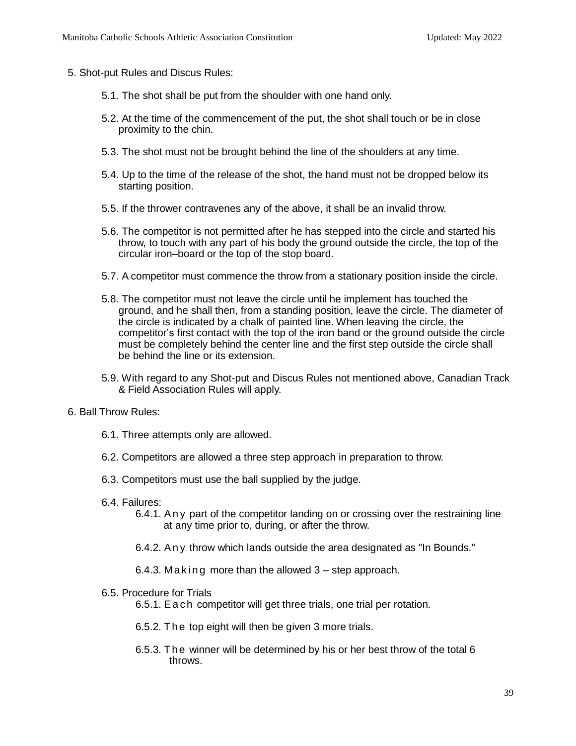5. Shot-put Rules and Discus Rules:

   5.1. The shot shall be put from the shoulder with one hand only.

   5.2. At the time of the commencement of the put, the shot shall touch or be in close proximity to the chin.

   5.3. The shot must not be brought behind the line of the shoulders at any time.

   5.4. Up to the time of the release of the shot, the hand must not be dropped below its starting position.

   5.5. If the thrower contravenes any of the above, it shall be an invalid throw.

   5.6. The competitor is not permitted after he has stepped into the circle and started his throw, to touch with any part of his body the ground outside the circle, the top of the circular iron–board or the top of the stop board.

   5.7. A competitor must commence the throw from a stationary position inside the circle.

   5.8. The competitor must not leave the circle until he implement has touched the ground, and he shall then, from a standing position, leave the circle. The diameter of the circle is indicated by a chalk of painted line. When leaving the circle, the competitor's first contact with the top of the iron band or the ground outside the circle must be completely behind the center line and the first step outside the circle shall be behind the line or its extension.

   5.9. With regard to any Shot-put and Discus Rules not mentioned above, Canadian Track & Field Association Rules will apply.

6. Ball Throw Rules:

   6.1. Three attempts only are allowed.

   6.2. Competitors are allowed a three step approach in preparation to throw.

   6.3. Competitors must use the ball supplied by the judge.

   6.4. Failures:

      6.4.1. Any part of the competitor landing on or crossing over the restraining line at any time prior to, during, or after the throw.

      6.4.2. Any throw which lands outside the area designated as "In Bounds."

      6.4.3. Making more than the allowed 3 – step approach.

   6.5. Procedure for Trials

      6.5.1. Each competitor will get three trials, one trial per rotation.

      6.5.2. The top eight will then be given 3 more trials.

      6.5.3. The winner will be determined by his or her best throw of the total 6 throws.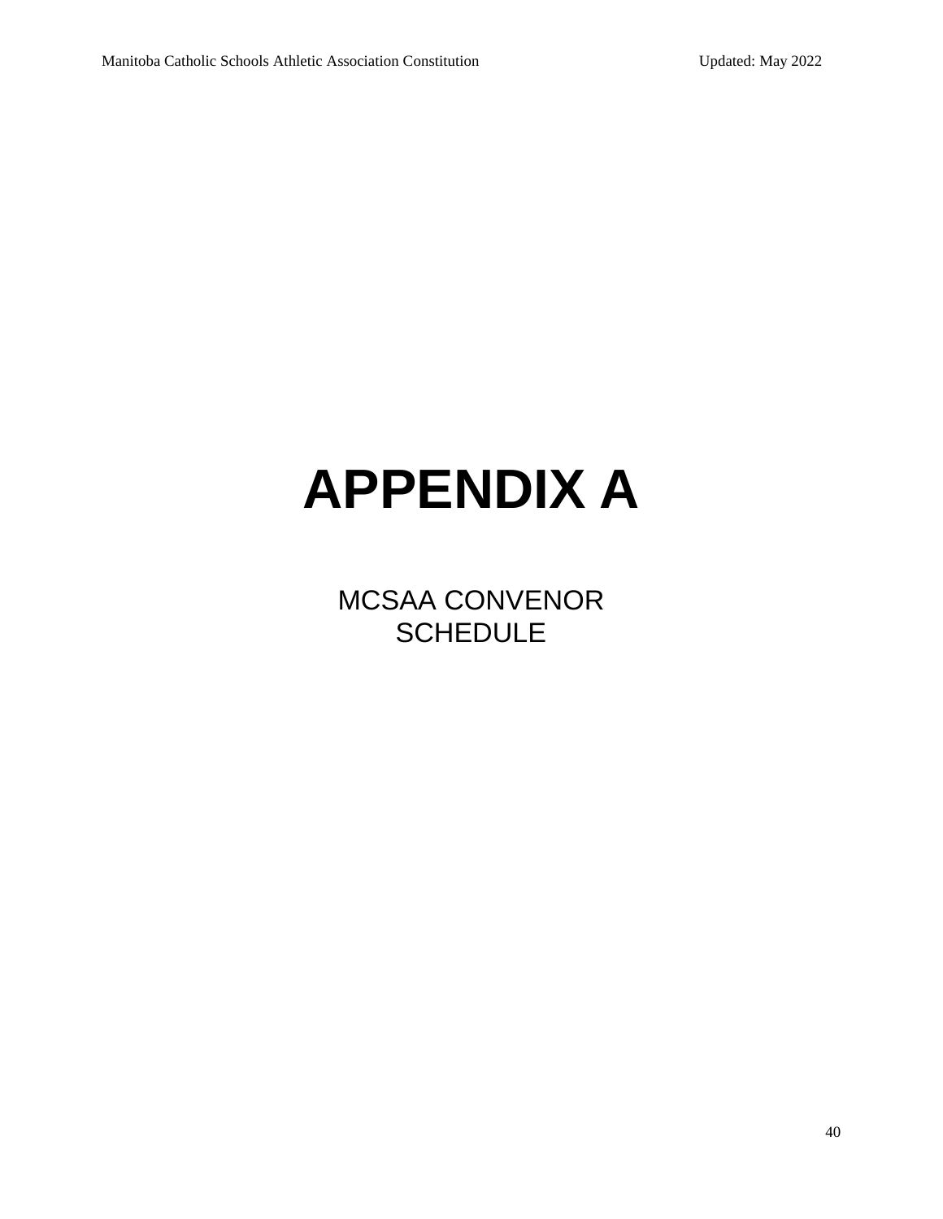# APPENDIX A

MCSAA CONVENOR
SCHEDULE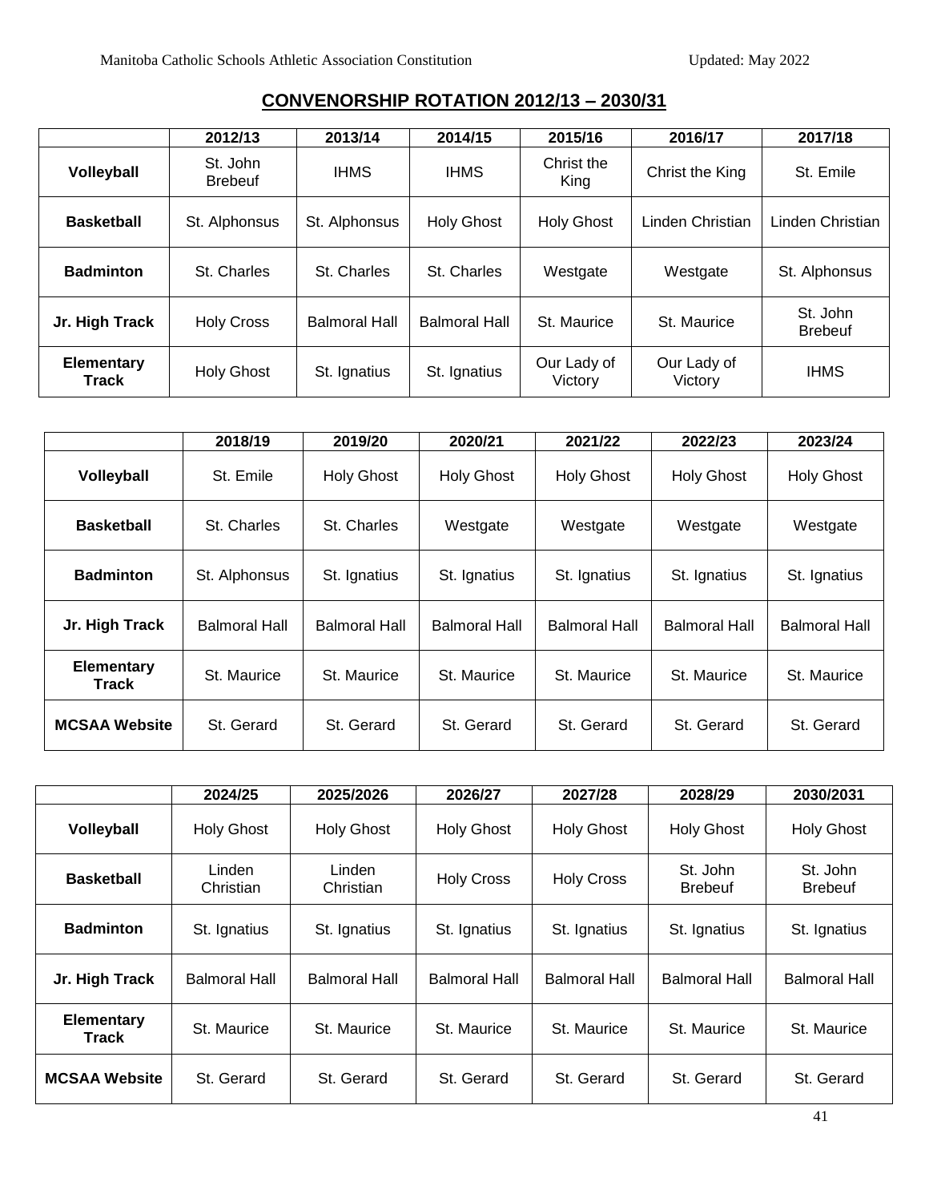## CONVENORSHIP ROTATION 2012/13 – 2030/31

| | 2012/13 | 2013/14 | 2014/15 | 2015/16 | 2016/17 | 2017/18 |
|---|---|---|---|---|---|---|
| **Volleyball** | St. John Brebeuf | IHMS | IHMS | Christ the King | Christ the King | St. Emile |
| **Basketball** | St. Alphonsus | St. Alphonsus | Holy Ghost | Holy Ghost | Linden Christian | Linden Christian |
| **Badminton** | St. Charles | St. Charles | St. Charles | Westgate | Westgate | St. Alphonsus |
| **Jr. High Track** | Holy Cross | Balmoral Hall | Balmoral Hall | St. Maurice | St. Maurice | St. John Brebeuf |
| **Elementary Track** | Holy Ghost | St. Ignatius | St. Ignatius | Our Lady of Victory | Our Lady of Victory | IHMS |

| | 2018/19 | 2019/20 | 2020/21 | 2021/22 | 2022/23 | 2023/24 |
|---|---|---|---|---|---|---|
| **Volleyball** | St. Emile | Holy Ghost | Holy Ghost | Holy Ghost | Holy Ghost | Holy Ghost |
| **Basketball** | St. Charles | St. Charles | Westgate | Westgate | Westgate | Westgate |
| **Badminton** | St. Alphonsus | St. Ignatius | St. Ignatius | St. Ignatius | St. Ignatius | St. Ignatius |
| **Jr. High Track** | Balmoral Hall | Balmoral Hall | Balmoral Hall | Balmoral Hall | Balmoral Hall | Balmoral Hall |
| **Elementary Track** | St. Maurice | St. Maurice | St. Maurice | St. Maurice | St. Maurice | St. Maurice |
| **MCSAA Website** | St. Gerard | St. Gerard | St. Gerard | St. Gerard | St. Gerard | St. Gerard |

| | 2024/25 | 2025/2026 | 2026/27 | 2027/28 | 2028/29 | 2030/2031 |
|---|---|---|---|---|---|---|
| **Volleyball** | Holy Ghost | Holy Ghost | Holy Ghost | Holy Ghost | Holy Ghost | Holy Ghost |
| **Basketball** | Linden Christian | Linden Christian | Holy Cross | Holy Cross | St. John Brebeuf | St. John Brebeuf |
| **Badminton** | St. Ignatius | St. Ignatius | St. Ignatius | St. Ignatius | St. Ignatius | St. Ignatius |
| **Jr. High Track** | Balmoral Hall | Balmoral Hall | Balmoral Hall | Balmoral Hall | Balmoral Hall | Balmoral Hall |
| **Elementary Track** | St. Maurice | St. Maurice | St. Maurice | St. Maurice | St. Maurice | St. Maurice |
| **MCSAA Website** | St. Gerard | St. Gerard | St. Gerard | St. Gerard | St. Gerard | St. Gerard |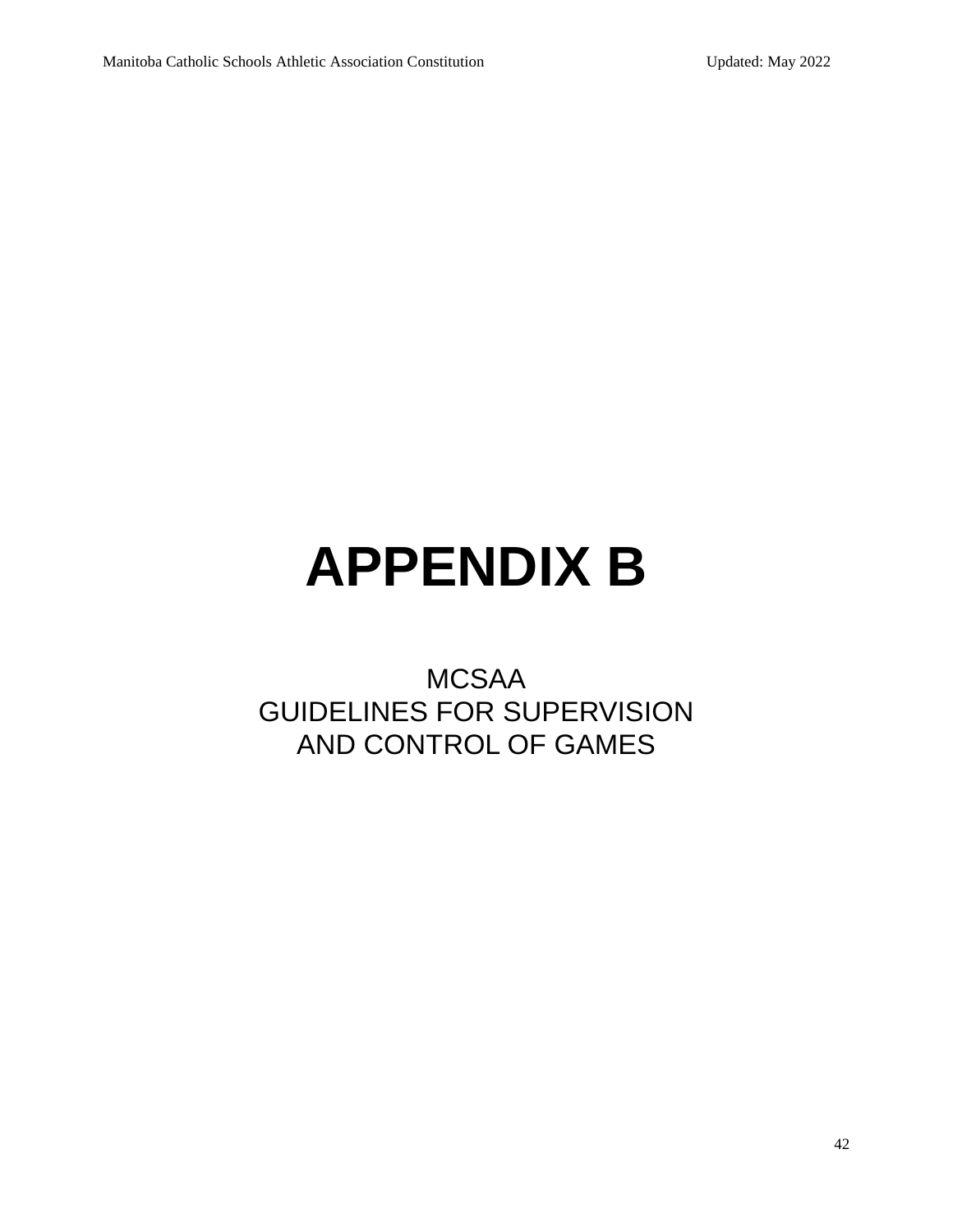# APPENDIX B

MCSAA
GUIDELINES FOR SUPERVISION
AND CONTROL OF GAMES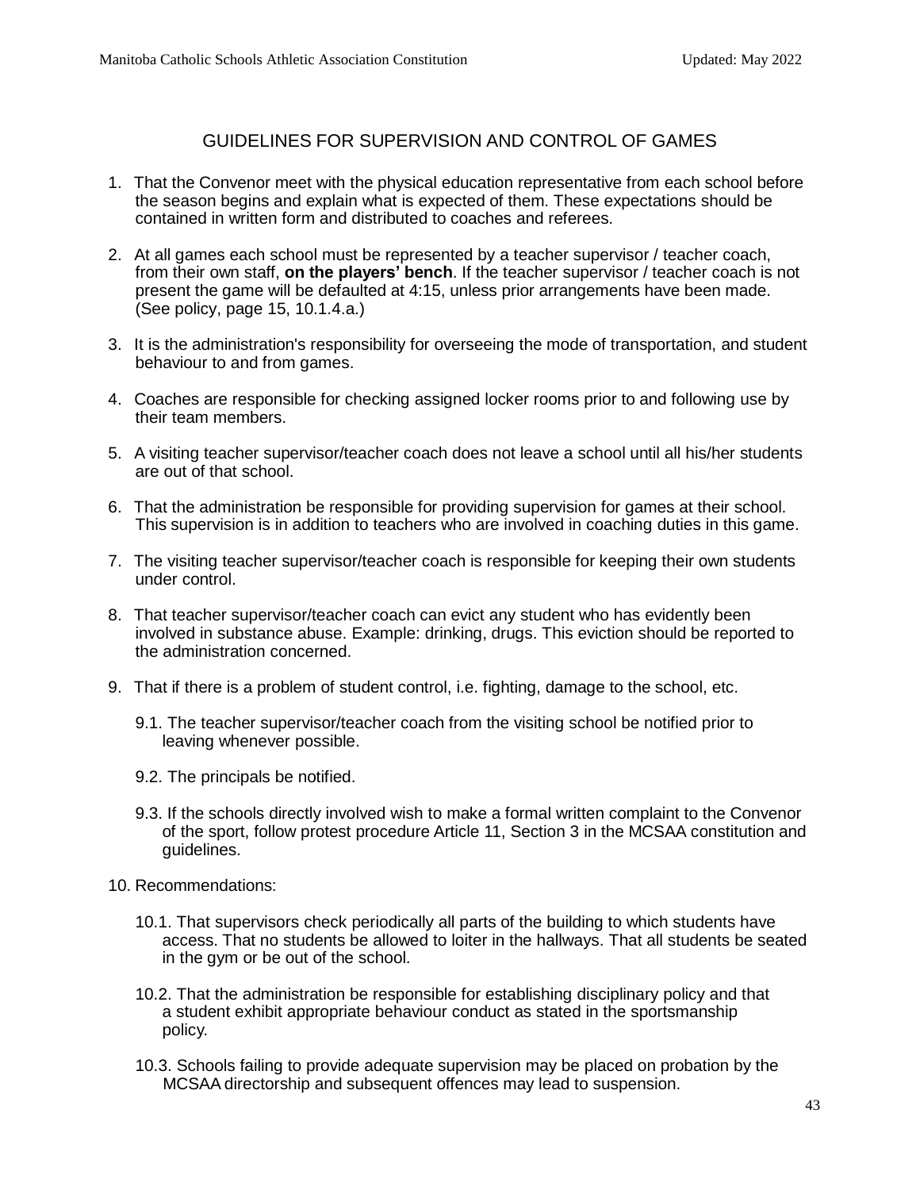## GUIDELINES FOR SUPERVISION AND CONTROL OF GAMES

1. That the Convenor meet with the physical education representative from each school before the season begins and explain what is expected of them. These expectations should be contained in written form and distributed to coaches and referees.

2. At all games each school must be represented by a teacher supervisor / teacher coach, from their own staff, **on the players' bench**. If the teacher supervisor / teacher coach is not present the game will be defaulted at 4:15, unless prior arrangements have been made. (See policy, page 15, 10.1.4.a.)

3. It is the administration's responsibility for overseeing the mode of transportation, and student behaviour to and from games.

4. Coaches are responsible for checking assigned locker rooms prior to and following use by their team members.

5. A visiting teacher supervisor/teacher coach does not leave a school until all his/her students are out of that school.

6. That the administration be responsible for providing supervision for games at their school. This supervision is in addition to teachers who are involved in coaching duties in this game.

7. The visiting teacher supervisor/teacher coach is responsible for keeping their own students under control.

8. That teacher supervisor/teacher coach can evict any student who has evidently been involved in substance abuse. Example: drinking, drugs. This eviction should be reported to the administration concerned.

9. That if there is a problem of student control, i.e. fighting, damage to the school, etc.

    9.1. The teacher supervisor/teacher coach from the visiting school be notified prior to leaving whenever possible.

    9.2. The principals be notified.

    9.3. If the schools directly involved wish to make a formal written complaint to the Convenor of the sport, follow protest procedure Article 11, Section 3 in the MCSAA constitution and guidelines.

10. Recommendations:

    10.1. That supervisors check periodically all parts of the building to which students have access. That no students be allowed to loiter in the hallways. That all students be seated in the gym or be out of the school.

    10.2. That the administration be responsible for establishing disciplinary policy and that a student exhibit appropriate behaviour conduct as stated in the sportsmanship policy.

    10.3. Schools failing to provide adequate supervision may be placed on probation by the MCSAA directorship and subsequent offences may lead to suspension.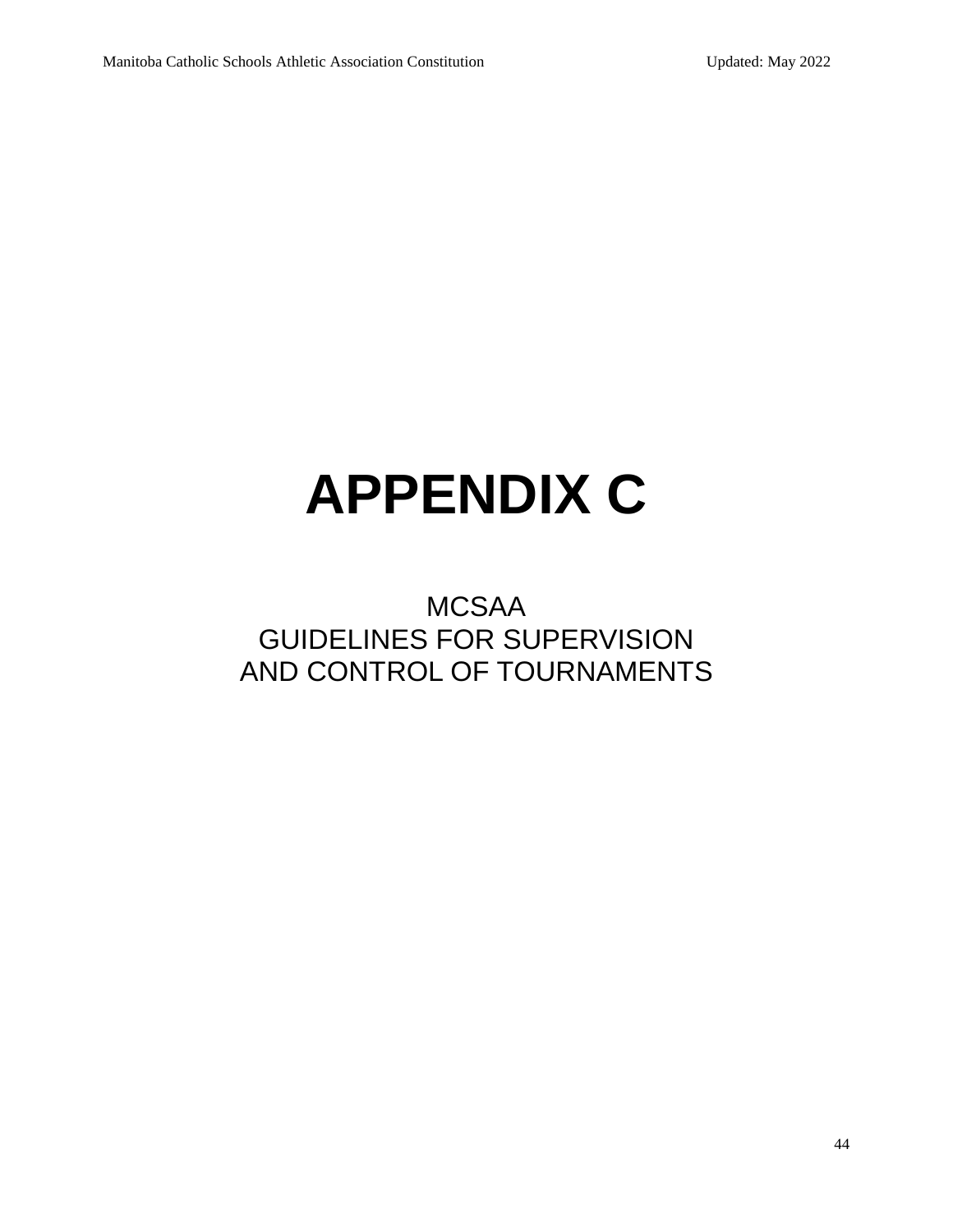# APPENDIX C

MCSAA
GUIDELINES FOR SUPERVISION
AND CONTROL OF TOURNAMENTS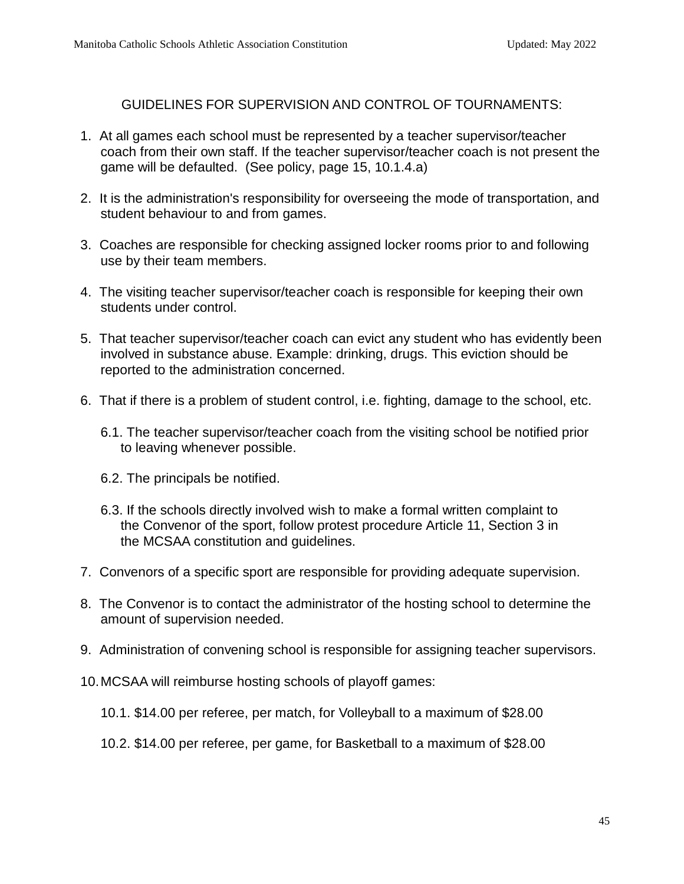## GUIDELINES FOR SUPERVISION AND CONTROL OF TOURNAMENTS:

1. At all games each school must be represented by a teacher supervisor/teacher coach from their own staff. If the teacher supervisor/teacher coach is not present the game will be defaulted. (See policy, page 15, 10.1.4.a)

2. It is the administration's responsibility for overseeing the mode of transportation, and student behaviour to and from games.

3. Coaches are responsible for checking assigned locker rooms prior to and following use by their team members.

4. The visiting teacher supervisor/teacher coach is responsible for keeping their own students under control.

5. That teacher supervisor/teacher coach can evict any student who has evidently been involved in substance abuse. Example: drinking, drugs. This eviction should be reported to the administration concerned.

6. That if there is a problem of student control, i.e. fighting, damage to the school, etc.

   6.1. The teacher supervisor/teacher coach from the visiting school be notified prior to leaving whenever possible.

   6.2. The principals be notified.

   6.3. If the schools directly involved wish to make a formal written complaint to the Convenor of the sport, follow protest procedure Article 11, Section 3 in the MCSAA constitution and guidelines.

7. Convenors of a specific sport are responsible for providing adequate supervision.

8. The Convenor is to contact the administrator of the hosting school to determine the amount of supervision needed.

9. Administration of convening school is responsible for assigning teacher supervisors.

10. MCSAA will reimburse hosting schools of playoff games:

    10.1. $14.00 per referee, per match, for Volleyball to a maximum of $28.00

    10.2. $14.00 per referee, per game, for Basketball to a maximum of $28.00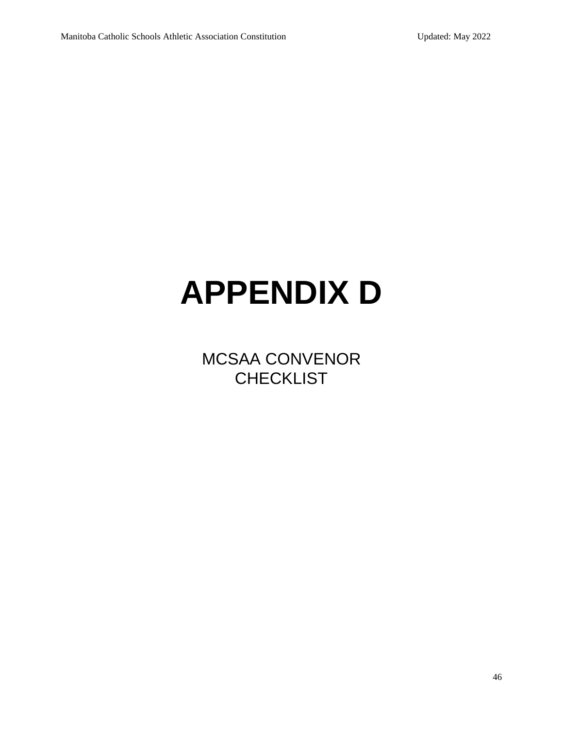# APPENDIX D

MCSAA CONVENOR CHECKLIST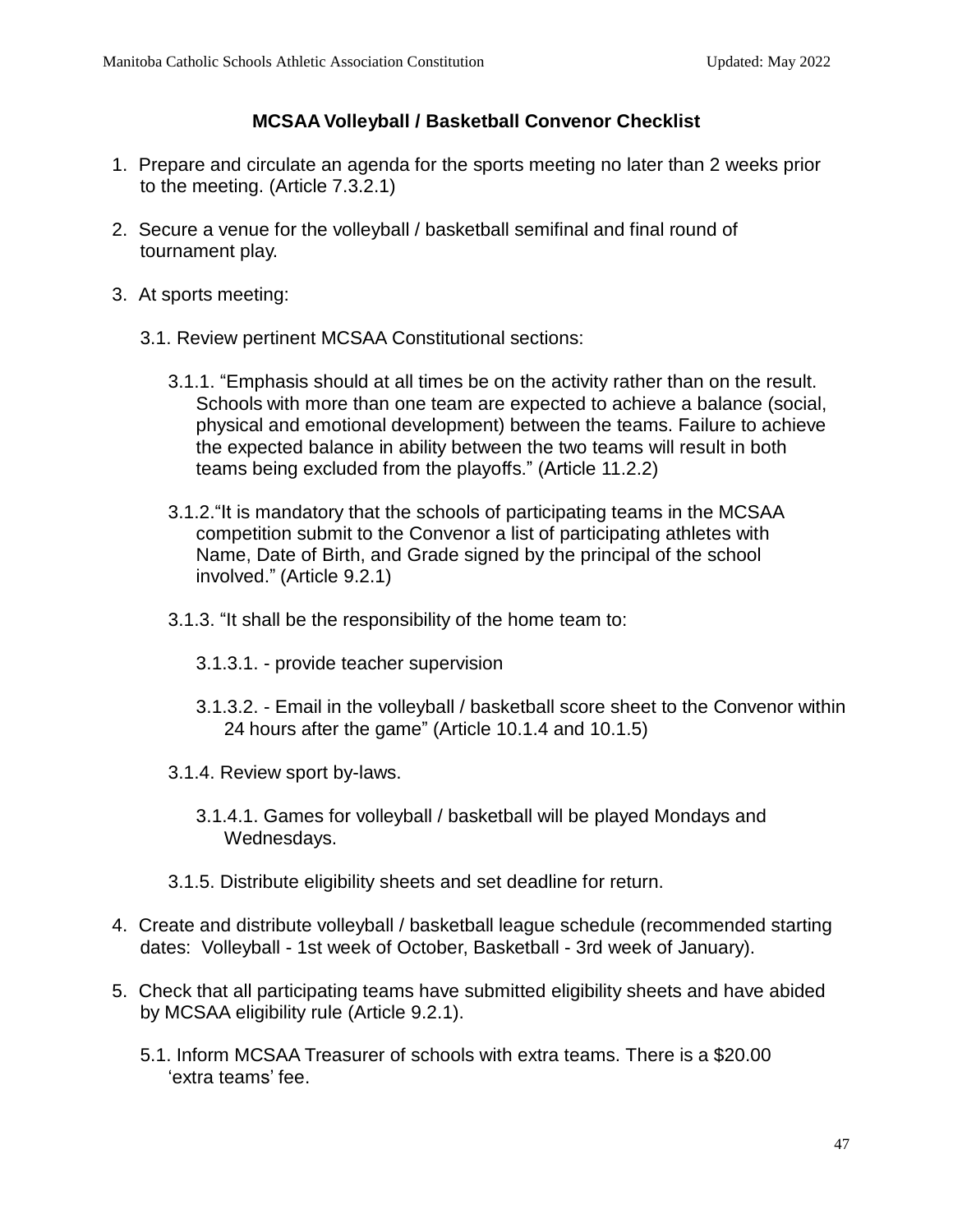## MCSAA Volleyball / Basketball Convenor Checklist

1. Prepare and circulate an agenda for the sports meeting no later than 2 weeks prior to the meeting. (Article 7.3.2.1)

2. Secure a venue for the volleyball / basketball semifinal and final round of tournament play.

3. At sports meeting:

   3.1. Review pertinent MCSAA Constitutional sections:

   3.1.1. "Emphasis should at all times be on the activity rather than on the result. Schools with more than one team are expected to achieve a balance (social, physical and emotional development) between the teams. Failure to achieve the expected balance in ability between the two teams will result in both teams being excluded from the playoffs." (Article 11.2.2)

   3.1.2. "It is mandatory that the schools of participating teams in the MCSAA competition submit to the Convenor a list of participating athletes with Name, Date of Birth, and Grade signed by the principal of the school involved." (Article 9.2.1)

   3.1.3. "It shall be the responsibility of the home team to:

   3.1.3.1. - provide teacher supervision

   3.1.3.2. - Email in the volleyball / basketball score sheet to the Convenor within 24 hours after the game" (Article 10.1.4 and 10.1.5)

   3.1.4. Review sport by-laws.

   3.1.4.1. Games for volleyball / basketball will be played Mondays and Wednesdays.

   3.1.5. Distribute eligibility sheets and set deadline for return.

4. Create and distribute volleyball / basketball league schedule (recommended starting dates: Volleyball - 1st week of October, Basketball - 3rd week of January).

5. Check that all participating teams have submitted eligibility sheets and have abided by MCSAA eligibility rule (Article 9.2.1).

   5.1. Inform MCSAA Treasurer of schools with extra teams. There is a $20.00 'extra teams' fee.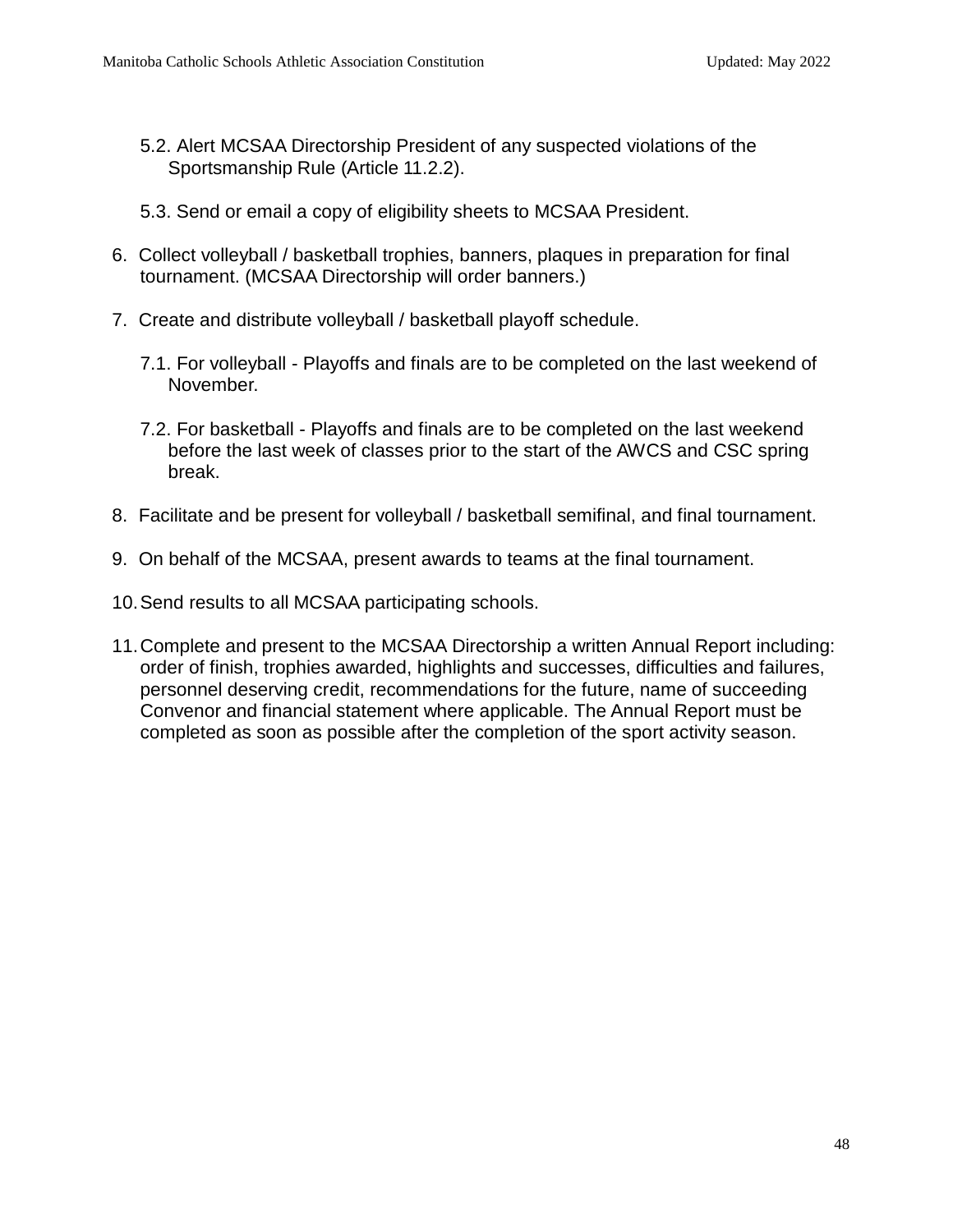5.2. Alert MCSAA Directorship President of any suspected violations of the Sportsmanship Rule (Article 11.2.2).

   5.3. Send or email a copy of eligibility sheets to MCSAA President.

6. Collect volleyball / basketball trophies, banners, plaques in preparation for final tournament. (MCSAA Directorship will order banners.)

7. Create and distribute volleyball / basketball playoff schedule.

   7.1. For volleyball - Playoffs and finals are to be completed on the last weekend of November.

   7.2. For basketball - Playoffs and finals are to be completed on the last weekend before the last week of classes prior to the start of the AWCS and CSC spring break.

8. Facilitate and be present for volleyball / basketball semifinal, and final tournament.

9. On behalf of the MCSAA, present awards to teams at the final tournament.

10. Send results to all MCSAA participating schools.

11. Complete and present to the MCSAA Directorship a written Annual Report including: order of finish, trophies awarded, highlights and successes, difficulties and failures, personnel deserving credit, recommendations for the future, name of succeeding Convenor and financial statement where applicable. The Annual Report must be completed as soon as possible after the completion of the sport activity season.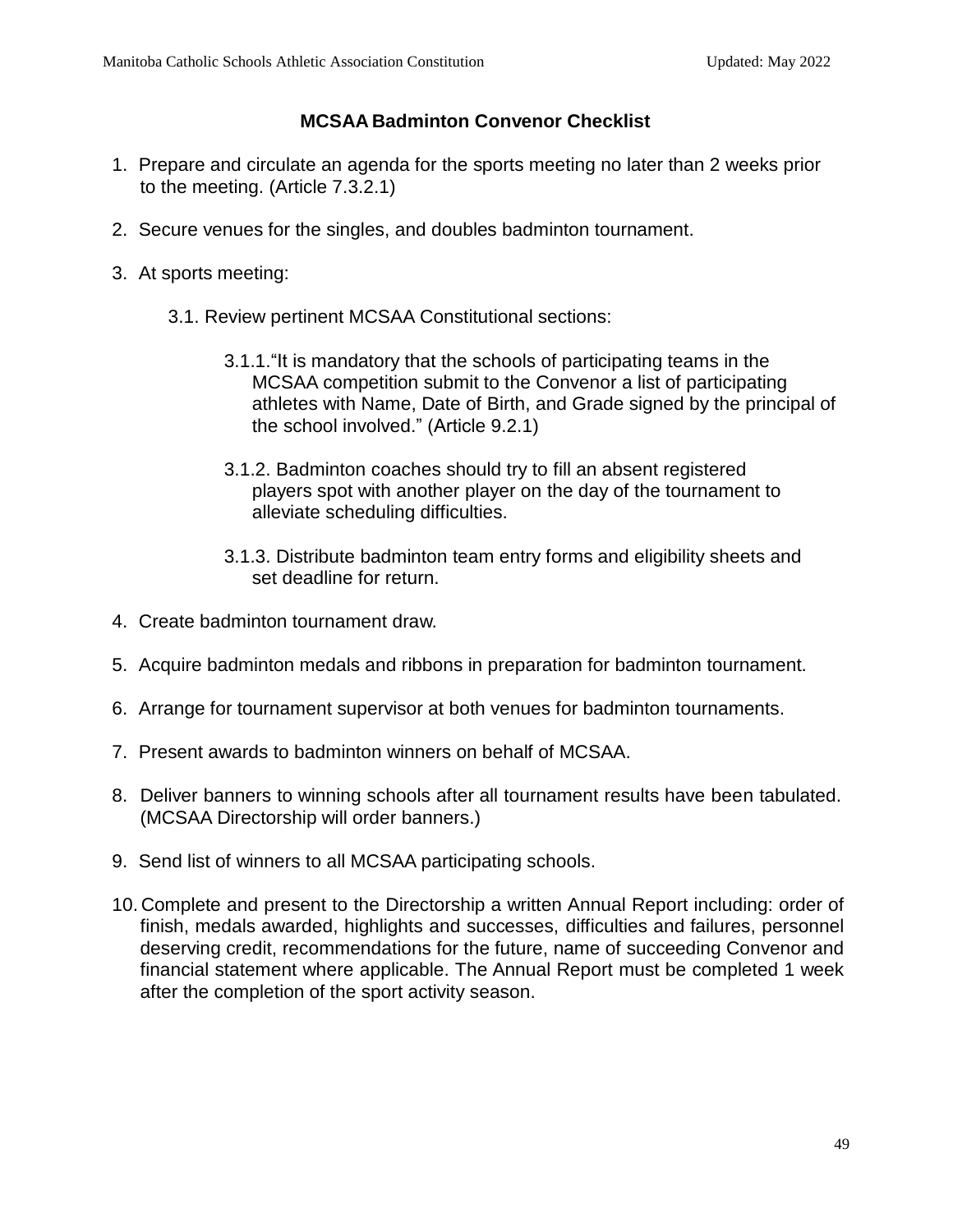## MCSAA Badminton Convenor Checklist

1. Prepare and circulate an agenda for the sports meeting no later than 2 weeks prior to the meeting. (Article 7.3.2.1)

2. Secure venues for the singles, and doubles badminton tournament.

3. At sports meeting:

   3.1. Review pertinent MCSAA Constitutional sections:

   3.1.1. "It is mandatory that the schools of participating teams in the MCSAA competition submit to the Convenor a list of participating athletes with Name, Date of Birth, and Grade signed by the principal of the school involved." (Article 9.2.1)

   3.1.2. Badminton coaches should try to fill an absent registered players spot with another player on the day of the tournament to alleviate scheduling difficulties.

   3.1.3. Distribute badminton team entry forms and eligibility sheets and set deadline for return.

4. Create badminton tournament draw.

5. Acquire badminton medals and ribbons in preparation for badminton tournament.

6. Arrange for tournament supervisor at both venues for badminton tournaments.

7. Present awards to badminton winners on behalf of MCSAA.

8. Deliver banners to winning schools after all tournament results have been tabulated. (MCSAA Directorship will order banners.)

9. Send list of winners to all MCSAA participating schools.

10. Complete and present to the Directorship a written Annual Report including: order of finish, medals awarded, highlights and successes, difficulties and failures, personnel deserving credit, recommendations for the future, name of succeeding Convenor and financial statement where applicable. The Annual Report must be completed 1 week after the completion of the sport activity season.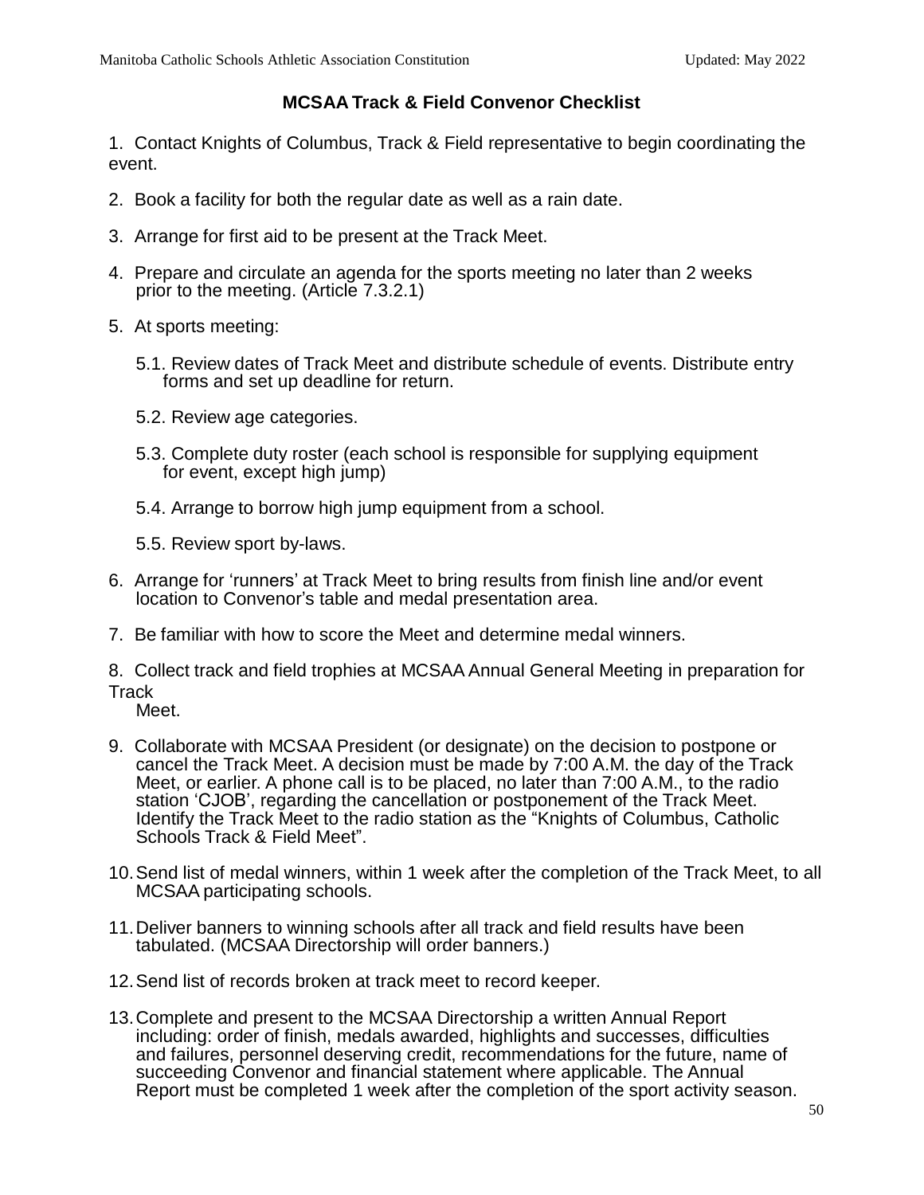## MCSAA Track & Field Convenor Checklist

1. Contact Knights of Columbus, Track & Field representative to begin coordinating the event.

2. Book a facility for both the regular date as well as a rain date.

3. Arrange for first aid to be present at the Track Meet.

4. Prepare and circulate an agenda for the sports meeting no later than 2 weeks prior to the meeting. (Article 7.3.2.1)

5. At sports meeting:

   5.1. Review dates of Track Meet and distribute schedule of events. Distribute entry forms and set up deadline for return.

   5.2. Review age categories.

   5.3. Complete duty roster (each school is responsible for supplying equipment for event, except high jump)

   5.4. Arrange to borrow high jump equipment from a school.

   5.5. Review sport by-laws.

6. Arrange for 'runners' at Track Meet to bring results from finish line and/or event location to Convenor's table and medal presentation area.

7. Be familiar with how to score the Meet and determine medal winners.

8. Collect track and field trophies at MCSAA Annual General Meeting in preparation for Track Meet.

9. Collaborate with MCSAA President (or designate) on the decision to postpone or cancel the Track Meet. A decision must be made by 7:00 A.M. the day of the Track Meet, or earlier. A phone call is to be placed, no later than 7:00 A.M., to the radio station 'CJOB', regarding the cancellation or postponement of the Track Meet. Identify the Track Meet to the radio station as the "Knights of Columbus, Catholic Schools Track & Field Meet".

10. Send list of medal winners, within 1 week after the completion of the Track Meet, to all MCSAA participating schools.

11. Deliver banners to winning schools after all track and field results have been tabulated. (MCSAA Directorship will order banners.)

12. Send list of records broken at track meet to record keeper.

13. Complete and present to the MCSAA Directorship a written Annual Report including: order of finish, medals awarded, highlights and successes, difficulties and failures, personnel deserving credit, recommendations for the future, name of succeeding Convenor and financial statement where applicable. The Annual Report must be completed 1 week after the completion of the sport activity season.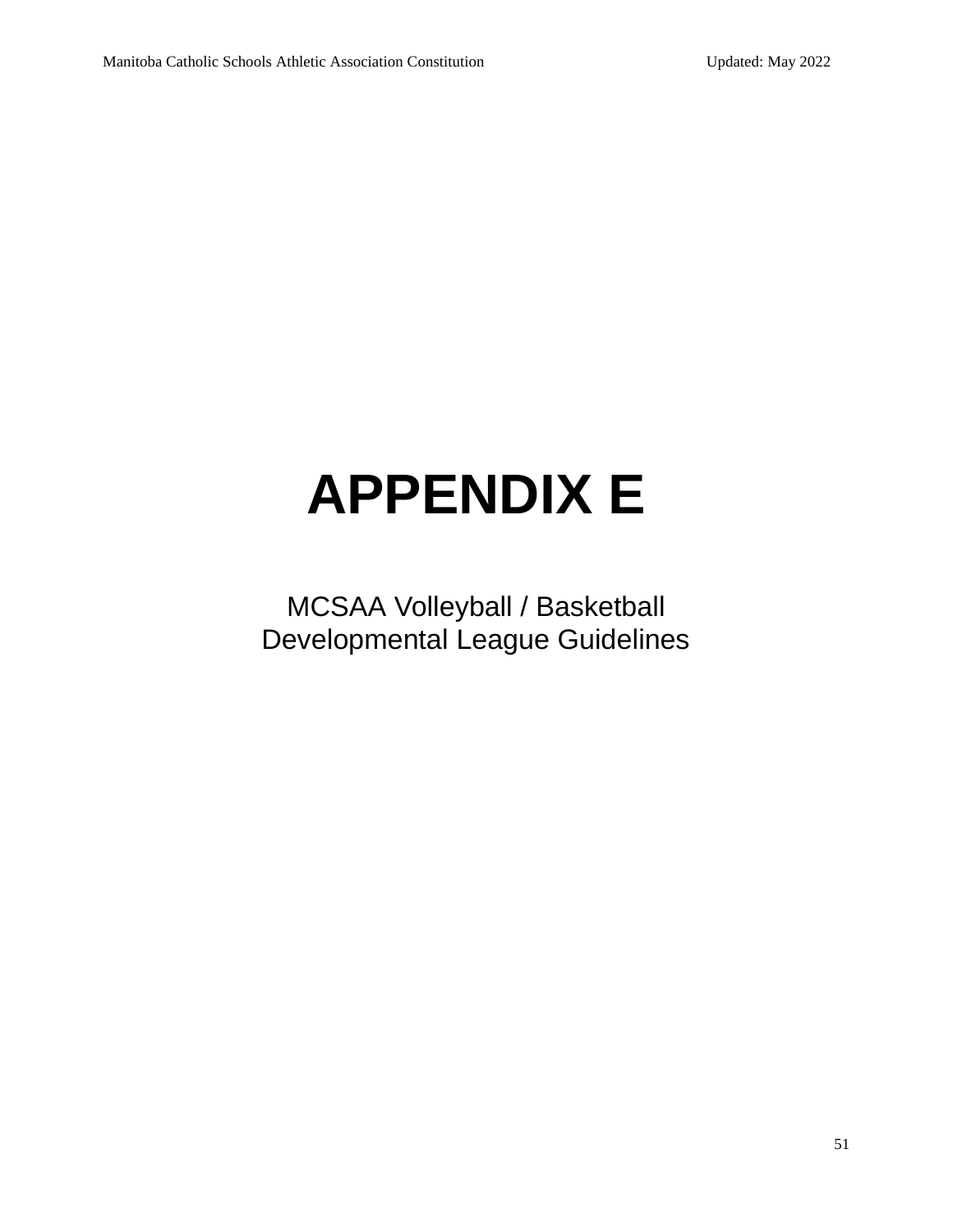# APPENDIX E

MCSAA Volleyball / Basketball
Developmental League Guidelines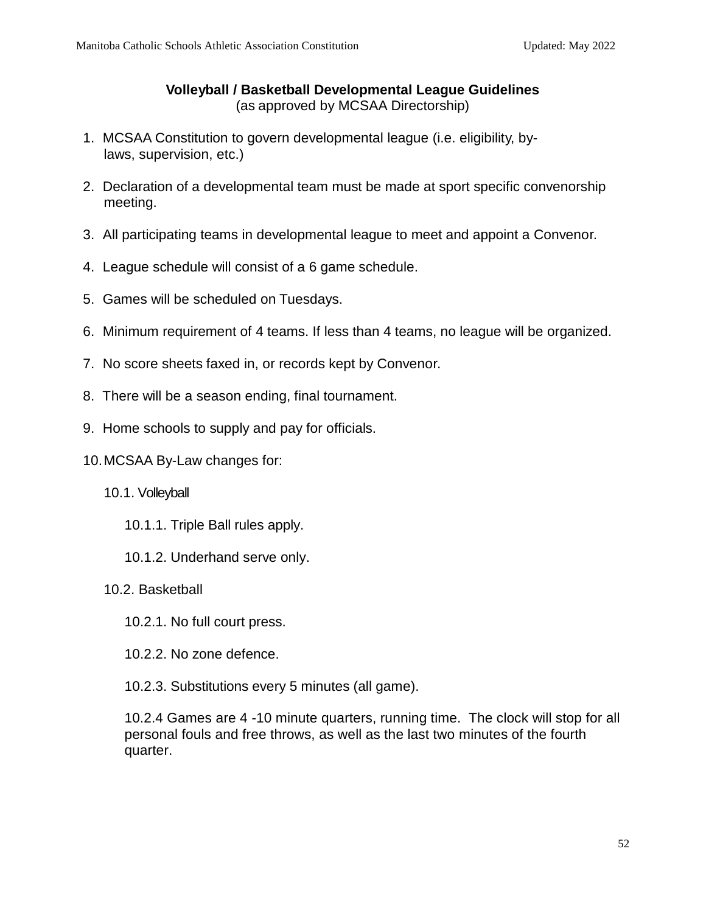## Volleyball / Basketball Developmental League Guidelines

(as approved by MCSAA Directorship)

1. MCSAA Constitution to govern developmental league (i.e. eligibility, by-laws, supervision, etc.)

2. Declaration of a developmental team must be made at sport specific convenorship meeting.

3. All participating teams in developmental league to meet and appoint a Convenor.

4. League schedule will consist of a 6 game schedule.

5. Games will be scheduled on Tuesdays.

6. Minimum requirement of 4 teams. If less than 4 teams, no league will be organized.

7. No score sheets faxed in, or records kept by Convenor.

8. There will be a season ending, final tournament.

9. Home schools to supply and pay for officials.

10. MCSAA By-Law changes for:

    10.1. Volleyball

        10.1.1. Triple Ball rules apply.

        10.1.2. Underhand serve only.

    10.2. Basketball

        10.2.1. No full court press.

        10.2.2. No zone defence.

        10.2.3. Substitutions every 5 minutes (all game).

        10.2.4 Games are 4 -10 minute quarters, running time. The clock will stop for all personal fouls and free throws, as well as the last two minutes of the fourth quarter.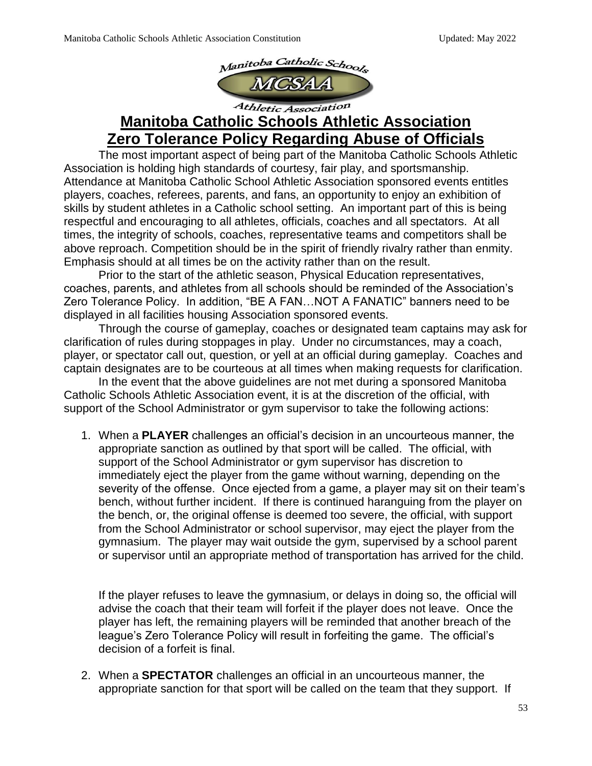# Manitoba Catholic Schools Athletic Association Zero Tolerance Policy Regarding Abuse of Officials

The most important aspect of being part of the Manitoba Catholic Schools Athletic Association is holding high standards of courtesy, fair play, and sportsmanship. Attendance at Manitoba Catholic School Athletic Association sponsored events entitles players, coaches, referees, parents, and fans, an opportunity to enjoy an exhibition of skills by student athletes in a Catholic school setting. An important part of this is being respectful and encouraging to all athletes, officials, coaches and all spectators. At all times, the integrity of schools, coaches, representative teams and competitors shall be above reproach. Competition should be in the spirit of friendly rivalry rather than enmity. Emphasis should at all times be on the activity rather than on the result.

Prior to the start of the athletic season, Physical Education representatives, coaches, parents, and athletes from all schools should be reminded of the Association's Zero Tolerance Policy. In addition, "BE A FAN…NOT A FANATIC" banners need to be displayed in all facilities housing Association sponsored events.

Through the course of gameplay, coaches or designated team captains may ask for clarification of rules during stoppages in play. Under no circumstances, may a coach, player, or spectator call out, question, or yell at an official during gameplay. Coaches and captain designates are to be courteous at all times when making requests for clarification.

In the event that the above guidelines are not met during a sponsored Manitoba Catholic Schools Athletic Association event, it is at the discretion of the official, with support of the School Administrator or gym supervisor to take the following actions:

1. When a **PLAYER** challenges an official's decision in an uncourteous manner, the appropriate sanction as outlined by that sport will be called. The official, with support of the School Administrator or gym supervisor has discretion to immediately eject the player from the game without warning, depending on the severity of the offense. Once ejected from a game, a player may sit on their team's bench, without further incident. If there is continued haranguing from the player on the bench, or, the original offense is deemed too severe, the official, with support from the School Administrator or school supervisor, may eject the player from the gymnasium. The player may wait outside the gym, supervised by a school parent or supervisor until an appropriate method of transportation has arrived for the child.

   If the player refuses to leave the gymnasium, or delays in doing so, the official will advise the coach that their team will forfeit if the player does not leave. Once the player has left, the remaining players will be reminded that another breach of the league's Zero Tolerance Policy will result in forfeiting the game. The official's decision of a forfeit is final.

2. When a **SPECTATOR** challenges an official in an uncourteous manner, the appropriate sanction for that sport will be called on the team that they support. If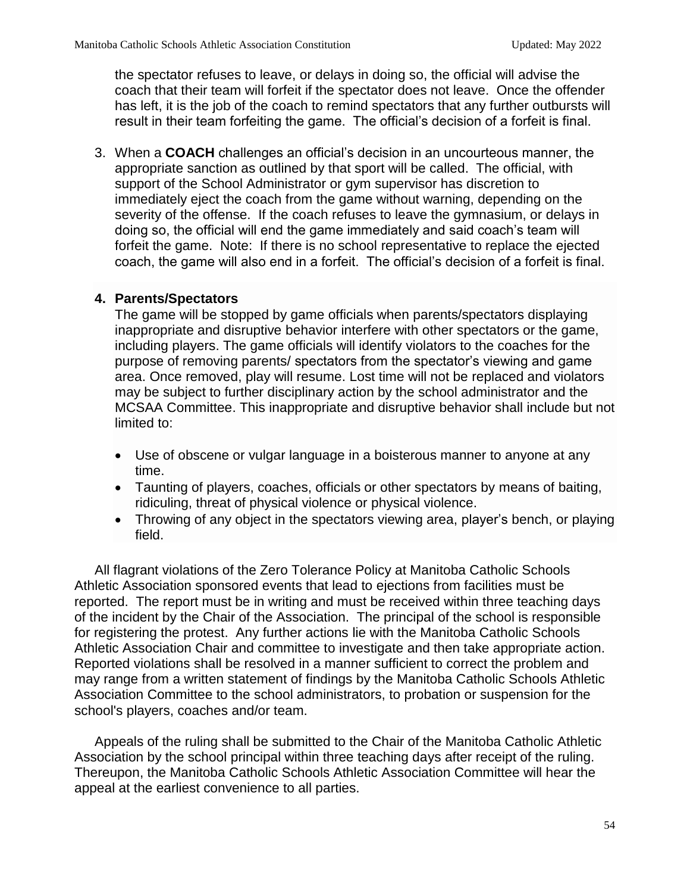the spectator refuses to leave, or delays in doing so, the official will advise the coach that their team will forfeit if the spectator does not leave. Once the offender has left, it is the job of the coach to remind spectators that any further outbursts will result in their team forfeiting the game. The official's decision of a forfeit is final.

3. When a **COACH** challenges an official's decision in an uncourteous manner, the appropriate sanction as outlined by that sport will be called. The official, with support of the School Administrator or gym supervisor has discretion to immediately eject the coach from the game without warning, depending on the severity of the offense. If the coach refuses to leave the gymnasium, or delays in doing so, the official will end the game immediately and said coach's team will forfeit the game. Note: If there is no school representative to replace the ejected coach, the game will also end in a forfeit. The official's decision of a forfeit is final.

4. **Parents/Spectators**
   The game will be stopped by game officials when parents/spectators displaying inappropriate and disruptive behavior interfere with other spectators or the game, including players. The game officials will identify violators to the coaches for the purpose of removing parents/ spectators from the spectator's viewing and game area. Once removed, play will resume. Lost time will not be replaced and violators may be subject to further disciplinary action by the school administrator and the MCSAA Committee. This inappropriate and disruptive behavior shall include but not limited to:

   - Use of obscene or vulgar language in a boisterous manner to anyone at any time.
   - Taunting of players, coaches, officials or other spectators by means of baiting, ridiculing, threat of physical violence or physical violence.
   - Throwing of any object in the spectators viewing area, player's bench, or playing field.

All flagrant violations of the Zero Tolerance Policy at Manitoba Catholic Schools Athletic Association sponsored events that lead to ejections from facilities must be reported. The report must be in writing and must be received within three teaching days of the incident by the Chair of the Association. The principal of the school is responsible for registering the protest. Any further actions lie with the Manitoba Catholic Schools Athletic Association Chair and committee to investigate and then take appropriate action. Reported violations shall be resolved in a manner sufficient to correct the problem and may range from a written statement of findings by the Manitoba Catholic Schools Athletic Association Committee to the school administrators, to probation or suspension for the school's players, coaches and/or team.

Appeals of the ruling shall be submitted to the Chair of the Manitoba Catholic Athletic Association by the school principal within three teaching days after receipt of the ruling. Thereupon, the Manitoba Catholic Schools Athletic Association Committee will hear the appeal at the earliest convenience to all parties.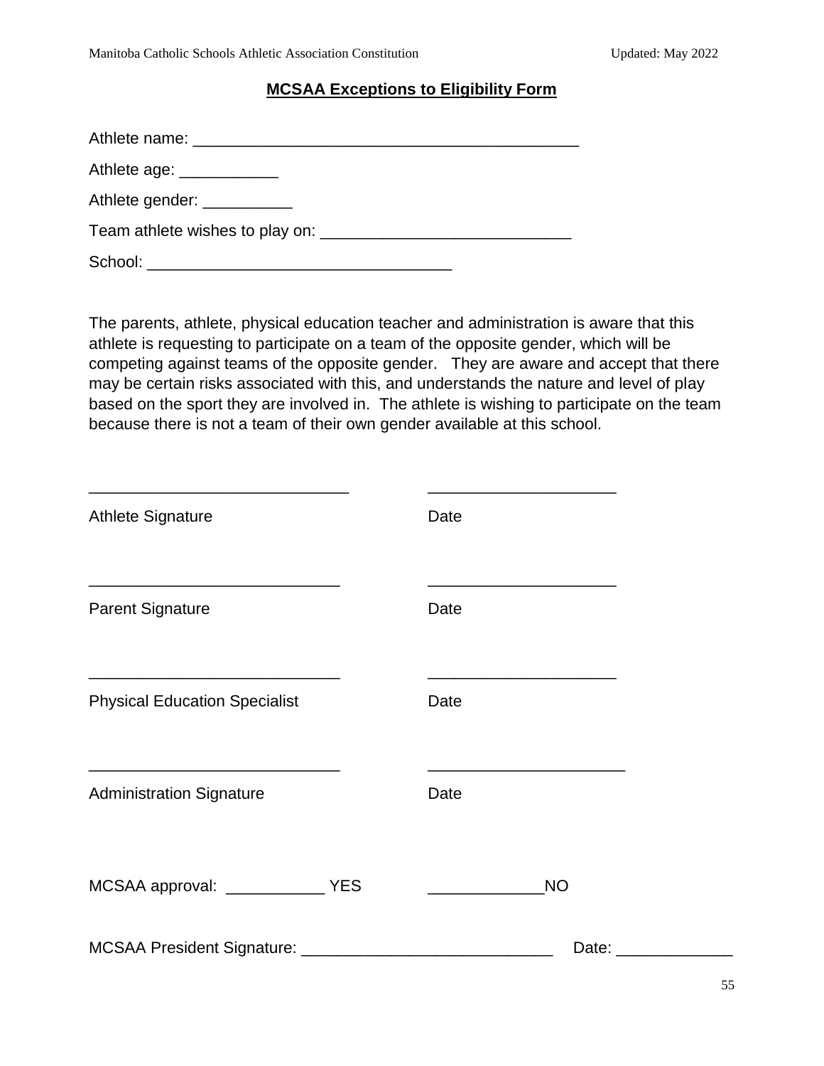**MCSAA Exceptions to Eligibility Form**

Athlete name: ___________________________________________

Athlete age: ___________

Athlete gender: __________

Team athlete wishes to play on: ____________________________

School: __________________________________

The parents, athlete, physical education teacher and administration is aware that this athlete is requesting to participate on a team of the opposite gender, which will be competing against teams of the opposite gender. They are aware and accept that there may be certain risks associated with this, and understands the nature and level of play based on the sport they are involved in. The athlete is wishing to participate on the team because there is not a team of their own gender available at this school.

_____________________________ _____________________

Athlete Signature Date

____________________________ _____________________

Parent Signature Date

____________________________ _____________________

Physical Education Specialist Date

____________________________ ______________________

Administration Signature Date

MCSAA approval: ___________ YES _____________NO

MCSAA President Signature: ____________________________ Date: _____________